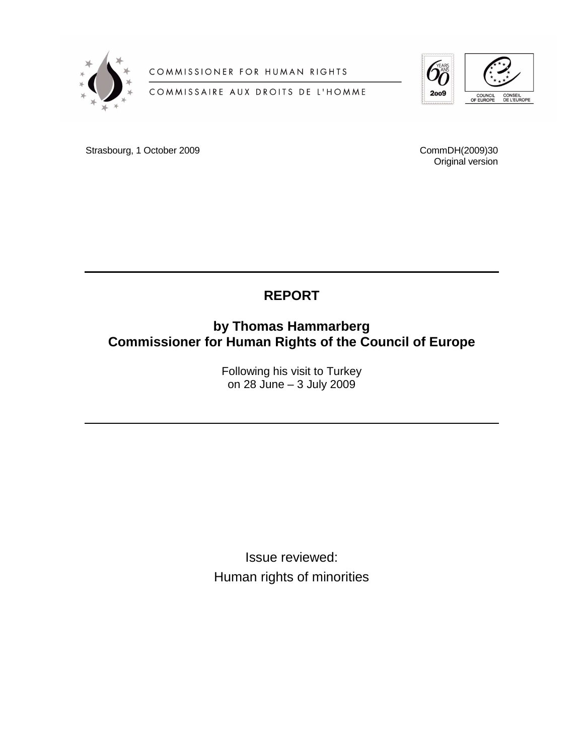COMMISSIONER FOR HUMAN RIGHTS

COMMISSAIRE AUX DROITS DE L'HOMME

Strasbourg, 1 October 2009

CommDH(2009)30
Original version

# REPORT

## by Thomas Hammarberg
## Commissioner for Human Rights of the Council of Europe

Following his visit to Turkey
on 28 June – 3 July 2009

Issue reviewed:
Human rights of minorities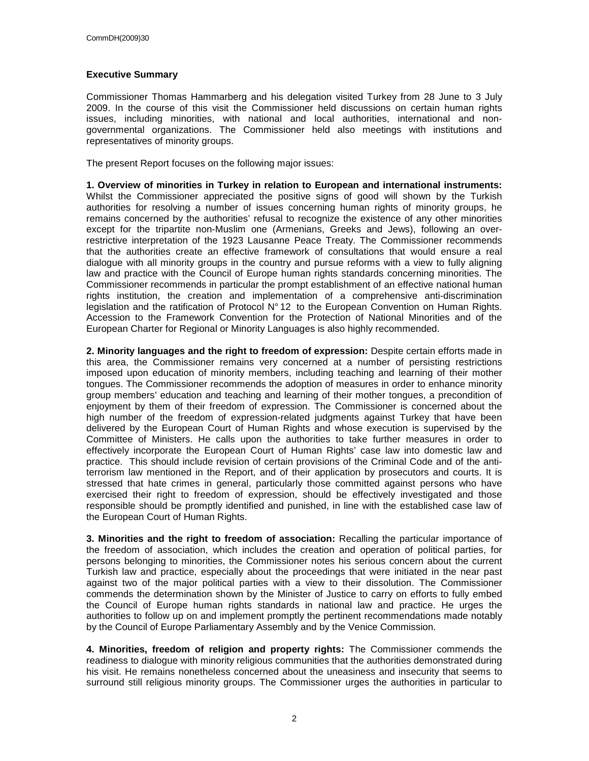## Executive Summary

Commissioner Thomas Hammarberg and his delegation visited Turkey from 28 June to 3 July 2009. In the course of this visit the Commissioner held discussions on certain human rights issues, including minorities, with national and local authorities, international and non-governmental organizations. The Commissioner held also meetings with institutions and representatives of minority groups.

The present Report focuses on the following major issues:

**1. Overview of minorities in Turkey in relation to European and international instruments:** Whilst the Commissioner appreciated the positive signs of good will shown by the Turkish authorities for resolving a number of issues concerning human rights of minority groups, he remains concerned by the authorities' refusal to recognize the existence of any other minorities except for the tripartite non-Muslim one (Armenians, Greeks and Jews), following an over-restrictive interpretation of the 1923 Lausanne Peace Treaty. The Commissioner recommends that the authorities create an effective framework of consultations that would ensure a real dialogue with all minority groups in the country and pursue reforms with a view to fully aligning law and practice with the Council of Europe human rights standards concerning minorities. The Commissioner recommends in particular the prompt establishment of an effective national human rights institution, the creation and implementation of a comprehensive anti-discrimination legislation and the ratification of Protocol N° 12 to the European Convention on Human Rights. Accession to the Framework Convention for the Protection of National Minorities and of the European Charter for Regional or Minority Languages is also highly recommended.

**2. Minority languages and the right to freedom of expression:** Despite certain efforts made in this area, the Commissioner remains very concerned at a number of persisting restrictions imposed upon education of minority members, including teaching and learning of their mother tongues. The Commissioner recommends the adoption of measures in order to enhance minority group members' education and teaching and learning of their mother tongues, a precondition of enjoyment by them of their freedom of expression. The Commissioner is concerned about the high number of the freedom of expression-related judgments against Turkey that have been delivered by the European Court of Human Rights and whose execution is supervised by the Committee of Ministers. He calls upon the authorities to take further measures in order to effectively incorporate the European Court of Human Rights' case law into domestic law and practice. This should include revision of certain provisions of the Criminal Code and of the anti-terrorism law mentioned in the Report, and of their application by prosecutors and courts. It is stressed that hate crimes in general, particularly those committed against persons who have exercised their right to freedom of expression, should be effectively investigated and those responsible should be promptly identified and punished, in line with the established case law of the European Court of Human Rights.

**3. Minorities and the right to freedom of association:** Recalling the particular importance of the freedom of association, which includes the creation and operation of political parties, for persons belonging to minorities, the Commissioner notes his serious concern about the current Turkish law and practice, especially about the proceedings that were initiated in the near past against two of the major political parties with a view to their dissolution. The Commissioner commends the determination shown by the Minister of Justice to carry on efforts to fully embed the Council of Europe human rights standards in national law and practice. He urges the authorities to follow up on and implement promptly the pertinent recommendations made notably by the Council of Europe Parliamentary Assembly and by the Venice Commission.

**4. Minorities, freedom of religion and property rights:** The Commissioner commends the readiness to dialogue with minority religious communities that the authorities demonstrated during his visit. He remains nonetheless concerned about the uneasiness and insecurity that seems to surround still religious minority groups. The Commissioner urges the authorities in particular to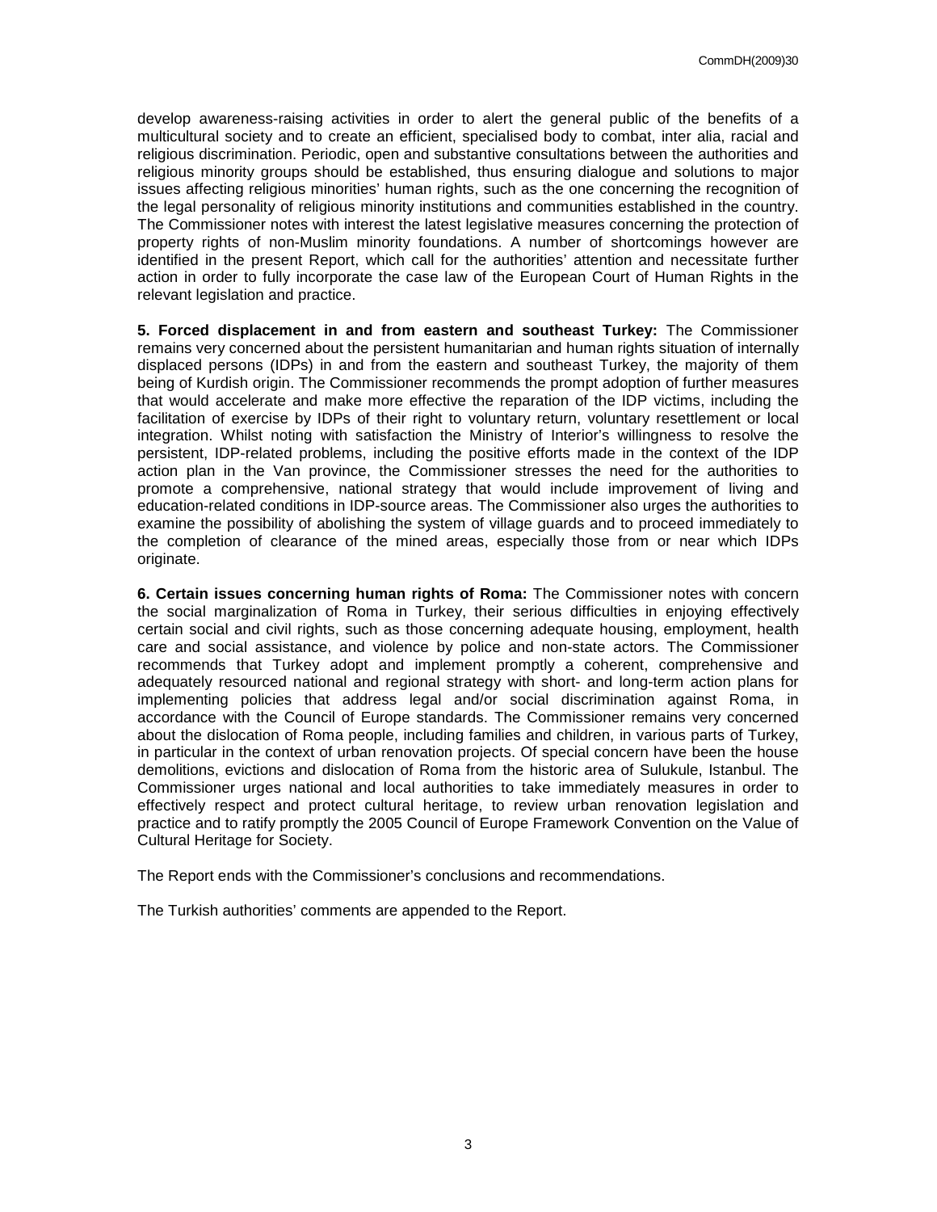develop awareness-raising activities in order to alert the general public of the benefits of a multicultural society and to create an efficient, specialised body to combat, inter alia, racial and religious discrimination. Periodic, open and substantive consultations between the authorities and religious minority groups should be established, thus ensuring dialogue and solutions to major issues affecting religious minorities' human rights, such as the one concerning the recognition of the legal personality of religious minority institutions and communities established in the country. The Commissioner notes with interest the latest legislative measures concerning the protection of property rights of non-Muslim minority foundations. A number of shortcomings however are identified in the present Report, which call for the authorities' attention and necessitate further action in order to fully incorporate the case law of the European Court of Human Rights in the relevant legislation and practice.

**5. Forced displacement in and from eastern and southeast Turkey:** The Commissioner remains very concerned about the persistent humanitarian and human rights situation of internally displaced persons (IDPs) in and from the eastern and southeast Turkey, the majority of them being of Kurdish origin. The Commissioner recommends the prompt adoption of further measures that would accelerate and make more effective the reparation of the IDP victims, including the facilitation of exercise by IDPs of their right to voluntary return, voluntary resettlement or local integration. Whilst noting with satisfaction the Ministry of Interior's willingness to resolve the persistent, IDP-related problems, including the positive efforts made in the context of the IDP action plan in the Van province, the Commissioner stresses the need for the authorities to promote a comprehensive, national strategy that would include improvement of living and education-related conditions in IDP-source areas. The Commissioner also urges the authorities to examine the possibility of abolishing the system of village guards and to proceed immediately to the completion of clearance of the mined areas, especially those from or near which IDPs originate.

**6. Certain issues concerning human rights of Roma:** The Commissioner notes with concern the social marginalization of Roma in Turkey, their serious difficulties in enjoying effectively certain social and civil rights, such as those concerning adequate housing, employment, health care and social assistance, and violence by police and non-state actors. The Commissioner recommends that Turkey adopt and implement promptly a coherent, comprehensive and adequately resourced national and regional strategy with short- and long-term action plans for implementing policies that address legal and/or social discrimination against Roma, in accordance with the Council of Europe standards. The Commissioner remains very concerned about the dislocation of Roma people, including families and children, in various parts of Turkey, in particular in the context of urban renovation projects. Of special concern have been the house demolitions, evictions and dislocation of Roma from the historic area of Sulukule, Istanbul. The Commissioner urges national and local authorities to take immediately measures in order to effectively respect and protect cultural heritage, to review urban renovation legislation and practice and to ratify promptly the 2005 Council of Europe Framework Convention on the Value of Cultural Heritage for Society.

The Report ends with the Commissioner's conclusions and recommendations.

The Turkish authorities' comments are appended to the Report.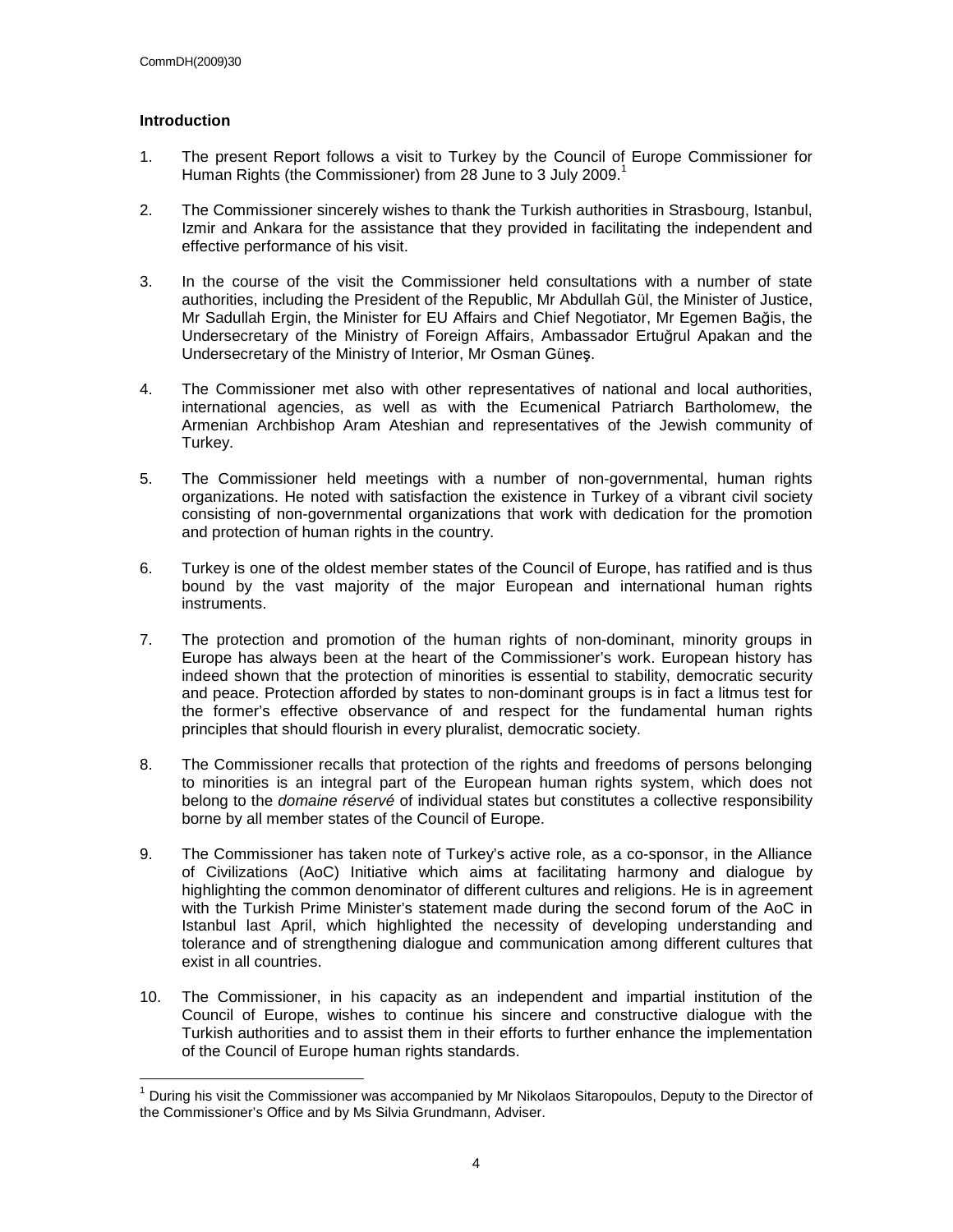## Introduction

1. The present Report follows a visit to Turkey by the Council of Europe Commissioner for Human Rights (the Commissioner) from 28 June to 3 July 2009.[1]

2. The Commissioner sincerely wishes to thank the Turkish authorities in Strasbourg, Istanbul, Izmir and Ankara for the assistance that they provided in facilitating the independent and effective performance of his visit.

3. In the course of the visit the Commissioner held consultations with a number of state authorities, including the President of the Republic, Mr Abdullah Gül, the Minister of Justice, Mr Sadullah Ergin, the Minister for EU Affairs and Chief Negotiator, Mr Egemen Bağis, the Undersecretary of the Ministry of Foreign Affairs, Ambassador Ertuğrul Apakan and the Undersecretary of the Ministry of Interior, Mr Osman Güneş.

4. The Commissioner met also with other representatives of national and local authorities, international agencies, as well as with the Ecumenical Patriarch Bartholomew, the Armenian Archbishop Aram Ateshian and representatives of the Jewish community of Turkey.

5. The Commissioner held meetings with a number of non-governmental, human rights organizations. He noted with satisfaction the existence in Turkey of a vibrant civil society consisting of non-governmental organizations that work with dedication for the promotion and protection of human rights in the country.

6. Turkey is one of the oldest member states of the Council of Europe, has ratified and is thus bound by the vast majority of the major European and international human rights instruments.

7. The protection and promotion of the human rights of non-dominant, minority groups in Europe has always been at the heart of the Commissioner's work. European history has indeed shown that the protection of minorities is essential to stability, democratic security and peace. Protection afforded by states to non-dominant groups is in fact a litmus test for the former's effective observance of and respect for the fundamental human rights principles that should flourish in every pluralist, democratic society.

8. The Commissioner recalls that protection of the rights and freedoms of persons belonging to minorities is an integral part of the European human rights system, which does not belong to the *domaine réservé* of individual states but constitutes a collective responsibility borne by all member states of the Council of Europe.

9. The Commissioner has taken note of Turkey's active role, as a co-sponsor, in the Alliance of Civilizations (AoC) Initiative which aims at facilitating harmony and dialogue by highlighting the common denominator of different cultures and religions. He is in agreement with the Turkish Prime Minister's statement made during the second forum of the AoC in Istanbul last April, which highlighted the necessity of developing understanding and tolerance and of strengthening dialogue and communication among different cultures that exist in all countries.

10. The Commissioner, in his capacity as an independent and impartial institution of the Council of Europe, wishes to continue his sincere and constructive dialogue with the Turkish authorities and to assist them in their efforts to further enhance the implementation of the Council of Europe human rights standards.

[1] During his visit the Commissioner was accompanied by Mr Nikolaos Sitaropoulos, Deputy to the Director of the Commissioner's Office and by Ms Silvia Grundmann, Adviser.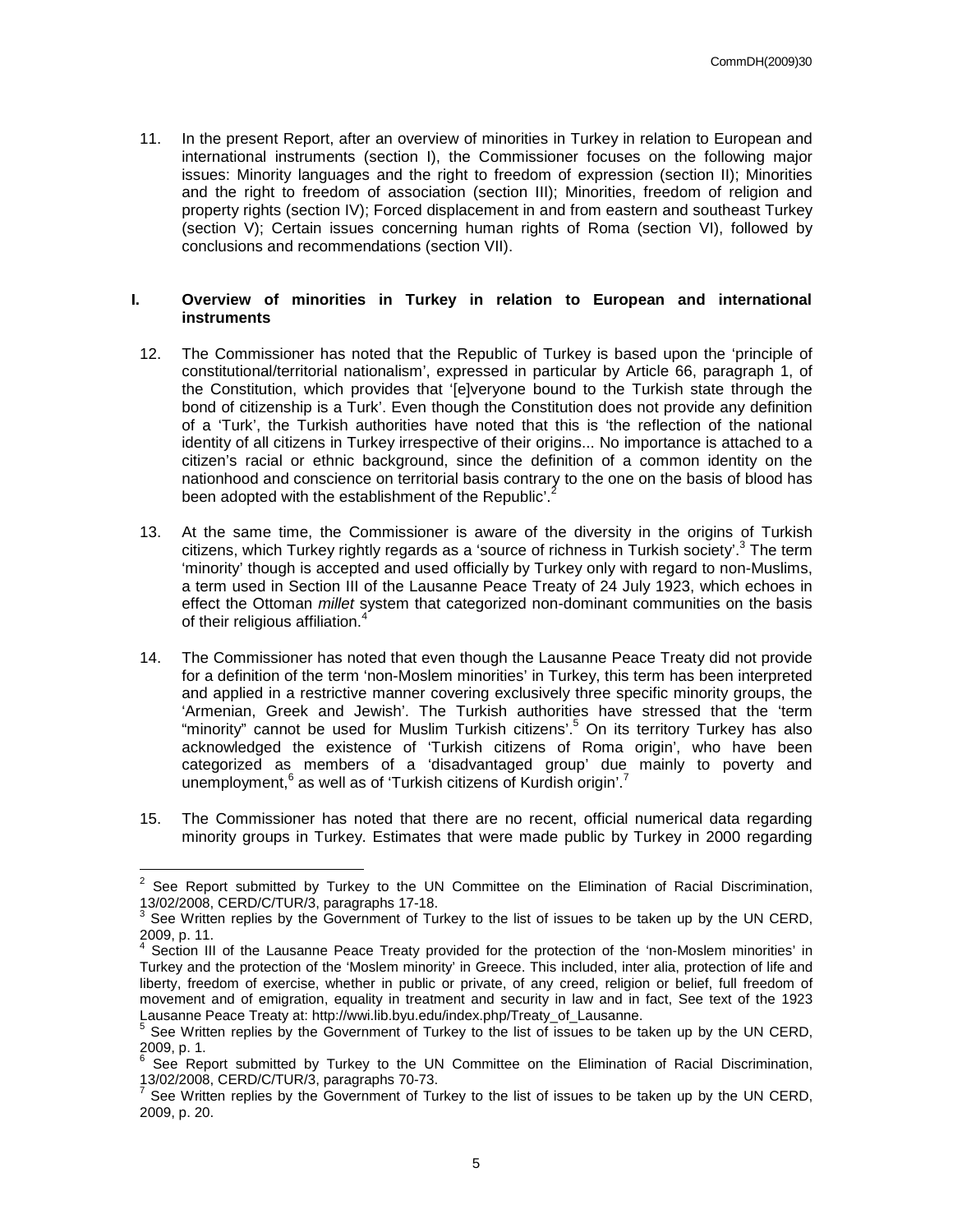11. In the present Report, after an overview of minorities in Turkey in relation to European and international instruments (section I), the Commissioner focuses on the following major issues: Minority languages and the right to freedom of expression (section II); Minorities and the right to freedom of association (section III); Minorities, freedom of religion and property rights (section IV); Forced displacement in and from eastern and southeast Turkey (section V); Certain issues concerning human rights of Roma (section VI), followed by conclusions and recommendations (section VII).

## I. Overview of minorities in Turkey in relation to European and international instruments

12. The Commissioner has noted that the Republic of Turkey is based upon the 'principle of constitutional/territorial nationalism', expressed in particular by Article 66, paragraph 1, of the Constitution, which provides that '[e]veryone bound to the Turkish state through the bond of citizenship is a Turk'. Even though the Constitution does not provide any definition of a 'Turk', the Turkish authorities have noted that this is 'the reflection of the national identity of all citizens in Turkey irrespective of their origins... No importance is attached to a citizen's racial or ethnic background, since the definition of a common identity on the nationhood and conscience on territorial basis contrary to the one on the basis of blood has been adopted with the establishment of the Republic'.[2]

13. At the same time, the Commissioner is aware of the diversity in the origins of Turkish citizens, which Turkey rightly regards as a 'source of richness in Turkish society'.[3] The term 'minority' though is accepted and used officially by Turkey only with regard to non-Muslims, a term used in Section III of the Lausanne Peace Treaty of 24 July 1923, which echoes in effect the Ottoman *millet* system that categorized non-dominant communities on the basis of their religious affiliation.[4]

14. The Commissioner has noted that even though the Lausanne Peace Treaty did not provide for a definition of the term 'non-Moslem minorities' in Turkey, this term has been interpreted and applied in a restrictive manner covering exclusively three specific minority groups, the 'Armenian, Greek and Jewish'. The Turkish authorities have stressed that the 'term "minority" cannot be used for Muslim Turkish citizens'.[5] On its territory Turkey has also acknowledged the existence of 'Turkish citizens of Roma origin', who have been categorized as members of a 'disadvantaged group' due mainly to poverty and unemployment,[6] as well as of 'Turkish citizens of Kurdish origin'.[7]

15. The Commissioner has noted that there are no recent, official numerical data regarding minority groups in Turkey. Estimates that were made public by Turkey in 2000 regarding

---

[2] See Report submitted by Turkey to the UN Committee on the Elimination of Racial Discrimination, 13/02/2008, CERD/C/TUR/3, paragraphs 17-18.

[3] See Written replies by the Government of Turkey to the list of issues to be taken up by the UN CERD, 2009, p. 11.

[4] Section III of the Lausanne Peace Treaty provided for the protection of the 'non-Moslem minorities' in Turkey and the protection of the 'Moslem minority' in Greece. This included, inter alia, protection of life and liberty, freedom of exercise, whether in public or private, of any creed, religion or belief, full freedom of movement and of emigration, equality in treatment and security in law and in fact, See text of the 1923 Lausanne Peace Treaty at: http://wwi.lib.byu.edu/index.php/Treaty_of_Lausanne.

[5] See Written replies by the Government of Turkey to the list of issues to be taken up by the UN CERD, 2009, p. 1.

[6] See Report submitted by Turkey to the UN Committee on the Elimination of Racial Discrimination, 13/02/2008, CERD/C/TUR/3, paragraphs 70-73.

[7] See Written replies by the Government of Turkey to the list of issues to be taken up by the UN CERD, 2009, p. 20.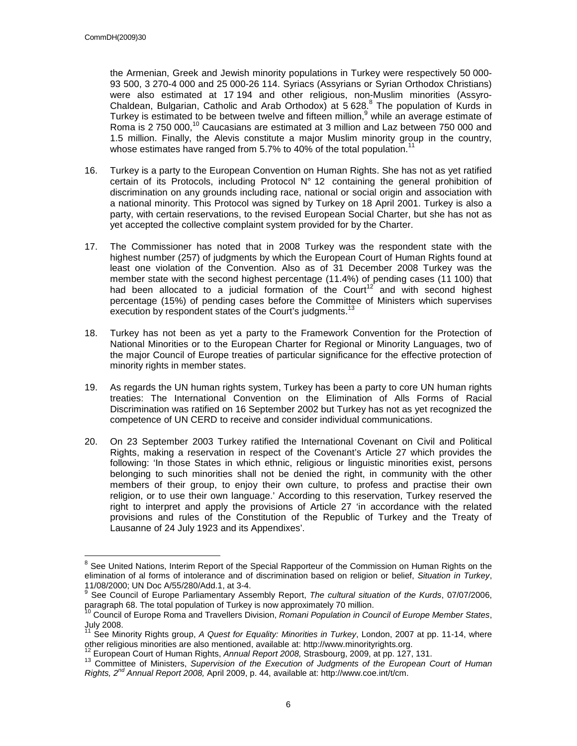the Armenian, Greek and Jewish minority populations in Turkey were respectively 50 000-93 500, 3 270-4 000 and 25 000-26 114. Syriacs (Assyrians or Syrian Orthodox Christians) were also estimated at 17 194 and other religious, non-Muslim minorities (Assyro-Chaldean, Bulgarian, Catholic and Arab Orthodox) at 5 628.[8] The population of Kurds in Turkey is estimated to be between twelve and fifteen million,[9] while an average estimate of Roma is 2 750 000,[10] Caucasians are estimated at 3 million and Laz between 750 000 and 1.5 million. Finally, the Alevis constitute a major Muslim minority group in the country, whose estimates have ranged from 5.7% to 40% of the total population.[11]

16. Turkey is a party to the European Convention on Human Rights. She has not as yet ratified certain of its Protocols, including Protocol N° 12 containing the general prohibition of discrimination on any grounds including race, national or social origin and association with a national minority. This Protocol was signed by Turkey on 18 April 2001. Turkey is also a party, with certain reservations, to the revised European Social Charter, but she has not as yet accepted the collective complaint system provided for by the Charter.

17. The Commissioner has noted that in 2008 Turkey was the respondent state with the highest number (257) of judgments by which the European Court of Human Rights found at least one violation of the Convention. Also as of 31 December 2008 Turkey was the member state with the second highest percentage (11.4%) of pending cases (11 100) that had been allocated to a judicial formation of the Court[12] and with second highest percentage (15%) of pending cases before the Committee of Ministers which supervises execution by respondent states of the Court's judgments.[13]

18. Turkey has not been as yet a party to the Framework Convention for the Protection of National Minorities or to the European Charter for Regional or Minority Languages, two of the major Council of Europe treaties of particular significance for the effective protection of minority rights in member states.

19. As regards the UN human rights system, Turkey has been a party to core UN human rights treaties: The International Convention on the Elimination of Alls Forms of Racial Discrimination was ratified on 16 September 2002 but Turkey has not as yet recognized the competence of UN CERD to receive and consider individual communications.

20. On 23 September 2003 Turkey ratified the International Covenant on Civil and Political Rights, making a reservation in respect of the Covenant's Article 27 which provides the following: 'In those States in which ethnic, religious or linguistic minorities exist, persons belonging to such minorities shall not be denied the right, in community with the other members of their group, to enjoy their own culture, to profess and practise their own religion, or to use their own language.' According to this reservation, Turkey reserved the right to interpret and apply the provisions of Article 27 'in accordance with the related provisions and rules of the Constitution of the Republic of Turkey and the Treaty of Lausanne of 24 July 1923 and its Appendixes'.

---

[8] See United Nations, Interim Report of the Special Rapporteur of the Commission on Human Rights on the elimination of al forms of intolerance and of discrimination based on religion or belief, *Situation in Turkey*, 11/08/2000; UN Doc A/55/280/Add.1, at 3-4.

[9] See Council of Europe Parliamentary Assembly Report, *The cultural situation of the Kurds*, 07/07/2006, paragraph 68. The total population of Turkey is now approximately 70 million.

[10] Council of Europe Roma and Travellers Division, *Romani Population in Council of Europe Member States*, July 2008.

[11] See Minority Rights group, *A Quest for Equality: Minorities in Turkey*, London, 2007 at pp. 11-14, where other religious minorities are also mentioned, available at: http://www.minorityrights.org.

[12] European Court of Human Rights, *Annual Report 2008,* Strasbourg, 2009, at pp. 127, 131.

[13] Committee of Ministers, *Supervision of the Execution of Judgments of the European Court of Human Rights, 2nd Annual Report 2008,* April 2009, p. 44, available at: http://www.coe.int/t/cm.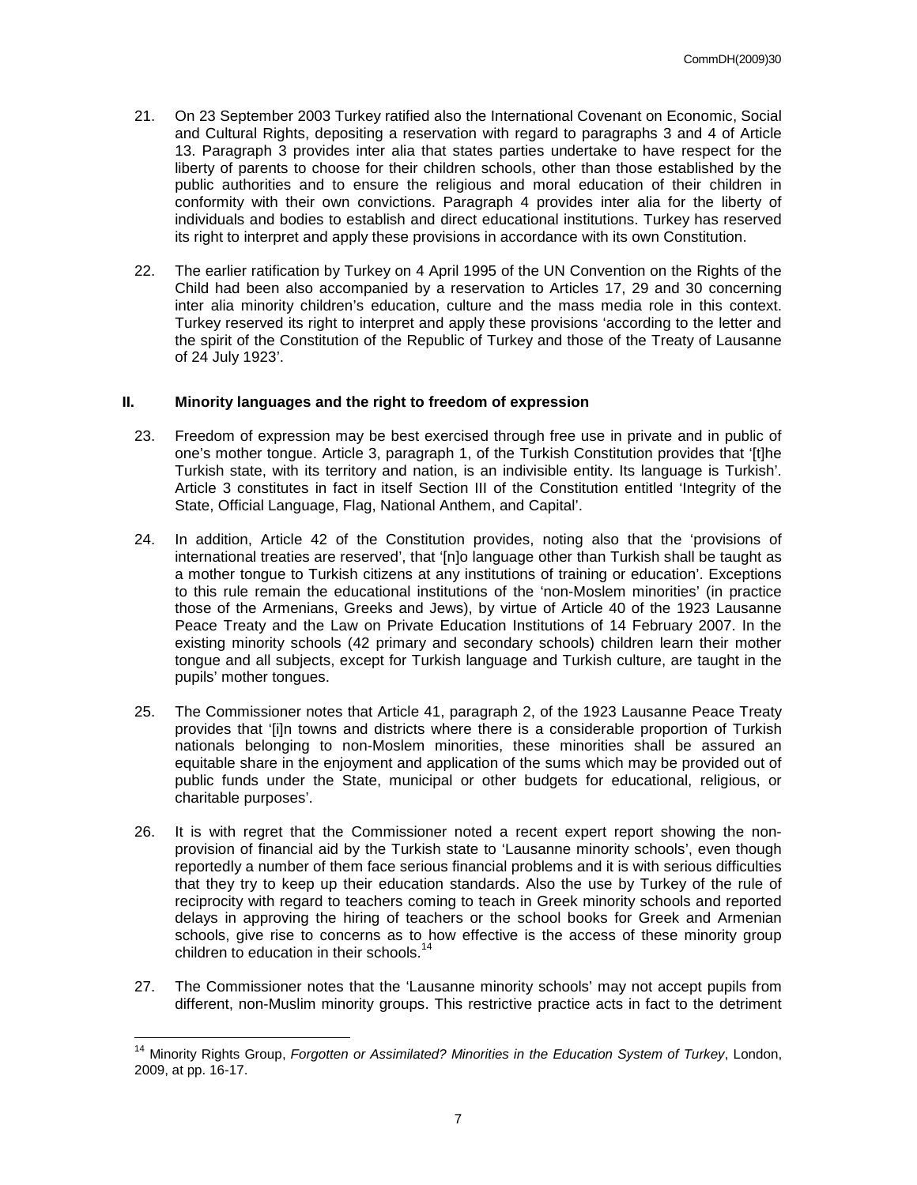21. On 23 September 2003 Turkey ratified also the International Covenant on Economic, Social and Cultural Rights, depositing a reservation with regard to paragraphs 3 and 4 of Article 13. Paragraph 3 provides inter alia that states parties undertake to have respect for the liberty of parents to choose for their children schools, other than those established by the public authorities and to ensure the religious and moral education of their children in conformity with their own convictions. Paragraph 4 provides inter alia for the liberty of individuals and bodies to establish and direct educational institutions. Turkey has reserved its right to interpret and apply these provisions in accordance with its own Constitution.

22. The earlier ratification by Turkey on 4 April 1995 of the UN Convention on the Rights of the Child had been also accompanied by a reservation to Articles 17, 29 and 30 concerning inter alia minority children's education, culture and the mass media role in this context. Turkey reserved its right to interpret and apply these provisions 'according to the letter and the spirit of the Constitution of the Republic of Turkey and those of the Treaty of Lausanne of 24 July 1923'.

## II. Minority languages and the right to freedom of expression

23. Freedom of expression may be best exercised through free use in private and in public of one's mother tongue. Article 3, paragraph 1, of the Turkish Constitution provides that '[t]he Turkish state, with its territory and nation, is an indivisible entity. Its language is Turkish'. Article 3 constitutes in fact in itself Section III of the Constitution entitled 'Integrity of the State, Official Language, Flag, National Anthem, and Capital'.

24. In addition, Article 42 of the Constitution provides, noting also that the 'provisions of international treaties are reserved', that '[n]o language other than Turkish shall be taught as a mother tongue to Turkish citizens at any institutions of training or education'. Exceptions to this rule remain the educational institutions of the 'non-Moslem minorities' (in practice those of the Armenians, Greeks and Jews), by virtue of Article 40 of the 1923 Lausanne Peace Treaty and the Law on Private Education Institutions of 14 February 2007. In the existing minority schools (42 primary and secondary schools) children learn their mother tongue and all subjects, except for Turkish language and Turkish culture, are taught in the pupils' mother tongues.

25. The Commissioner notes that Article 41, paragraph 2, of the 1923 Lausanne Peace Treaty provides that '[i]n towns and districts where there is a considerable proportion of Turkish nationals belonging to non-Moslem minorities, these minorities shall be assured an equitable share in the enjoyment and application of the sums which may be provided out of public funds under the State, municipal or other budgets for educational, religious, or charitable purposes'.

26. It is with regret that the Commissioner noted a recent expert report showing the non-provision of financial aid by the Turkish state to 'Lausanne minority schools', even though reportedly a number of them face serious financial problems and it is with serious difficulties that they try to keep up their education standards. Also the use by Turkey of the rule of reciprocity with regard to teachers coming to teach in Greek minority schools and reported delays in approving the hiring of teachers or the school books for Greek and Armenian schools, give rise to concerns as to how effective is the access of these minority group children to education in their schools.[14]

27. The Commissioner notes that the 'Lausanne minority schools' may not accept pupils from different, non-Muslim minority groups. This restrictive practice acts in fact to the detriment

---

[14] Minority Rights Group, *Forgotten or Assimilated? Minorities in the Education System of Turkey*, London, 2009, at pp. 16-17.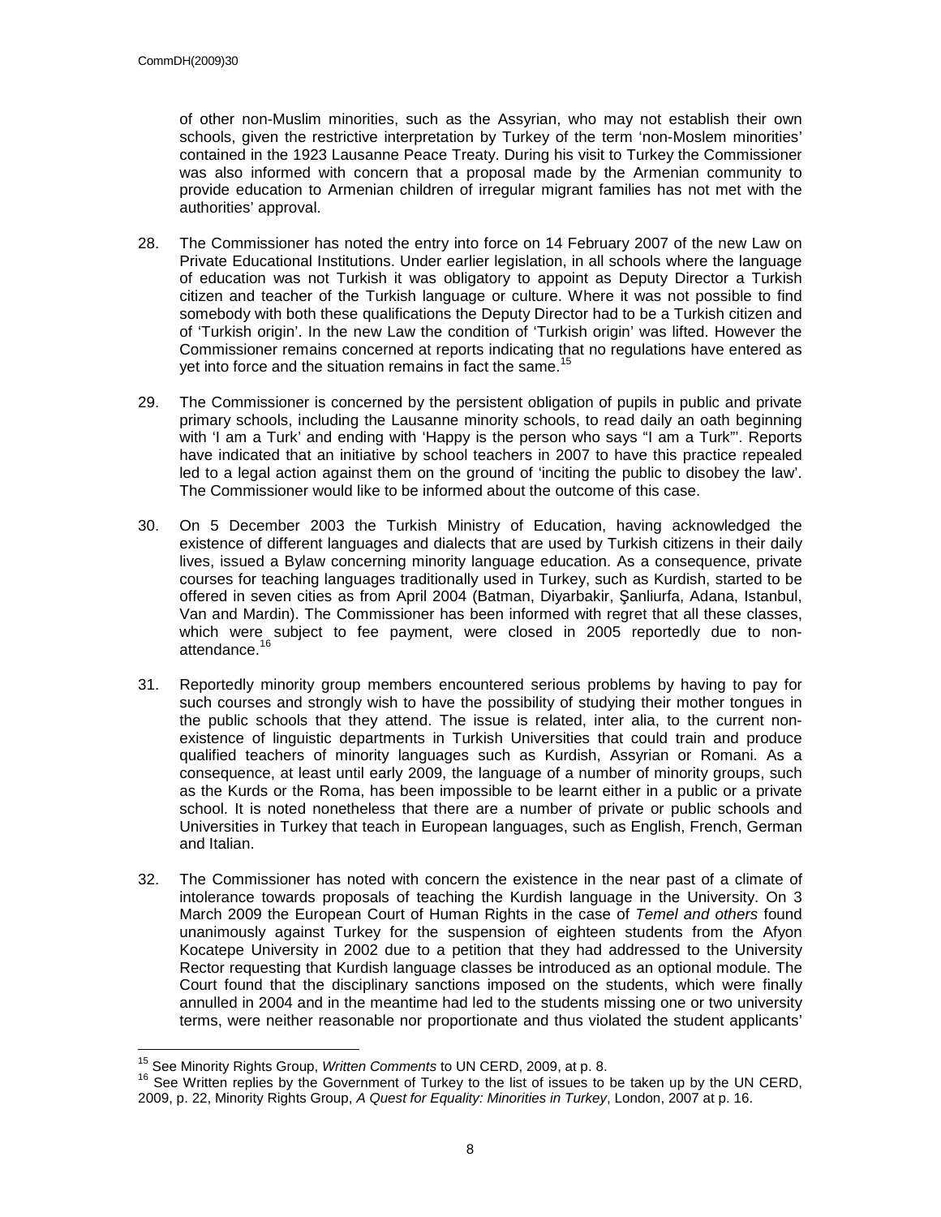of other non-Muslim minorities, such as the Assyrian, who may not establish their own schools, given the restrictive interpretation by Turkey of the term 'non-Moslem minorities' contained in the 1923 Lausanne Peace Treaty. During his visit to Turkey the Commissioner was also informed with concern that a proposal made by the Armenian community to provide education to Armenian children of irregular migrant families has not met with the authorities' approval.

28. The Commissioner has noted the entry into force on 14 February 2007 of the new Law on Private Educational Institutions. Under earlier legislation, in all schools where the language of education was not Turkish it was obligatory to appoint as Deputy Director a Turkish citizen and teacher of the Turkish language or culture. Where it was not possible to find somebody with both these qualifications the Deputy Director had to be a Turkish citizen and of 'Turkish origin'. In the new Law the condition of 'Turkish origin' was lifted. However the Commissioner remains concerned at reports indicating that no regulations have entered as yet into force and the situation remains in fact the same.[15]

29. The Commissioner is concerned by the persistent obligation of pupils in public and private primary schools, including the Lausanne minority schools, to read daily an oath beginning with 'I am a Turk' and ending with 'Happy is the person who says "I am a Turk"'. Reports have indicated that an initiative by school teachers in 2007 to have this practice repealed led to a legal action against them on the ground of 'inciting the public to disobey the law'. The Commissioner would like to be informed about the outcome of this case.

30. On 5 December 2003 the Turkish Ministry of Education, having acknowledged the existence of different languages and dialects that are used by Turkish citizens in their daily lives, issued a Bylaw concerning minority language education. As a consequence, private courses for teaching languages traditionally used in Turkey, such as Kurdish, started to be offered in seven cities as from April 2004 (Batman, Diyarbakir, Şanliurfa, Adana, Istanbul, Van and Mardin). The Commissioner has been informed with regret that all these classes, which were subject to fee payment, were closed in 2005 reportedly due to non-attendance.[16]

31. Reportedly minority group members encountered serious problems by having to pay for such courses and strongly wish to have the possibility of studying their mother tongues in the public schools that they attend. The issue is related, inter alia, to the current non-existence of linguistic departments in Turkish Universities that could train and produce qualified teachers of minority languages such as Kurdish, Assyrian or Romani. As a consequence, at least until early 2009, the language of a number of minority groups, such as the Kurds or the Roma, has been impossible to be learnt either in a public or a private school. It is noted nonetheless that there are a number of private or public schools and Universities in Turkey that teach in European languages, such as English, French, German and Italian.

32. The Commissioner has noted with concern the existence in the near past of a climate of intolerance towards proposals of teaching the Kurdish language in the University. On 3 March 2009 the European Court of Human Rights in the case of *Temel and others* found unanimously against Turkey for the suspension of eighteen students from the Afyon Kocatepe University in 2002 due to a petition that they had addressed to the University Rector requesting that Kurdish language classes be introduced as an optional module. The Court found that the disciplinary sanctions imposed on the students, which were finally annulled in 2004 and in the meantime had led to the students missing one or two university terms, were neither reasonable nor proportionate and thus violated the student applicants'

---

[15] See Minority Rights Group, *Written Comments* to UN CERD, 2009, at p. 8.

[16] See Written replies by the Government of Turkey to the list of issues to be taken up by the UN CERD, 2009, p. 22, Minority Rights Group, *A Quest for Equality: Minorities in Turkey*, London, 2007 at p. 16.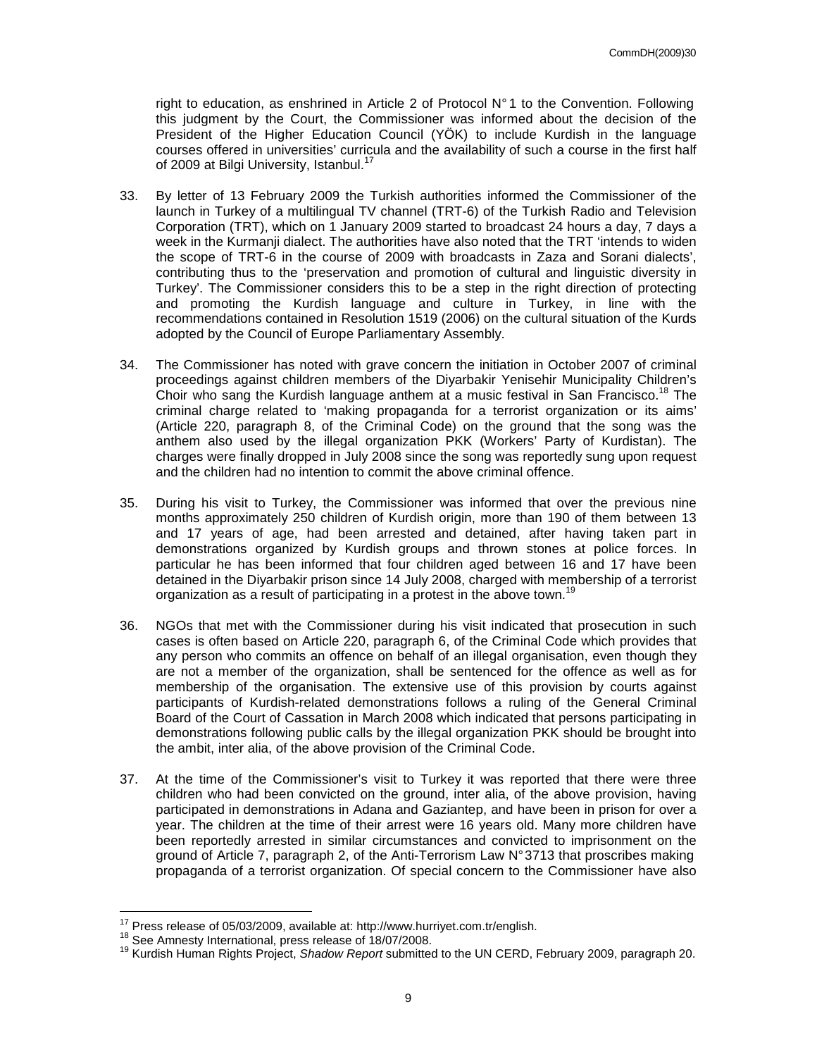right to education, as enshrined in Article 2 of Protocol N° 1 to the Convention. Following this judgment by the Court, the Commissioner was informed about the decision of the President of the Higher Education Council (YÖK) to include Kurdish in the language courses offered in universities' curricula and the availability of such a course in the first half of 2009 at Bilgi University, Istanbul.[17]

33. By letter of 13 February 2009 the Turkish authorities informed the Commissioner of the launch in Turkey of a multilingual TV channel (TRT-6) of the Turkish Radio and Television Corporation (TRT), which on 1 January 2009 started to broadcast 24 hours a day, 7 days a week in the Kurmanji dialect. The authorities have also noted that the TRT 'intends to widen the scope of TRT-6 in the course of 2009 with broadcasts in Zaza and Sorani dialects', contributing thus to the 'preservation and promotion of cultural and linguistic diversity in Turkey'. The Commissioner considers this to be a step in the right direction of protecting and promoting the Kurdish language and culture in Turkey, in line with the recommendations contained in Resolution 1519 (2006) on the cultural situation of the Kurds adopted by the Council of Europe Parliamentary Assembly.

34. The Commissioner has noted with grave concern the initiation in October 2007 of criminal proceedings against children members of the Diyarbakir Yenisehir Municipality Children's Choir who sang the Kurdish language anthem at a music festival in San Francisco.[18] The criminal charge related to 'making propaganda for a terrorist organization or its aims' (Article 220, paragraph 8, of the Criminal Code) on the ground that the song was the anthem also used by the illegal organization PKK (Workers' Party of Kurdistan). The charges were finally dropped in July 2008 since the song was reportedly sung upon request and the children had no intention to commit the above criminal offence.

35. During his visit to Turkey, the Commissioner was informed that over the previous nine months approximately 250 children of Kurdish origin, more than 190 of them between 13 and 17 years of age, had been arrested and detained, after having taken part in demonstrations organized by Kurdish groups and thrown stones at police forces. In particular he has been informed that four children aged between 16 and 17 have been detained in the Diyarbakir prison since 14 July 2008, charged with membership of a terrorist organization as a result of participating in a protest in the above town.[19]

36. NGOs that met with the Commissioner during his visit indicated that prosecution in such cases is often based on Article 220, paragraph 6, of the Criminal Code which provides that any person who commits an offence on behalf of an illegal organisation, even though they are not a member of the organization, shall be sentenced for the offence as well as for membership of the organisation. The extensive use of this provision by courts against participants of Kurdish-related demonstrations follows a ruling of the General Criminal Board of the Court of Cassation in March 2008 which indicated that persons participating in demonstrations following public calls by the illegal organization PKK should be brought into the ambit, inter alia, of the above provision of the Criminal Code.

37. At the time of the Commissioner's visit to Turkey it was reported that there were three children who had been convicted on the ground, inter alia, of the above provision, having participated in demonstrations in Adana and Gaziantep, and have been in prison for over a year. The children at the time of their arrest were 16 years old. Many more children have been reportedly arrested in similar circumstances and convicted to imprisonment on the ground of Article 7, paragraph 2, of the Anti-Terrorism Law N° 3713 that proscribes making propaganda of a terrorist organization. Of special concern to the Commissioner have also

---

[17] Press release of 05/03/2009, available at: http://www.hurriyet.com.tr/english.

[18] See Amnesty International, press release of 18/07/2008.

[19] Kurdish Human Rights Project, *Shadow Report* submitted to the UN CERD, February 2009, paragraph 20.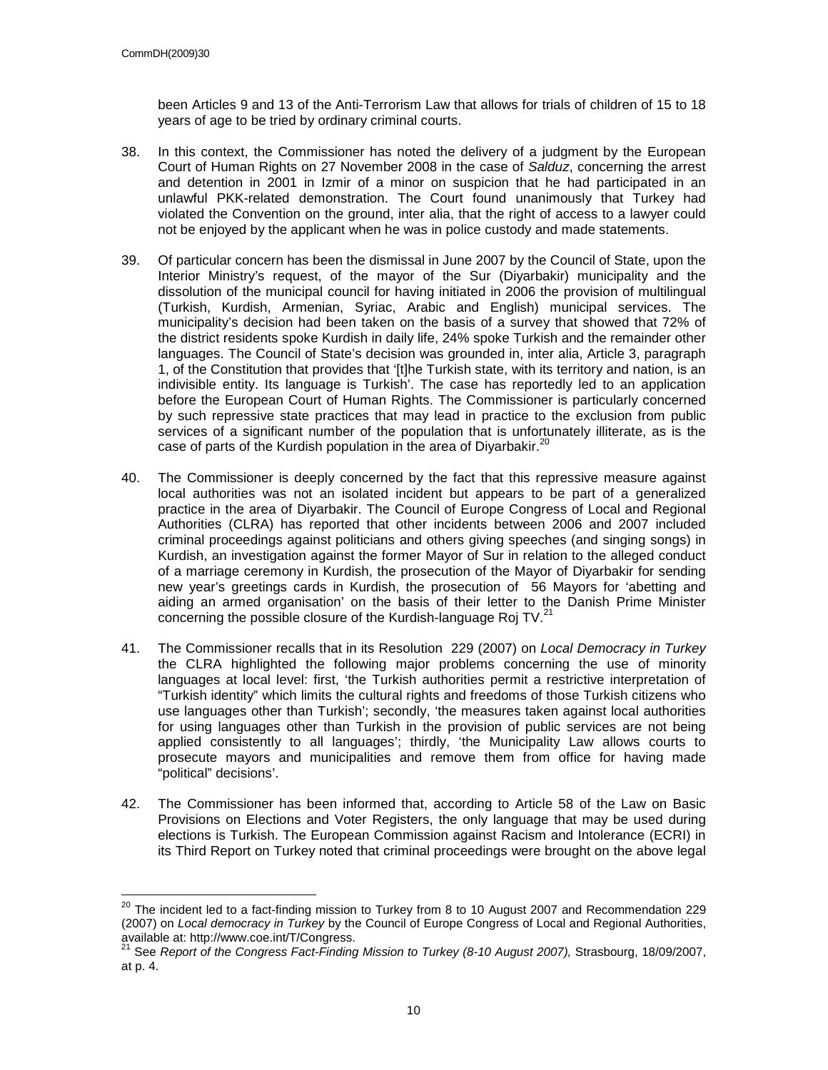been Articles 9 and 13 of the Anti-Terrorism Law that allows for trials of children of 15 to 18 years of age to be tried by ordinary criminal courts.

38. In this context, the Commissioner has noted the delivery of a judgment by the European Court of Human Rights on 27 November 2008 in the case of *Salduz*, concerning the arrest and detention in 2001 in Izmir of a minor on suspicion that he had participated in an unlawful PKK-related demonstration. The Court found unanimously that Turkey had violated the Convention on the ground, inter alia, that the right of access to a lawyer could not be enjoyed by the applicant when he was in police custody and made statements.

39. Of particular concern has been the dismissal in June 2007 by the Council of State, upon the Interior Ministry's request, of the mayor of the Sur (Diyarbakir) municipality and the dissolution of the municipal council for having initiated in 2006 the provision of multilingual (Turkish, Kurdish, Armenian, Syriac, Arabic and English) municipal services. The municipality's decision had been taken on the basis of a survey that showed that 72% of the district residents spoke Kurdish in daily life, 24% spoke Turkish and the remainder other languages. The Council of State's decision was grounded in, inter alia, Article 3, paragraph 1, of the Constitution that provides that '[t]he Turkish state, with its territory and nation, is an indivisible entity. Its language is Turkish'. The case has reportedly led to an application before the European Court of Human Rights. The Commissioner is particularly concerned by such repressive state practices that may lead in practice to the exclusion from public services of a significant number of the population that is unfortunately illiterate, as is the case of parts of the Kurdish population in the area of Diyarbakir.[20]

40. The Commissioner is deeply concerned by the fact that this repressive measure against local authorities was not an isolated incident but appears to be part of a generalized practice in the area of Diyarbakir. The Council of Europe Congress of Local and Regional Authorities (CLRA) has reported that other incidents between 2006 and 2007 included criminal proceedings against politicians and others giving speeches (and singing songs) in Kurdish, an investigation against the former Mayor of Sur in relation to the alleged conduct of a marriage ceremony in Kurdish, the prosecution of the Mayor of Diyarbakir for sending new year's greetings cards in Kurdish, the prosecution of 56 Mayors for 'abetting and aiding an armed organisation' on the basis of their letter to the Danish Prime Minister concerning the possible closure of the Kurdish-language Roj TV.[21]

41. The Commissioner recalls that in its Resolution 229 (2007) on *Local Democracy in Turkey* the CLRA highlighted the following major problems concerning the use of minority languages at local level: first, 'the Turkish authorities permit a restrictive interpretation of "Turkish identity" which limits the cultural rights and freedoms of those Turkish citizens who use languages other than Turkish'; secondly, 'the measures taken against local authorities for using languages other than Turkish in the provision of public services are not being applied consistently to all languages'; thirdly, 'the Municipality Law allows courts to prosecute mayors and municipalities and remove them from office for having made "political" decisions'.

42. The Commissioner has been informed that, according to Article 58 of the Law on Basic Provisions on Elections and Voter Registers, the only language that may be used during elections is Turkish. The European Commission against Racism and Intolerance (ECRI) in its Third Report on Turkey noted that criminal proceedings were brought on the above legal

---

[20] The incident led to a fact-finding mission to Turkey from 8 to 10 August 2007 and Recommendation 229 (2007) on *Local democracy in Turkey* by the Council of Europe Congress of Local and Regional Authorities, available at: http://www.coe.int/T/Congress.

[21] See *Report of the Congress Fact-Finding Mission to Turkey (8-10 August 2007),* Strasbourg, 18/09/2007, at p. 4.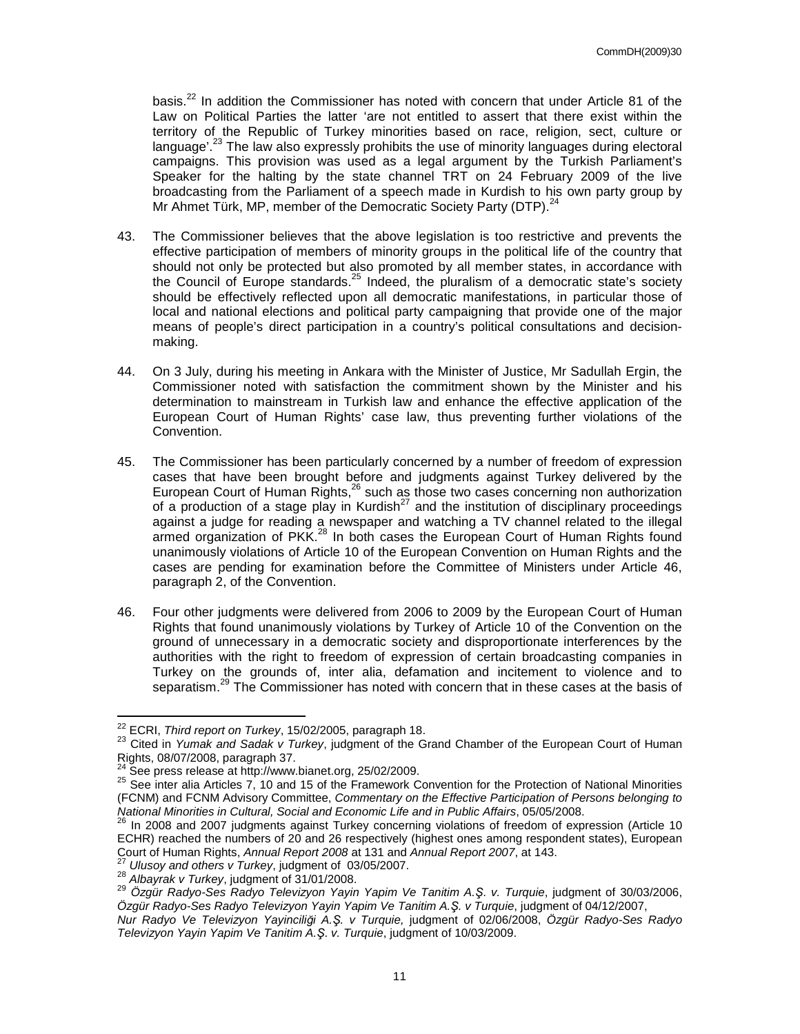basis.[22] In addition the Commissioner has noted with concern that under Article 81 of the Law on Political Parties the latter 'are not entitled to assert that there exist within the territory of the Republic of Turkey minorities based on race, religion, sect, culture or language'.[23] The law also expressly prohibits the use of minority languages during electoral campaigns. This provision was used as a legal argument by the Turkish Parliament's Speaker for the halting by the state channel TRT on 24 February 2009 of the live broadcasting from the Parliament of a speech made in Kurdish to his own party group by Mr Ahmet Türk, MP, member of the Democratic Society Party (DTP).[24]

43. The Commissioner believes that the above legislation is too restrictive and prevents the effective participation of members of minority groups in the political life of the country that should not only be protected but also promoted by all member states, in accordance with the Council of Europe standards.[25] Indeed, the pluralism of a democratic state's society should be effectively reflected upon all democratic manifestations, in particular those of local and national elections and political party campaigning that provide one of the major means of people's direct participation in a country's political consultations and decision-making.

44. On 3 July, during his meeting in Ankara with the Minister of Justice, Mr Sadullah Ergin, the Commissioner noted with satisfaction the commitment shown by the Minister and his determination to mainstream in Turkish law and enhance the effective application of the European Court of Human Rights' case law, thus preventing further violations of the Convention.

45. The Commissioner has been particularly concerned by a number of freedom of expression cases that have been brought before and judgments against Turkey delivered by the European Court of Human Rights,[26] such as those two cases concerning non authorization of a production of a stage play in Kurdish[27] and the institution of disciplinary proceedings against a judge for reading a newspaper and watching a TV channel related to the illegal armed organization of PKK.[28] In both cases the European Court of Human Rights found unanimously violations of Article 10 of the European Convention on Human Rights and the cases are pending for examination before the Committee of Ministers under Article 46, paragraph 2, of the Convention.

46. Four other judgments were delivered from 2006 to 2009 by the European Court of Human Rights that found unanimously violations by Turkey of Article 10 of the Convention on the ground of unnecessary in a democratic society and disproportionate interferences by the authorities with the right to freedom of expression of certain broadcasting companies in Turkey on the grounds of, inter alia, defamation and incitement to violence and to separatism.[29] The Commissioner has noted with concern that in these cases at the basis of

---

[22] ECRI, *Third report on Turkey*, 15/02/2005, paragraph 18.

[23] Cited in *Yumak and Sadak v Turkey*, judgment of the Grand Chamber of the European Court of Human Rights, 08/07/2008, paragraph 37.

[24] See press release at http://www.bianet.org, 25/02/2009.

[25] See inter alia Articles 7, 10 and 15 of the Framework Convention for the Protection of National Minorities (FCNM) and FCNM Advisory Committee, *Commentary on the Effective Participation of Persons belonging to National Minorities in Cultural, Social and Economic Life and in Public Affairs*, 05/05/2008.

[26] In 2008 and 2007 judgments against Turkey concerning violations of freedom of expression (Article 10 ECHR) reached the numbers of 20 and 26 respectively (highest ones among respondent states), European Court of Human Rights, *Annual Report 2008* at 131 and *Annual Report 2007*, at 143.

[27] *Ulusoy and others v Turkey*, judgment of 03/05/2007.

[28] *Albayrak v Turkey*, judgment of 31/01/2008.

[29] *Özgür Radyo-Ses Radyo Televizyon Yayin Yapim Ve Tanitim A.Ş. v. Turquie*, judgment of 30/03/2006, *Özgür Radyo-Ses Radyo Televizyon Yayin Yapim Ve Tanitim A.Ş. v Turquie*, judgment of 04/12/2007, *Nur Radyo Ve Televizyon Yayinciliği A.Ş. v Turquie,* judgment of 02/06/2008, *Özgür Radyo-Ses Radyo Televizyon Yayin Yapim Ve Tanitim A.Ş. v. Turquie*, judgment of 10/03/2009.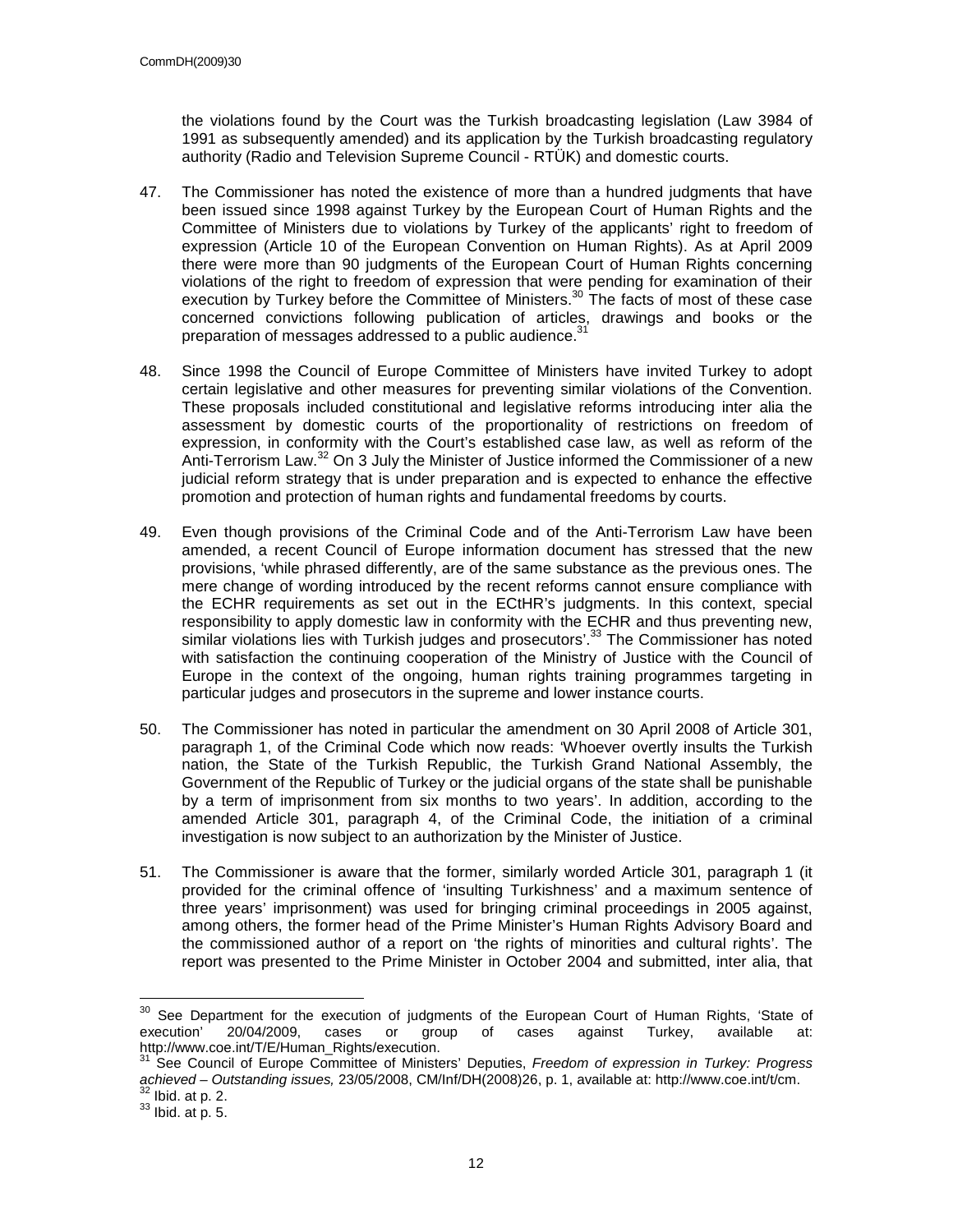the violations found by the Court was the Turkish broadcasting legislation (Law 3984 of 1991 as subsequently amended) and its application by the Turkish broadcasting regulatory authority (Radio and Television Supreme Council - RTÜK) and domestic courts.

47. The Commissioner has noted the existence of more than a hundred judgments that have been issued since 1998 against Turkey by the European Court of Human Rights and the Committee of Ministers due to violations by Turkey of the applicants' right to freedom of expression (Article 10 of the European Convention on Human Rights). As at April 2009 there were more than 90 judgments of the European Court of Human Rights concerning violations of the right to freedom of expression that were pending for examination of their execution by Turkey before the Committee of Ministers.[30] The facts of most of these case concerned convictions following publication of articles, drawings and books or the preparation of messages addressed to a public audience.[31]

48. Since 1998 the Council of Europe Committee of Ministers have invited Turkey to adopt certain legislative and other measures for preventing similar violations of the Convention. These proposals included constitutional and legislative reforms introducing inter alia the assessment by domestic courts of the proportionality of restrictions on freedom of expression, in conformity with the Court's established case law, as well as reform of the Anti-Terrorism Law.[32] On 3 July the Minister of Justice informed the Commissioner of a new judicial reform strategy that is under preparation and is expected to enhance the effective promotion and protection of human rights and fundamental freedoms by courts.

49. Even though provisions of the Criminal Code and of the Anti-Terrorism Law have been amended, a recent Council of Europe information document has stressed that the new provisions, 'while phrased differently, are of the same substance as the previous ones. The mere change of wording introduced by the recent reforms cannot ensure compliance with the ECHR requirements as set out in the ECtHR's judgments. In this context, special responsibility to apply domestic law in conformity with the ECHR and thus preventing new, similar violations lies with Turkish judges and prosecutors'.[33] The Commissioner has noted with satisfaction the continuing cooperation of the Ministry of Justice with the Council of Europe in the context of the ongoing, human rights training programmes targeting in particular judges and prosecutors in the supreme and lower instance courts.

50. The Commissioner has noted in particular the amendment on 30 April 2008 of Article 301, paragraph 1, of the Criminal Code which now reads: 'Whoever overtly insults the Turkish nation, the State of the Turkish Republic, the Turkish Grand National Assembly, the Government of the Republic of Turkey or the judicial organs of the state shall be punishable by a term of imprisonment from six months to two years'. In addition, according to the amended Article 301, paragraph 4, of the Criminal Code, the initiation of a criminal investigation is now subject to an authorization by the Minister of Justice.

51. The Commissioner is aware that the former, similarly worded Article 301, paragraph 1 (it provided for the criminal offence of 'insulting Turkishness' and a maximum sentence of three years' imprisonment) was used for bringing criminal proceedings in 2005 against, among others, the former head of the Prime Minister's Human Rights Advisory Board and the commissioned author of a report on 'the rights of minorities and cultural rights'. The report was presented to the Prime Minister in October 2004 and submitted, inter alia, that

---

[30] See Department for the execution of judgments of the European Court of Human Rights, 'State of execution' 20/04/2009, cases or group of cases against Turkey, available at: http://www.coe.int/T/E/Human_Rights/execution.

[31] See Council of Europe Committee of Ministers' Deputies, *Freedom of expression in Turkey: Progress achieved – Outstanding issues,* 23/05/2008, CM/Inf/DH(2008)26, p. 1, available at: http://www.coe.int/t/cm.

[32] Ibid. at p. 2.

[33] Ibid. at p. 5.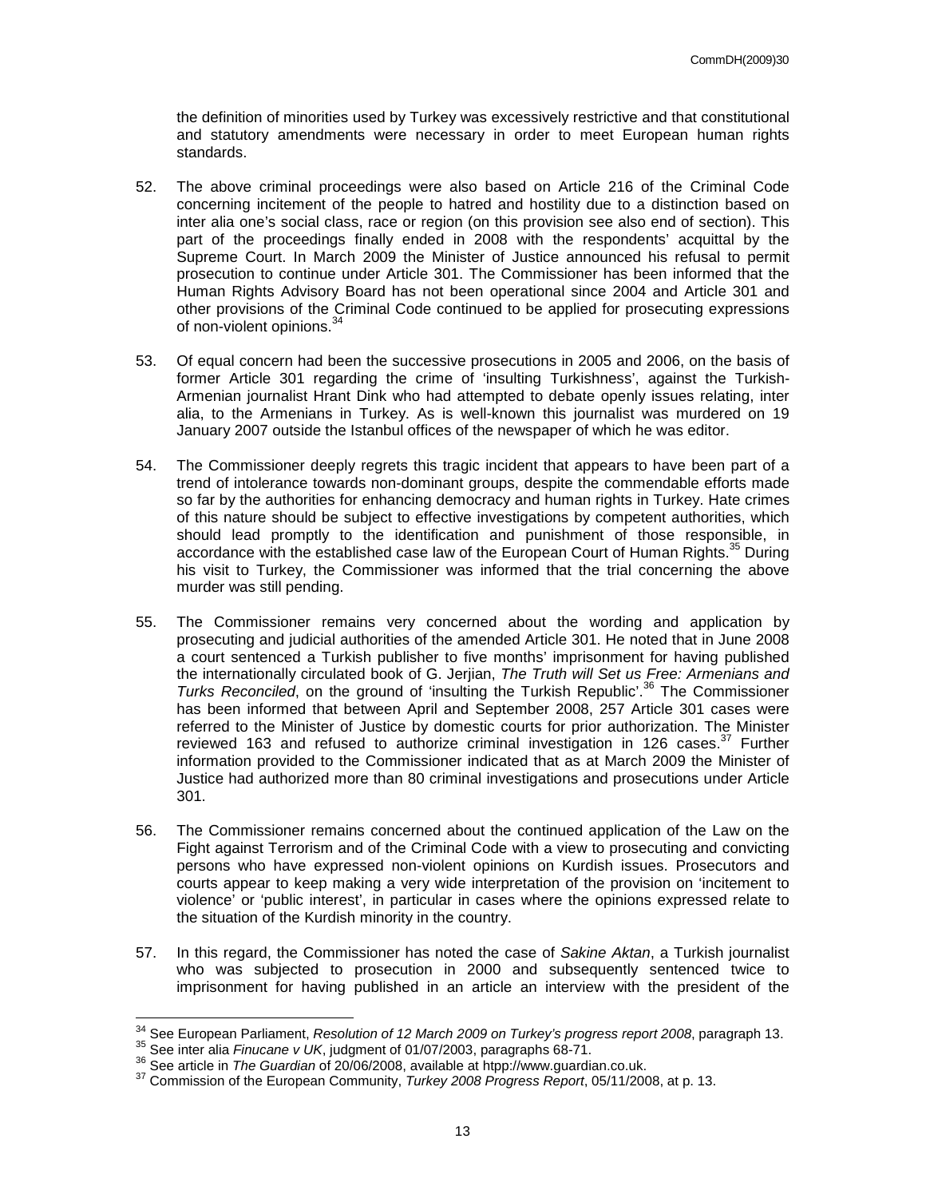the definition of minorities used by Turkey was excessively restrictive and that constitutional and statutory amendments were necessary in order to meet European human rights standards.

52. The above criminal proceedings were also based on Article 216 of the Criminal Code concerning incitement of the people to hatred and hostility due to a distinction based on inter alia one's social class, race or region (on this provision see also end of section). This part of the proceedings finally ended in 2008 with the respondents' acquittal by the Supreme Court. In March 2009 the Minister of Justice announced his refusal to permit prosecution to continue under Article 301. The Commissioner has been informed that the Human Rights Advisory Board has not been operational since 2004 and Article 301 and other provisions of the Criminal Code continued to be applied for prosecuting expressions of non-violent opinions.[34]

53. Of equal concern had been the successive prosecutions in 2005 and 2006, on the basis of former Article 301 regarding the crime of 'insulting Turkishness', against the Turkish-Armenian journalist Hrant Dink who had attempted to debate openly issues relating, inter alia, to the Armenians in Turkey. As is well-known this journalist was murdered on 19 January 2007 outside the Istanbul offices of the newspaper of which he was editor.

54. The Commissioner deeply regrets this tragic incident that appears to have been part of a trend of intolerance towards non-dominant groups, despite the commendable efforts made so far by the authorities for enhancing democracy and human rights in Turkey. Hate crimes of this nature should be subject to effective investigations by competent authorities, which should lead promptly to the identification and punishment of those responsible, in accordance with the established case law of the European Court of Human Rights.[35] During his visit to Turkey, the Commissioner was informed that the trial concerning the above murder was still pending.

55. The Commissioner remains very concerned about the wording and application by prosecuting and judicial authorities of the amended Article 301. He noted that in June 2008 a court sentenced a Turkish publisher to five months' imprisonment for having published the internationally circulated book of G. Jerjian, *The Truth will Set us Free: Armenians and Turks Reconciled*, on the ground of 'insulting the Turkish Republic'.[36] The Commissioner has been informed that between April and September 2008, 257 Article 301 cases were referred to the Minister of Justice by domestic courts for prior authorization. The Minister reviewed 163 and refused to authorize criminal investigation in 126 cases.[37] Further information provided to the Commissioner indicated that as at March 2009 the Minister of Justice had authorized more than 80 criminal investigations and prosecutions under Article 301.

56. The Commissioner remains concerned about the continued application of the Law on the Fight against Terrorism and of the Criminal Code with a view to prosecuting and convicting persons who have expressed non-violent opinions on Kurdish issues. Prosecutors and courts appear to keep making a very wide interpretation of the provision on 'incitement to violence' or 'public interest', in particular in cases where the opinions expressed relate to the situation of the Kurdish minority in the country.

57. In this regard, the Commissioner has noted the case of *Sakine Aktan*, a Turkish journalist who was subjected to prosecution in 2000 and subsequently sentenced twice to imprisonment for having published in an article an interview with the president of the

---

[34] See European Parliament, *Resolution of 12 March 2009 on Turkey's progress report 2008*, paragraph 13.

[35] See inter alia *Finucane v UK*, judgment of 01/07/2003, paragraphs 68-71.

[36] See article in *The Guardian* of 20/06/2008, available at htpp://www.guardian.co.uk.

[37] Commission of the European Community, *Turkey 2008 Progress Report*, 05/11/2008, at p. 13.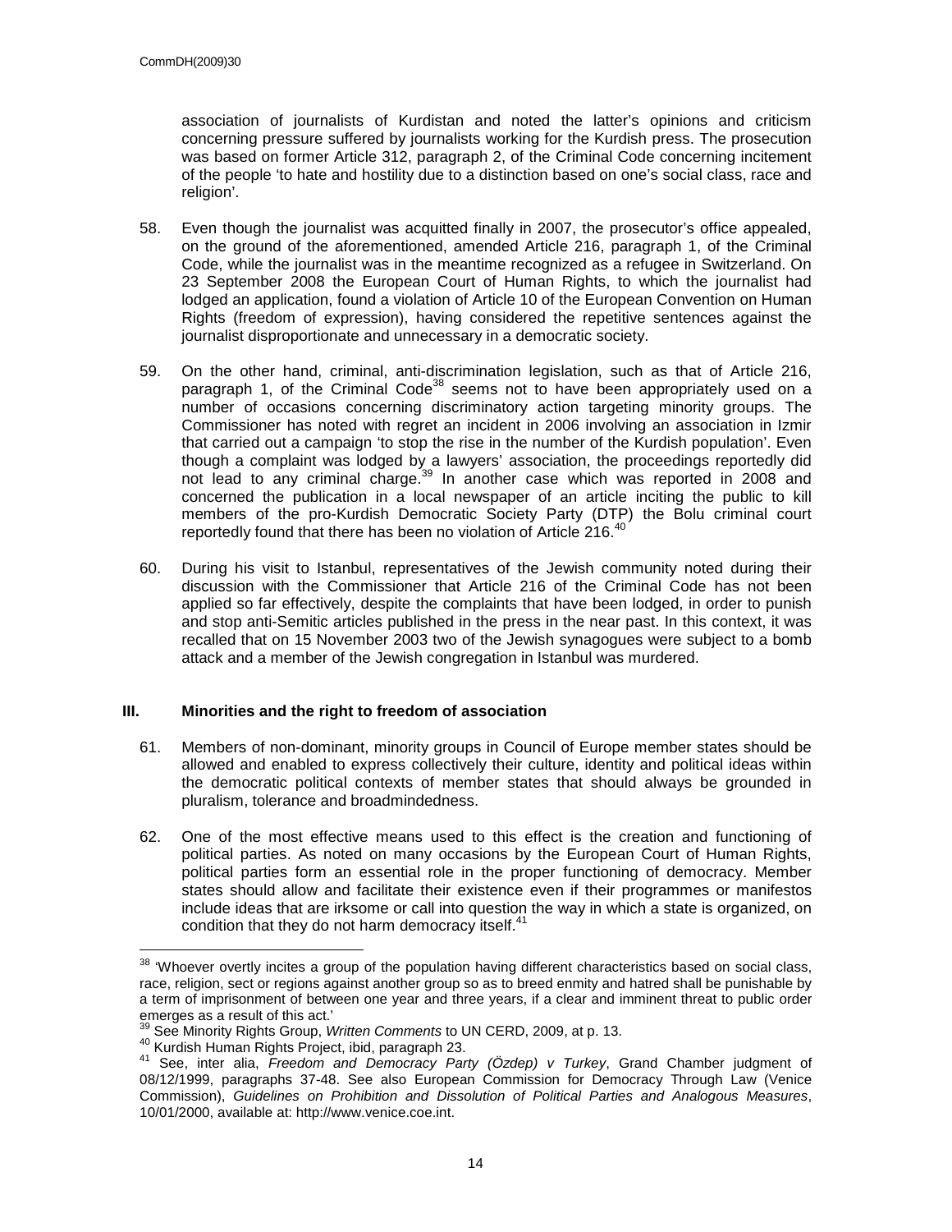association of journalists of Kurdistan and noted the latter's opinions and criticism concerning pressure suffered by journalists working for the Kurdish press. The prosecution was based on former Article 312, paragraph 2, of the Criminal Code concerning incitement of the people 'to hate and hostility due to a distinction based on one's social class, race and religion'.

58. Even though the journalist was acquitted finally in 2007, the prosecutor's office appealed, on the ground of the aforementioned, amended Article 216, paragraph 1, of the Criminal Code, while the journalist was in the meantime recognized as a refugee in Switzerland. On 23 September 2008 the European Court of Human Rights, to which the journalist had lodged an application, found a violation of Article 10 of the European Convention on Human Rights (freedom of expression), having considered the repetitive sentences against the journalist disproportionate and unnecessary in a democratic society.

59. On the other hand, criminal, anti-discrimination legislation, such as that of Article 216, paragraph 1, of the Criminal Code[38] seems not to have been appropriately used on a number of occasions concerning discriminatory action targeting minority groups. The Commissioner has noted with regret an incident in 2006 involving an association in Izmir that carried out a campaign 'to stop the rise in the number of the Kurdish population'. Even though a complaint was lodged by a lawyers' association, the proceedings reportedly did not lead to any criminal charge.[39] In another case which was reported in 2008 and concerned the publication in a local newspaper of an article inciting the public to kill members of the pro-Kurdish Democratic Society Party (DTP) the Bolu criminal court reportedly found that there has been no violation of Article 216.[40]

60. During his visit to Istanbul, representatives of the Jewish community noted during their discussion with the Commissioner that Article 216 of the Criminal Code has not been applied so far effectively, despite the complaints that have been lodged, in order to punish and stop anti-Semitic articles published in the press in the near past. In this context, it was recalled that on 15 November 2003 two of the Jewish synagogues were subject to a bomb attack and a member of the Jewish congregation in Istanbul was murdered.

## III. Minorities and the right to freedom of association

61. Members of non-dominant, minority groups in Council of Europe member states should be allowed and enabled to express collectively their culture, identity and political ideas within the democratic political contexts of member states that should always be grounded in pluralism, tolerance and broadmindedness.

62. One of the most effective means used to this effect is the creation and functioning of political parties. As noted on many occasions by the European Court of Human Rights, political parties form an essential role in the proper functioning of democracy. Member states should allow and facilitate their existence even if their programmes or manifestos include ideas that are irksome or call into question the way in which a state is organized, on condition that they do not harm democracy itself.[41]

---

[38] 'Whoever overtly incites a group of the population having different characteristics based on social class, race, religion, sect or regions against another group so as to breed enmity and hatred shall be punishable by a term of imprisonment of between one year and three years, if a clear and imminent threat to public order emerges as a result of this act.'

[39] See Minority Rights Group, *Written Comments* to UN CERD, 2009, at p. 13.

[40] Kurdish Human Rights Project, ibid, paragraph 23.

[41] See, inter alia, *Freedom and Democracy Party (Özdep) v Turkey*, Grand Chamber judgment of 08/12/1999, paragraphs 37-48. See also European Commission for Democracy Through Law (Venice Commission), *Guidelines on Prohibition and Dissolution of Political Parties and Analogous Measures*, 10/01/2000, available at: http://www.venice.coe.int.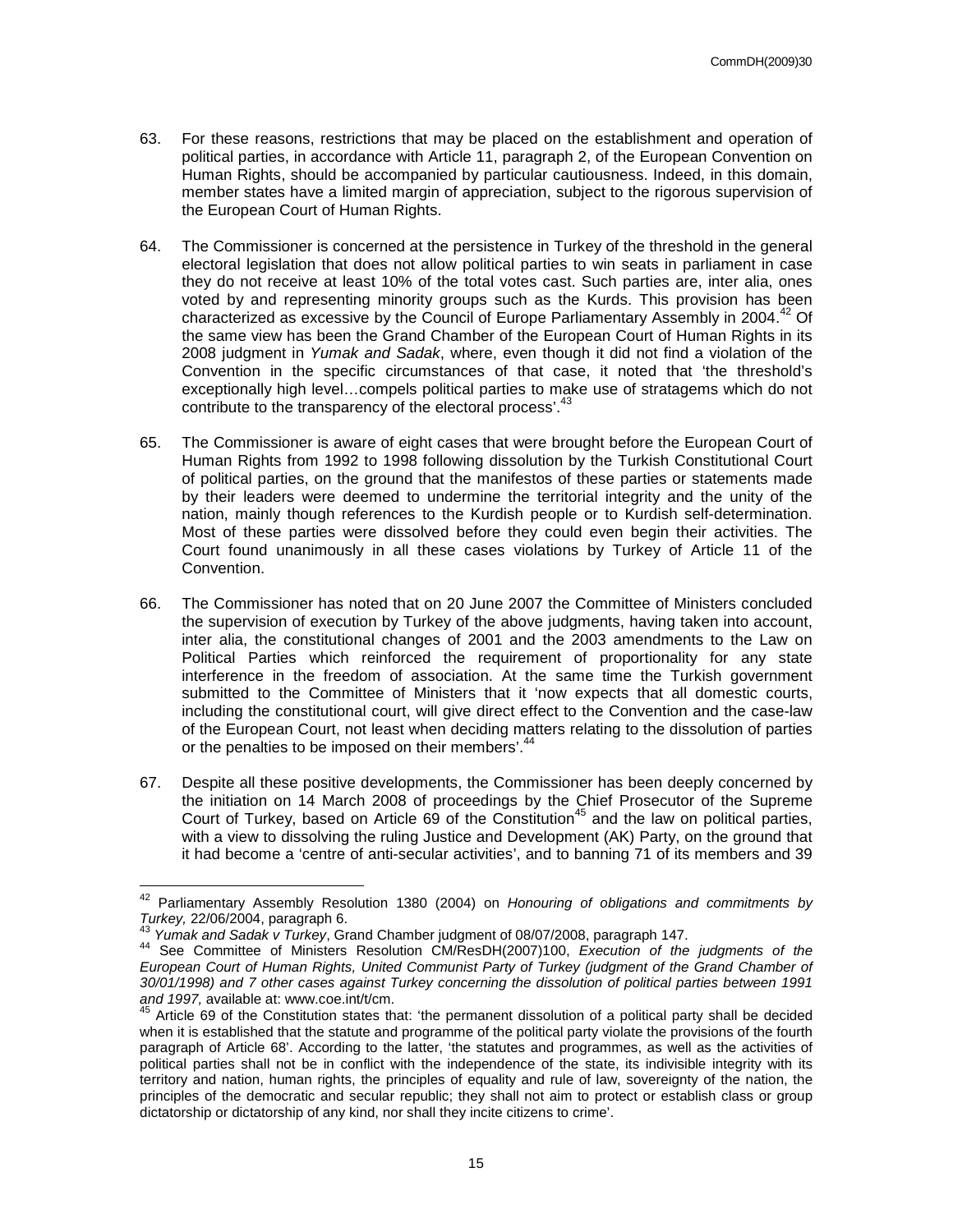63. For these reasons, restrictions that may be placed on the establishment and operation of political parties, in accordance with Article 11, paragraph 2, of the European Convention on Human Rights, should be accompanied by particular cautiousness. Indeed, in this domain, member states have a limited margin of appreciation, subject to the rigorous supervision of the European Court of Human Rights.

64. The Commissioner is concerned at the persistence in Turkey of the threshold in the general electoral legislation that does not allow political parties to win seats in parliament in case they do not receive at least 10% of the total votes cast. Such parties are, inter alia, ones voted by and representing minority groups such as the Kurds. This provision has been characterized as excessive by the Council of Europe Parliamentary Assembly in 2004.[42] Of the same view has been the Grand Chamber of the European Court of Human Rights in its 2008 judgment in *Yumak and Sadak*, where, even though it did not find a violation of the Convention in the specific circumstances of that case, it noted that 'the threshold's exceptionally high level…compels political parties to make use of stratagems which do not contribute to the transparency of the electoral process'.[43]

65. The Commissioner is aware of eight cases that were brought before the European Court of Human Rights from 1992 to 1998 following dissolution by the Turkish Constitutional Court of political parties, on the ground that the manifestos of these parties or statements made by their leaders were deemed to undermine the territorial integrity and the unity of the nation, mainly though references to the Kurdish people or to Kurdish self-determination. Most of these parties were dissolved before they could even begin their activities. The Court found unanimously in all these cases violations by Turkey of Article 11 of the Convention.

66. The Commissioner has noted that on 20 June 2007 the Committee of Ministers concluded the supervision of execution by Turkey of the above judgments, having taken into account, inter alia, the constitutional changes of 2001 and the 2003 amendments to the Law on Political Parties which reinforced the requirement of proportionality for any state interference in the freedom of association. At the same time the Turkish government submitted to the Committee of Ministers that it 'now expects that all domestic courts, including the constitutional court, will give direct effect to the Convention and the case-law of the European Court, not least when deciding matters relating to the dissolution of parties or the penalties to be imposed on their members'.[44]

67. Despite all these positive developments, the Commissioner has been deeply concerned by the initiation on 14 March 2008 of proceedings by the Chief Prosecutor of the Supreme Court of Turkey, based on Article 69 of the Constitution[45] and the law on political parties, with a view to dissolving the ruling Justice and Development (AK) Party, on the ground that it had become a 'centre of anti-secular activities', and to banning 71 of its members and 39

---

[42] Parliamentary Assembly Resolution 1380 (2004) on *Honouring of obligations and commitments by Turkey,* 22/06/2004, paragraph 6.

[43] *Yumak and Sadak v Turkey*, Grand Chamber judgment of 08/07/2008, paragraph 147.

[44] See Committee of Ministers Resolution CM/ResDH(2007)100, *Execution of the judgments of the European Court of Human Rights, United Communist Party of Turkey (judgment of the Grand Chamber of 30/01/1998) and 7 other cases against Turkey concerning the dissolution of political parties between 1991 and 1997,* available at: www.coe.int/t/cm.

[45] Article 69 of the Constitution states that: 'the permanent dissolution of a political party shall be decided when it is established that the statute and programme of the political party violate the provisions of the fourth paragraph of Article 68'. According to the latter, 'the statutes and programmes, as well as the activities of political parties shall not be in conflict with the independence of the state, its indivisible integrity with its territory and nation, human rights, the principles of equality and rule of law, sovereignty of the nation, the principles of the democratic and secular republic; they shall not aim to protect or establish class or group dictatorship or dictatorship of any kind, nor shall they incite citizens to crime'.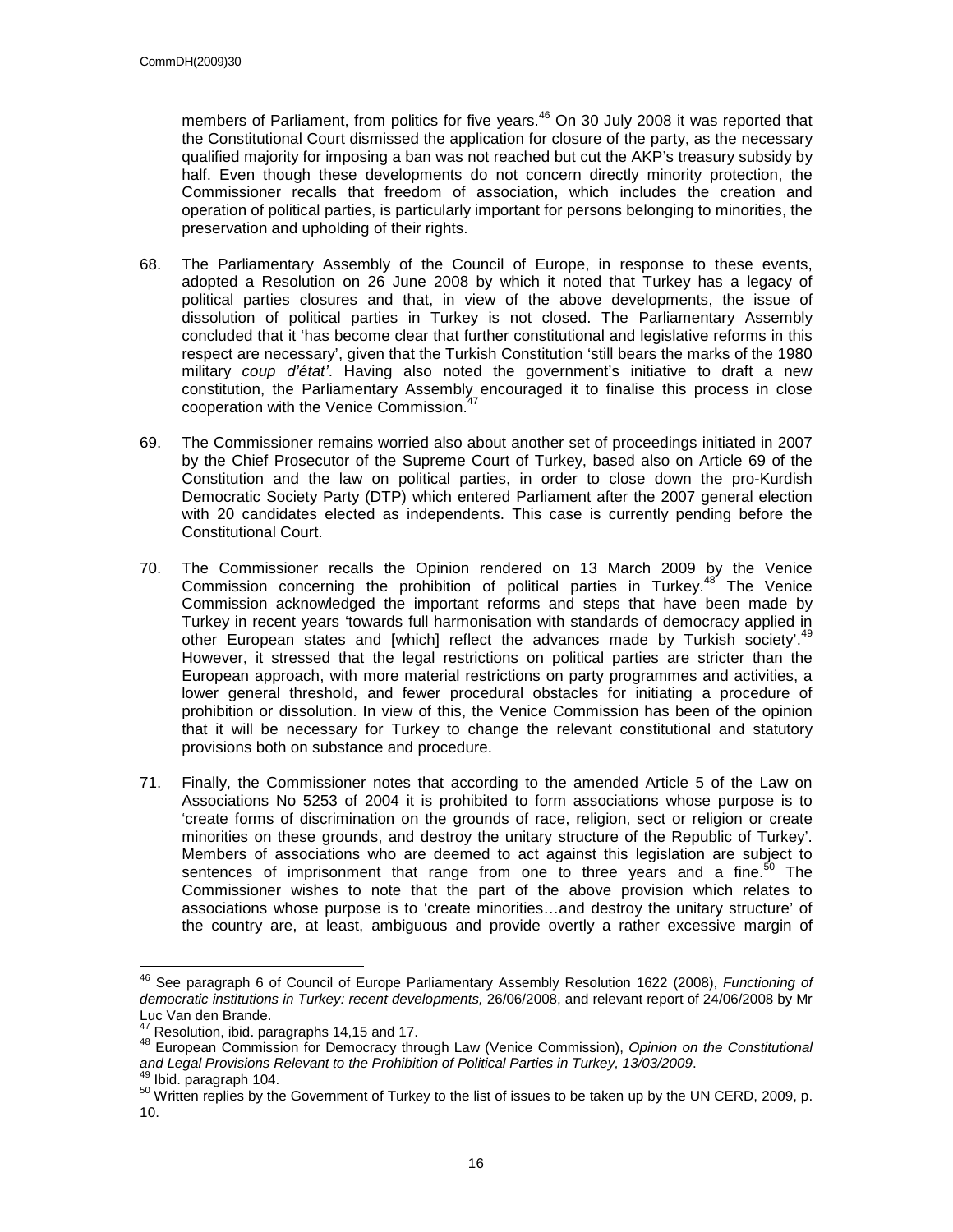members of Parliament, from politics for five years.[46] On 30 July 2008 it was reported that the Constitutional Court dismissed the application for closure of the party, as the necessary qualified majority for imposing a ban was not reached but cut the AKP's treasury subsidy by half. Even though these developments do not concern directly minority protection, the Commissioner recalls that freedom of association, which includes the creation and operation of political parties, is particularly important for persons belonging to minorities, the preservation and upholding of their rights.

68. The Parliamentary Assembly of the Council of Europe, in response to these events, adopted a Resolution on 26 June 2008 by which it noted that Turkey has a legacy of political parties closures and that, in view of the above developments, the issue of dissolution of political parties in Turkey is not closed. The Parliamentary Assembly concluded that it 'has become clear that further constitutional and legislative reforms in this respect are necessary', given that the Turkish Constitution 'still bears the marks of the 1980 military *coup d'état*'. Having also noted the government's initiative to draft a new constitution, the Parliamentary Assembly encouraged it to finalise this process in close cooperation with the Venice Commission.[47]

69. The Commissioner remains worried also about another set of proceedings initiated in 2007 by the Chief Prosecutor of the Supreme Court of Turkey, based also on Article 69 of the Constitution and the law on political parties, in order to close down the pro-Kurdish Democratic Society Party (DTP) which entered Parliament after the 2007 general election with 20 candidates elected as independents. This case is currently pending before the Constitutional Court.

70. The Commissioner recalls the Opinion rendered on 13 March 2009 by the Venice Commission concerning the prohibition of political parties in Turkey.[48] The Venice Commission acknowledged the important reforms and steps that have been made by Turkey in recent years 'towards full harmonisation with standards of democracy applied in other European states and [which] reflect the advances made by Turkish society'.[49] However, it stressed that the legal restrictions on political parties are stricter than the European approach, with more material restrictions on party programmes and activities, a lower general threshold, and fewer procedural obstacles for initiating a procedure of prohibition or dissolution. In view of this, the Venice Commission has been of the opinion that it will be necessary for Turkey to change the relevant constitutional and statutory provisions both on substance and procedure.

71. Finally, the Commissioner notes that according to the amended Article 5 of the Law on Associations No 5253 of 2004 it is prohibited to form associations whose purpose is to 'create forms of discrimination on the grounds of race, religion, sect or religion or create minorities on these grounds, and destroy the unitary structure of the Republic of Turkey'. Members of associations who are deemed to act against this legislation are subject to sentences of imprisonment that range from one to three years and a fine.[50] The Commissioner wishes to note that the part of the above provision which relates to associations whose purpose is to 'create minorities…and destroy the unitary structure' of the country are, at least, ambiguous and provide overtly a rather excessive margin of

---

[46] See paragraph 6 of Council of Europe Parliamentary Assembly Resolution 1622 (2008), *Functioning of democratic institutions in Turkey: recent developments,* 26/06/2008, and relevant report of 24/06/2008 by Mr Luc Van den Brande.

[47] Resolution, ibid. paragraphs 14,15 and 17.

[48] European Commission for Democracy through Law (Venice Commission), *Opinion on the Constitutional and Legal Provisions Relevant to the Prohibition of Political Parties in Turkey, 13/03/2009*.

[49] Ibid. paragraph 104.

[50] Written replies by the Government of Turkey to the list of issues to be taken up by the UN CERD, 2009, p. 10.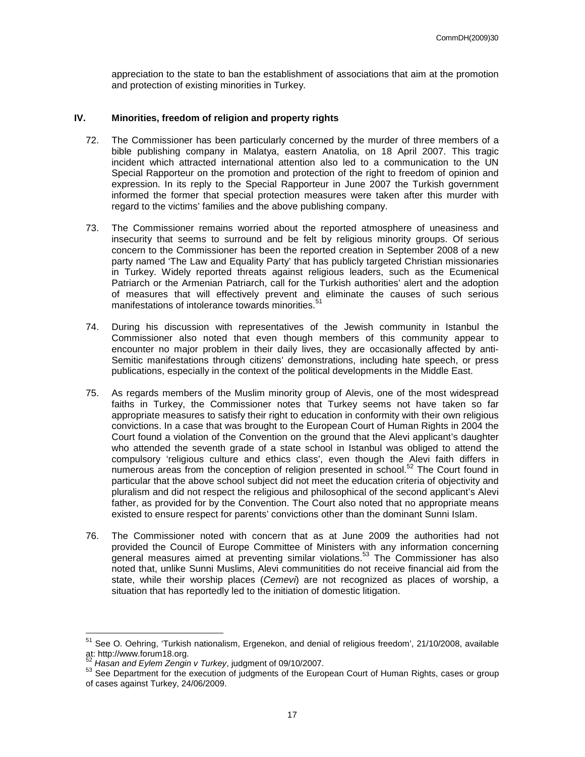appreciation to the state to ban the establishment of associations that aim at the promotion and protection of existing minorities in Turkey.

## IV. Minorities, freedom of religion and property rights

72. The Commissioner has been particularly concerned by the murder of three members of a bible publishing company in Malatya, eastern Anatolia, on 18 April 2007. This tragic incident which attracted international attention also led to a communication to the UN Special Rapporteur on the promotion and protection of the right to freedom of opinion and expression. In its reply to the Special Rapporteur in June 2007 the Turkish government informed the former that special protection measures were taken after this murder with regard to the victims' families and the above publishing company.

73. The Commissioner remains worried about the reported atmosphere of uneasiness and insecurity that seems to surround and be felt by religious minority groups. Of serious concern to the Commissioner has been the reported creation in September 2008 of a new party named 'The Law and Equality Party' that has publicly targeted Christian missionaries in Turkey. Widely reported threats against religious leaders, such as the Ecumenical Patriarch or the Armenian Patriarch, call for the Turkish authorities' alert and the adoption of measures that will effectively prevent and eliminate the causes of such serious manifestations of intolerance towards minorities.[51]

74. During his discussion with representatives of the Jewish community in Istanbul the Commissioner also noted that even though members of this community appear to encounter no major problem in their daily lives, they are occasionally affected by anti-Semitic manifestations through citizens' demonstrations, including hate speech, or press publications, especially in the context of the political developments in the Middle East.

75. As regards members of the Muslim minority group of Alevis, one of the most widespread faiths in Turkey, the Commissioner notes that Turkey seems not have taken so far appropriate measures to satisfy their right to education in conformity with their own religious convictions. In a case that was brought to the European Court of Human Rights in 2004 the Court found a violation of the Convention on the ground that the Alevi applicant's daughter who attended the seventh grade of a state school in Istanbul was obliged to attend the compulsory 'religious culture and ethics class', even though the Alevi faith differs in numerous areas from the conception of religion presented in school.[52] The Court found in particular that the above school subject did not meet the education criteria of objectivity and pluralism and did not respect the religious and philosophical of the second applicant's Alevi father, as provided for by the Convention. The Court also noted that no appropriate means existed to ensure respect for parents' convictions other than the dominant Sunni Islam.

76. The Commissioner noted with concern that as at June 2009 the authorities had not provided the Council of Europe Committee of Ministers with any information concerning general measures aimed at preventing similar violations.[53] The Commissioner has also noted that, unlike Sunni Muslims, Alevi communitities do not receive financial aid from the state, while their worship places (*Cemevi*) are not recognized as places of worship, a situation that has reportedly led to the initiation of domestic litigation.

---

[51] See O. Oehring, 'Turkish nationalism, Ergenekon, and denial of religious freedom', 21/10/2008, available at: http://www.forum18.org.

[52] *Hasan and Eylem Zengin v Turkey*, judgment of 09/10/2007.

[53] See Department for the execution of judgments of the European Court of Human Rights, cases or group of cases against Turkey, 24/06/2009.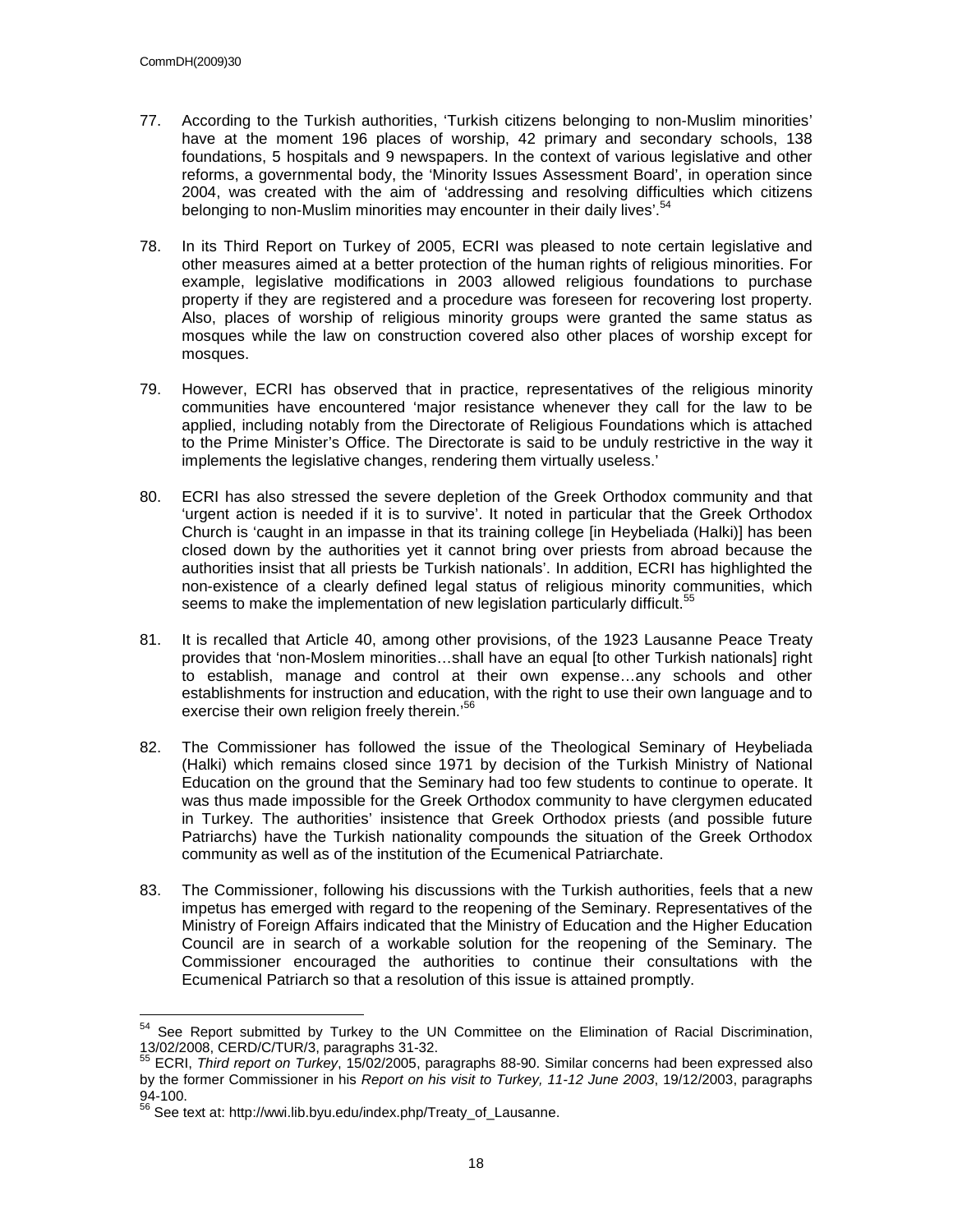77. According to the Turkish authorities, 'Turkish citizens belonging to non-Muslim minorities' have at the moment 196 places of worship, 42 primary and secondary schools, 138 foundations, 5 hospitals and 9 newspapers. In the context of various legislative and other reforms, a governmental body, the 'Minority Issues Assessment Board', in operation since 2004, was created with the aim of 'addressing and resolving difficulties which citizens belonging to non-Muslim minorities may encounter in their daily lives'.[54]

78. In its Third Report on Turkey of 2005, ECRI was pleased to note certain legislative and other measures aimed at a better protection of the human rights of religious minorities. For example, legislative modifications in 2003 allowed religious foundations to purchase property if they are registered and a procedure was foreseen for recovering lost property. Also, places of worship of religious minority groups were granted the same status as mosques while the law on construction covered also other places of worship except for mosques.

79. However, ECRI has observed that in practice, representatives of the religious minority communities have encountered 'major resistance whenever they call for the law to be applied, including notably from the Directorate of Religious Foundations which is attached to the Prime Minister's Office. The Directorate is said to be unduly restrictive in the way it implements the legislative changes, rendering them virtually useless.'

80. ECRI has also stressed the severe depletion of the Greek Orthodox community and that 'urgent action is needed if it is to survive'. It noted in particular that the Greek Orthodox Church is 'caught in an impasse in that its training college [in Heybeliada (Halki)] has been closed down by the authorities yet it cannot bring over priests from abroad because the authorities insist that all priests be Turkish nationals'. In addition, ECRI has highlighted the non-existence of a clearly defined legal status of religious minority communities, which seems to make the implementation of new legislation particularly difficult.[55]

81. It is recalled that Article 40, among other provisions, of the 1923 Lausanne Peace Treaty provides that 'non-Moslem minorities…shall have an equal [to other Turkish nationals] right to establish, manage and control at their own expense…any schools and other establishments for instruction and education, with the right to use their own language and to exercise their own religion freely therein.'[56]

82. The Commissioner has followed the issue of the Theological Seminary of Heybeliada (Halki) which remains closed since 1971 by decision of the Turkish Ministry of National Education on the ground that the Seminary had too few students to continue to operate. It was thus made impossible for the Greek Orthodox community to have clergymen educated in Turkey. The authorities' insistence that Greek Orthodox priests (and possible future Patriarchs) have the Turkish nationality compounds the situation of the Greek Orthodox community as well as of the institution of the Ecumenical Patriarchate.

83. The Commissioner, following his discussions with the Turkish authorities, feels that a new impetus has emerged with regard to the reopening of the Seminary. Representatives of the Ministry of Foreign Affairs indicated that the Ministry of Education and the Higher Education Council are in search of a workable solution for the reopening of the Seminary. The Commissioner encouraged the authorities to continue their consultations with the Ecumenical Patriarch so that a resolution of this issue is attained promptly.

---

[54] See Report submitted by Turkey to the UN Committee on the Elimination of Racial Discrimination, 13/02/2008, CERD/C/TUR/3, paragraphs 31-32.

[55] ECRI, *Third report on Turkey*, 15/02/2005, paragraphs 88-90. Similar concerns had been expressed also by the former Commissioner in his *Report on his visit to Turkey, 11-12 June 2003*, 19/12/2003, paragraphs 94-100.

[56] See text at: http://wwi.lib.byu.edu/index.php/Treaty_of_Lausanne.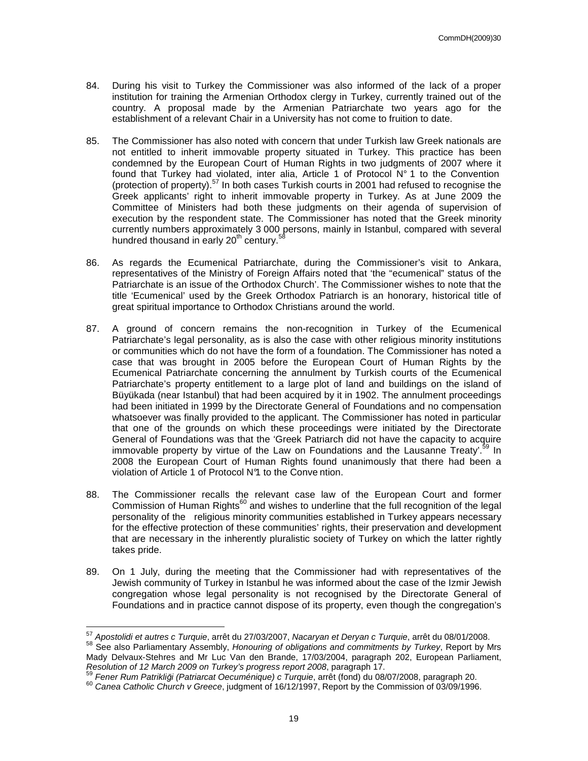84. During his visit to Turkey the Commissioner was also informed of the lack of a proper institution for training the Armenian Orthodox clergy in Turkey, currently trained out of the country. A proposal made by the Armenian Patriarchate two years ago for the establishment of a relevant Chair in a University has not come to fruition to date.

85. The Commissioner has also noted with concern that under Turkish law Greek nationals are not entitled to inherit immovable property situated in Turkey. This practice has been condemned by the European Court of Human Rights in two judgments of 2007 where it found that Turkey had violated, inter alia, Article 1 of Protocol N° 1 to the Convention (protection of property).[57] In both cases Turkish courts in 2001 had refused to recognise the Greek applicants' right to inherit immovable property in Turkey. As at June 2009 the Committee of Ministers had both these judgments on their agenda of supervision of execution by the respondent state. The Commissioner has noted that the Greek minority currently numbers approximately 3 000 persons, mainly in Istanbul, compared with several hundred thousand in early 20th century.[58]

86. As regards the Ecumenical Patriarchate, during the Commissioner's visit to Ankara, representatives of the Ministry of Foreign Affairs noted that 'the "ecumenical" status of the Patriarchate is an issue of the Orthodox Church'. The Commissioner wishes to note that the title 'Ecumenical' used by the Greek Orthodox Patriarch is an honorary, historical title of great spiritual importance to Orthodox Christians around the world.

87. A ground of concern remains the non-recognition in Turkey of the Ecumenical Patriarchate's legal personality, as is also the case with other religious minority institutions or communities which do not have the form of a foundation. The Commissioner has noted a case that was brought in 2005 before the European Court of Human Rights by the Ecumenical Patriarchate concerning the annulment by Turkish courts of the Ecumenical Patriarchate's property entitlement to a large plot of land and buildings on the island of Büyükada (near Istanbul) that had been acquired by it in 1902. The annulment proceedings had been initiated in 1999 by the Directorate General of Foundations and no compensation whatsoever was finally provided to the applicant. The Commissioner has noted in particular that one of the grounds on which these proceedings were initiated by the Directorate General of Foundations was that the 'Greek Patriarch did not have the capacity to acquire immovable property by virtue of the Law on Foundations and the Lausanne Treaty'.[59] In 2008 the European Court of Human Rights found unanimously that there had been a violation of Article 1 of Protocol N°1 to the Convention.

88. The Commissioner recalls the relevant case law of the European Court and former Commission of Human Rights[60] and wishes to underline that the full recognition of the legal personality of the religious minority communities established in Turkey appears necessary for the effective protection of these communities' rights, their preservation and development that are necessary in the inherently pluralistic society of Turkey on which the latter rightly takes pride.

89. On 1 July, during the meeting that the Commissioner had with representatives of the Jewish community of Turkey in Istanbul he was informed about the case of the Izmir Jewish congregation whose legal personality is not recognised by the Directorate General of Foundations and in practice cannot dispose of its property, even though the congregation's

---

[57] *Apostolidi et autres c Turquie*, arrêt du 27/03/2007, *Nacaryan et Deryan c Turquie*, arrêt du 08/01/2008.

[58] See also Parliamentary Assembly, *Honouring of obligations and commitments by Turkey*, Report by Mrs Mady Delvaux-Stehres and Mr Luc Van den Brande, 17/03/2004, paragraph 202, European Parliament, *Resolution of 12 March 2009 on Turkey's progress report 2008*, paragraph 17.

[59] *Fener Rum Patrikliği (Patriarcat Oecuménique) c Turquie*, arrêt (fond) du 08/07/2008, paragraph 20.

[60] *Canea Catholic Church v Greece*, judgment of 16/12/1997, Report by the Commission of 03/09/1996.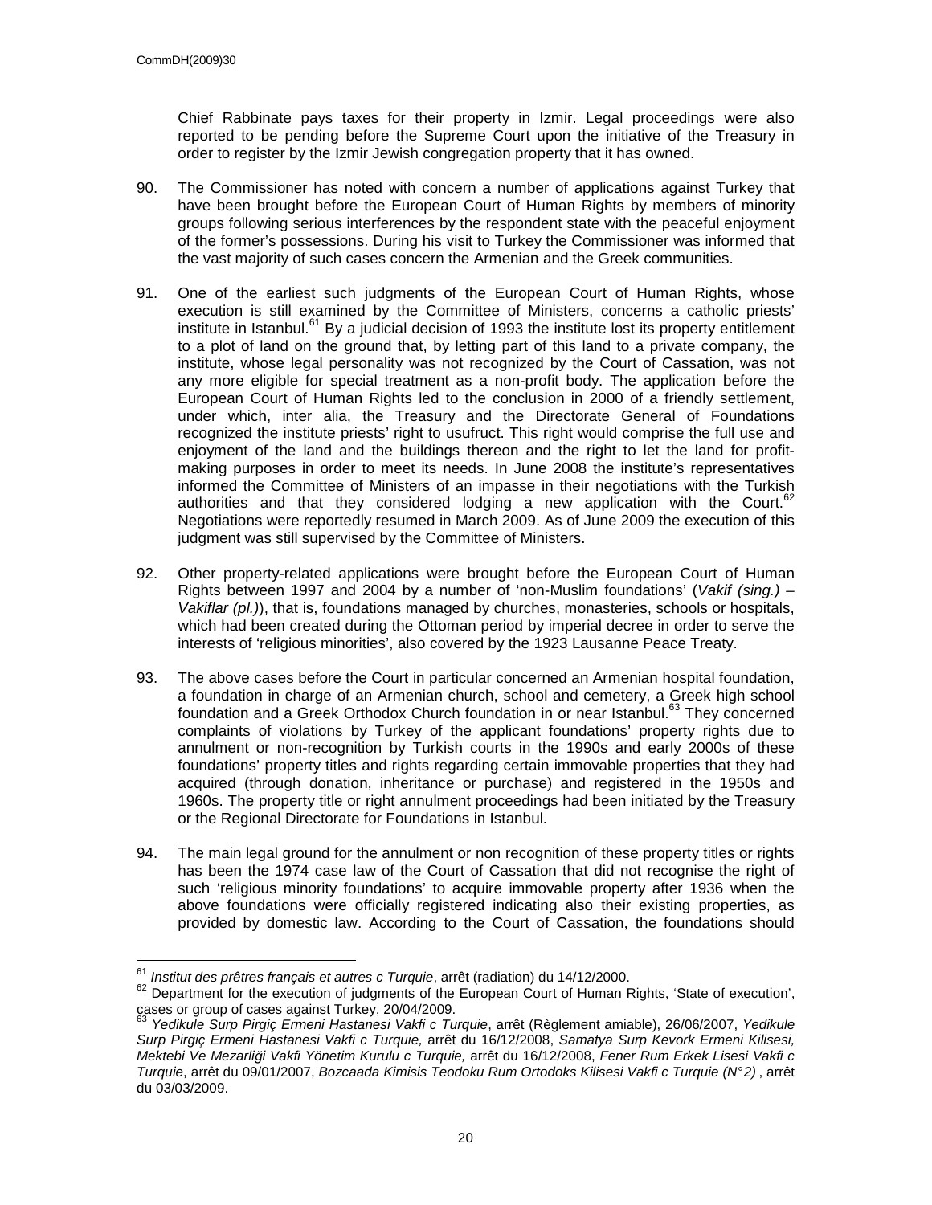Chief Rabbinate pays taxes for their property in Izmir. Legal proceedings were also reported to be pending before the Supreme Court upon the initiative of the Treasury in order to register by the Izmir Jewish congregation property that it has owned.

90. The Commissioner has noted with concern a number of applications against Turkey that have been brought before the European Court of Human Rights by members of minority groups following serious interferences by the respondent state with the peaceful enjoyment of the former's possessions. During his visit to Turkey the Commissioner was informed that the vast majority of such cases concern the Armenian and the Greek communities.

91. One of the earliest such judgments of the European Court of Human Rights, whose execution is still examined by the Committee of Ministers, concerns a catholic priests' institute in Istanbul.[61] By a judicial decision of 1993 the institute lost its property entitlement to a plot of land on the ground that, by letting part of this land to a private company, the institute, whose legal personality was not recognized by the Court of Cassation, was not any more eligible for special treatment as a non-profit body. The application before the European Court of Human Rights led to the conclusion in 2000 of a friendly settlement, under which, inter alia, the Treasury and the Directorate General of Foundations recognized the institute priests' right to usufruct. This right would comprise the full use and enjoyment of the land and the buildings thereon and the right to let the land for profit-making purposes in order to meet its needs. In June 2008 the institute's representatives informed the Committee of Ministers of an impasse in their negotiations with the Turkish authorities and that they considered lodging a new application with the Court.[62] Negotiations were reportedly resumed in March 2009. As of June 2009 the execution of this judgment was still supervised by the Committee of Ministers.

92. Other property-related applications were brought before the European Court of Human Rights between 1997 and 2004 by a number of 'non-Muslim foundations' (*Vakif (sing.) – Vakiflar (pl.)*), that is, foundations managed by churches, monasteries, schools or hospitals, which had been created during the Ottoman period by imperial decree in order to serve the interests of 'religious minorities', also covered by the 1923 Lausanne Peace Treaty.

93. The above cases before the Court in particular concerned an Armenian hospital foundation, a foundation in charge of an Armenian church, school and cemetery, a Greek high school foundation and a Greek Orthodox Church foundation in or near Istanbul.[63] They concerned complaints of violations by Turkey of the applicant foundations' property rights due to annulment or non-recognition by Turkish courts in the 1990s and early 2000s of these foundations' property titles and rights regarding certain immovable properties that they had acquired (through donation, inheritance or purchase) and registered in the 1950s and 1960s. The property title or right annulment proceedings had been initiated by the Treasury or the Regional Directorate for Foundations in Istanbul.

94. The main legal ground for the annulment or non recognition of these property titles or rights has been the 1974 case law of the Court of Cassation that did not recognise the right of such 'religious minority foundations' to acquire immovable property after 1936 when the above foundations were officially registered indicating also their existing properties, as provided by domestic law. According to the Court of Cassation, the foundations should

---

[61] *Institut des prêtres français et autres c Turquie*, arrêt (radiation) du 14/12/2000.

[62] Department for the execution of judgments of the European Court of Human Rights, 'State of execution', cases or group of cases against Turkey, 20/04/2009.

[63] *Yedikule Surp Pirgiç Ermeni Hastanesi Vakfi c Turquie*, arrêt (Règlement amiable), 26/06/2007, *Yedikule Surp Pirgiç Ermeni Hastanesi Vakfi c Turquie,* arrêt du 16/12/2008, *Samatya Surp Kevork Ermeni Kilisesi, Mektebi Ve Mezarliği Vakfi Yönetim Kurulu c Turquie,* arrêt du 16/12/2008, *Fener Rum Erkek Lisesi Vakfi c Turquie*, arrêt du 09/01/2007, *Bozcaada Kimisis Teodoku Rum Ortodoks Kilisesi Vakfi c Turquie (N°2)* , arrêt du 03/03/2009.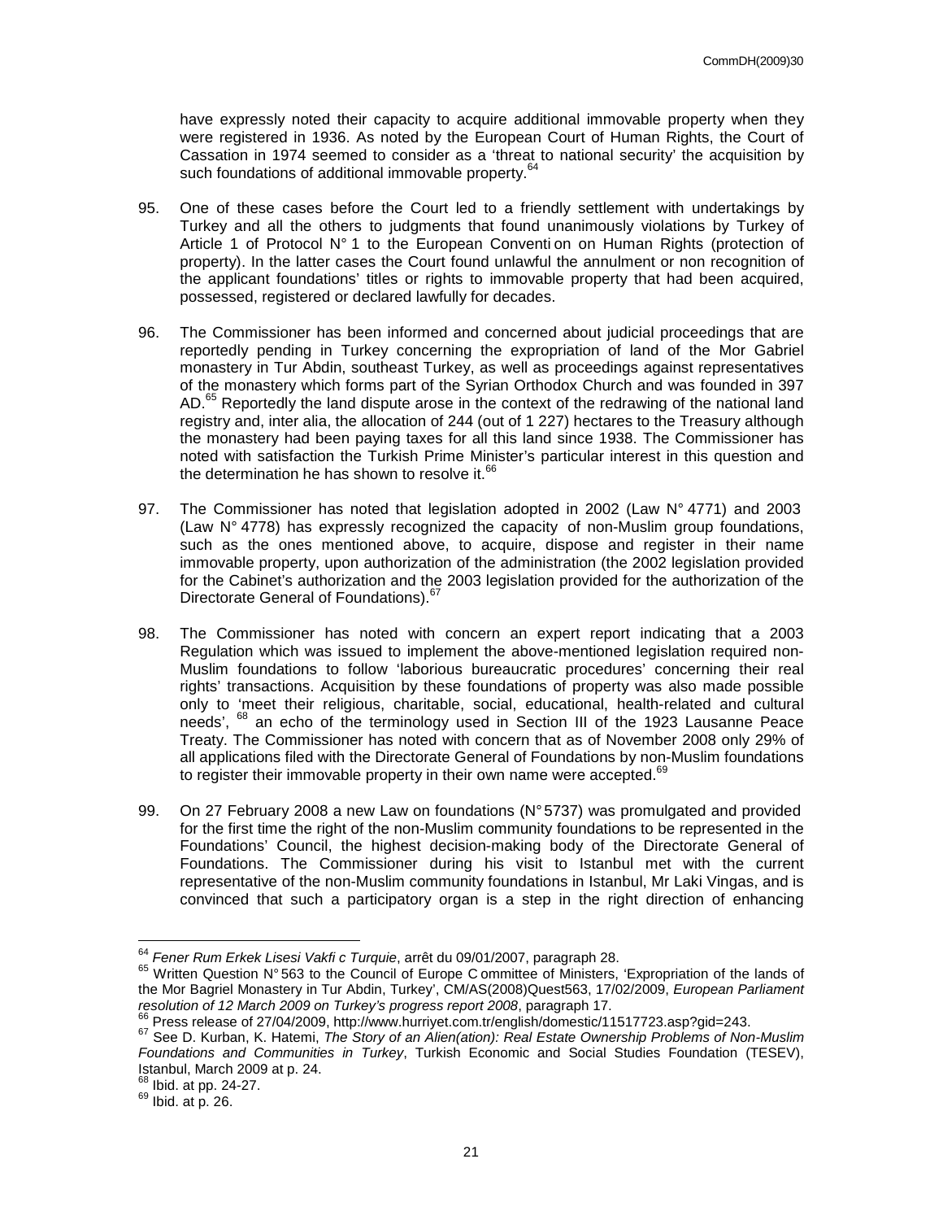have expressly noted their capacity to acquire additional immovable property when they were registered in 1936. As noted by the European Court of Human Rights, the Court of Cassation in 1974 seemed to consider as a 'threat to national security' the acquisition by such foundations of additional immovable property.[64]

95. One of these cases before the Court led to a friendly settlement with undertakings by Turkey and all the others to judgments that found unanimously violations by Turkey of Article 1 of Protocol N° 1 to the European Convention on Human Rights (protection of property). In the latter cases the Court found unlawful the annulment or non recognition of the applicant foundations' titles or rights to immovable property that had been acquired, possessed, registered or declared lawfully for decades.

96. The Commissioner has been informed and concerned about judicial proceedings that are reportedly pending in Turkey concerning the expropriation of land of the Mor Gabriel monastery in Tur Abdin, southeast Turkey, as well as proceedings against representatives of the monastery which forms part of the Syrian Orthodox Church and was founded in 397 AD.[65] Reportedly the land dispute arose in the context of the redrawing of the national land registry and, inter alia, the allocation of 244 (out of 1 227) hectares to the Treasury although the monastery had been paying taxes for all this land since 1938. The Commissioner has noted with satisfaction the Turkish Prime Minister's particular interest in this question and the determination he has shown to resolve it.[66]

97. The Commissioner has noted that legislation adopted in 2002 (Law N° 4771) and 2003 (Law N° 4778) has expressly recognized the capacity of non-Muslim group foundations, such as the ones mentioned above, to acquire, dispose and register in their name immovable property, upon authorization of the administration (the 2002 legislation provided for the Cabinet's authorization and the 2003 legislation provided for the authorization of the Directorate General of Foundations).[67]

98. The Commissioner has noted with concern an expert report indicating that a 2003 Regulation which was issued to implement the above-mentioned legislation required non-Muslim foundations to follow 'laborious bureaucratic procedures' concerning their real rights' transactions. Acquisition by these foundations of property was also made possible only to 'meet their religious, charitable, social, educational, health-related and cultural needs', [68] an echo of the terminology used in Section III of the 1923 Lausanne Peace Treaty. The Commissioner has noted with concern that as of November 2008 only 29% of all applications filed with the Directorate General of Foundations by non-Muslim foundations to register their immovable property in their own name were accepted.[69]

99. On 27 February 2008 a new Law on foundations (N° 5737) was promulgated and provided for the first time the right of the non-Muslim community foundations to be represented in the Foundations' Council, the highest decision-making body of the Directorate General of Foundations. The Commissioner during his visit to Istanbul met with the current representative of the non-Muslim community foundations in Istanbul, Mr Laki Vingas, and is convinced that such a participatory organ is a step in the right direction of enhancing

---

[64] *Fener Rum Erkek Lisesi Vakfi c Turquie*, arrêt du 09/01/2007, paragraph 28.

[65] Written Question N° 563 to the Council of Europe Committee of Ministers, 'Expropriation of the lands of the Mor Bagriel Monastery in Tur Abdin, Turkey', CM/AS(2008)Quest563, 17/02/2009, *European Parliament resolution of 12 March 2009 on Turkey's progress report 2008*, paragraph 17.

[66] Press release of 27/04/2009, http://www.hurriyet.com.tr/english/domestic/11517723.asp?gid=243.

[67] See D. Kurban, K. Hatemi, *The Story of an Alien(ation): Real Estate Ownership Problems of Non-Muslim Foundations and Communities in Turkey*, Turkish Economic and Social Studies Foundation (TESEV), Istanbul, March 2009 at p. 24.

[68] Ibid. at pp. 24-27.

[69] Ibid. at p. 26.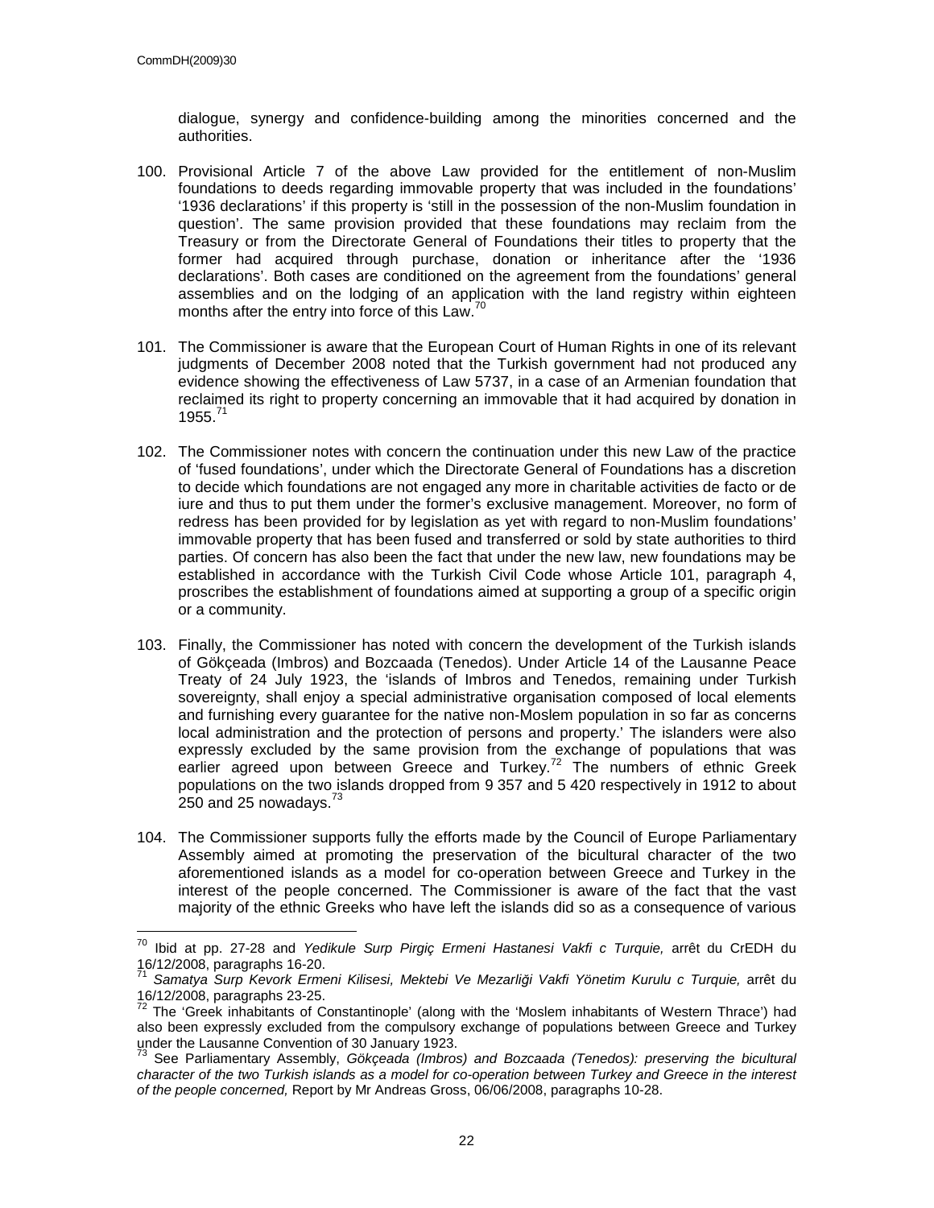dialogue, synergy and confidence-building among the minorities concerned and the authorities.

100. Provisional Article 7 of the above Law provided for the entitlement of non-Muslim foundations to deeds regarding immovable property that was included in the foundations' '1936 declarations' if this property is 'still in the possession of the non-Muslim foundation in question'. The same provision provided that these foundations may reclaim from the Treasury or from the Directorate General of Foundations their titles to property that the former had acquired through purchase, donation or inheritance after the '1936 declarations'. Both cases are conditioned on the agreement from the foundations' general assemblies and on the lodging of an application with the land registry within eighteen months after the entry into force of this Law.[70]

101. The Commissioner is aware that the European Court of Human Rights in one of its relevant judgments of December 2008 noted that the Turkish government had not produced any evidence showing the effectiveness of Law 5737, in a case of an Armenian foundation that reclaimed its right to property concerning an immovable that it had acquired by donation in 1955.[71]

102. The Commissioner notes with concern the continuation under this new Law of the practice of 'fused foundations', under which the Directorate General of Foundations has a discretion to decide which foundations are not engaged any more in charitable activities de facto or de iure and thus to put them under the former's exclusive management. Moreover, no form of redress has been provided for by legislation as yet with regard to non-Muslim foundations' immovable property that has been fused and transferred or sold by state authorities to third parties. Of concern has also been the fact that under the new law, new foundations may be established in accordance with the Turkish Civil Code whose Article 101, paragraph 4, proscribes the establishment of foundations aimed at supporting a group of a specific origin or a community.

103. Finally, the Commissioner has noted with concern the development of the Turkish islands of Gökçeada (Imbros) and Bozcaada (Tenedos). Under Article 14 of the Lausanne Peace Treaty of 24 July 1923, the 'islands of Imbros and Tenedos, remaining under Turkish sovereignty, shall enjoy a special administrative organisation composed of local elements and furnishing every guarantee for the native non-Moslem population in so far as concerns local administration and the protection of persons and property.' The islanders were also expressly excluded by the same provision from the exchange of populations that was earlier agreed upon between Greece and Turkey.[72] The numbers of ethnic Greek populations on the two islands dropped from 9 357 and 5 420 respectively in 1912 to about 250 and 25 nowadays.[73]

104. The Commissioner supports fully the efforts made by the Council of Europe Parliamentary Assembly aimed at promoting the preservation of the bicultural character of the two aforementioned islands as a model for co-operation between Greece and Turkey in the interest of the people concerned. The Commissioner is aware of the fact that the vast majority of the ethnic Greeks who have left the islands did so as a consequence of various

---

[70] Ibid at pp. 27-28 and *Yedikule Surp Pirgiç Ermeni Hastanesi Vakfi c Turquie,* arrêt du CrEDH du 16/12/2008, paragraphs 16-20.

[71] *Samatya Surp Kevork Ermeni Kilisesi, Mektebi Ve Mezarliği Vakfi Yönetim Kurulu c Turquie,* arrêt du 16/12/2008, paragraphs 23-25.

[72] The 'Greek inhabitants of Constantinople' (along with the 'Moslem inhabitants of Western Thrace') had also been expressly excluded from the compulsory exchange of populations between Greece and Turkey under the Lausanne Convention of 30 January 1923.

[73] See Parliamentary Assembly, *Gökçeada (Imbros) and Bozcaada (Tenedos): preserving the bicultural character of the two Turkish islands as a model for co-operation between Turkey and Greece in the interest of the people concerned,* Report by Mr Andreas Gross, 06/06/2008, paragraphs 10-28.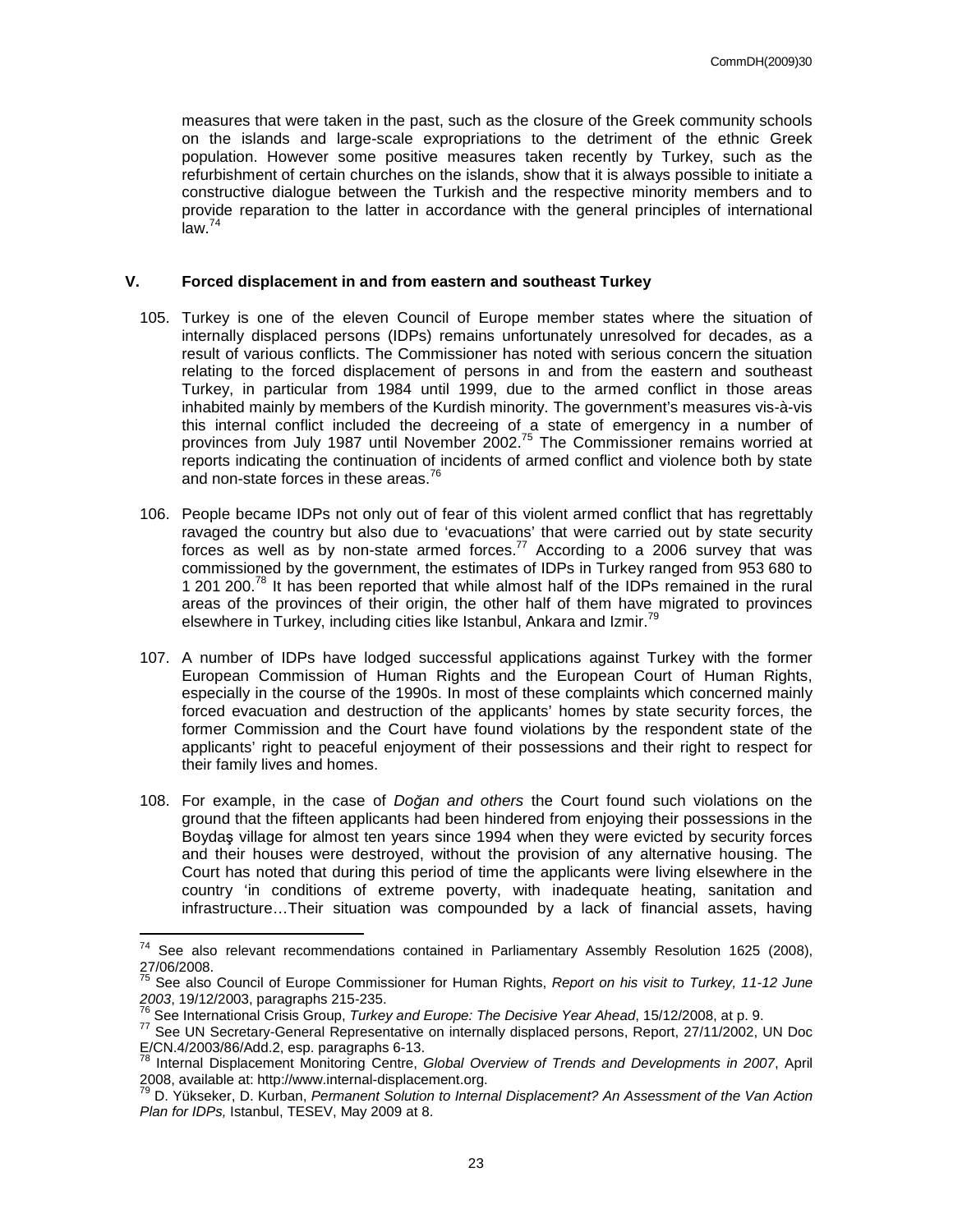measures that were taken in the past, such as the closure of the Greek community schools on the islands and large-scale expropriations to the detriment of the ethnic Greek population. However some positive measures taken recently by Turkey, such as the refurbishment of certain churches on the islands, show that it is always possible to initiate a constructive dialogue between the Turkish and the respective minority members and to provide reparation to the latter in accordance with the general principles of international law.[74]

## V. Forced displacement in and from eastern and southeast Turkey

105. Turkey is one of the eleven Council of Europe member states where the situation of internally displaced persons (IDPs) remains unfortunately unresolved for decades, as a result of various conflicts. The Commissioner has noted with serious concern the situation relating to the forced displacement of persons in and from the eastern and southeast Turkey, in particular from 1984 until 1999, due to the armed conflict in those areas inhabited mainly by members of the Kurdish minority. The government's measures vis-à-vis this internal conflict included the decreeing of a state of emergency in a number of provinces from July 1987 until November 2002.[75] The Commissioner remains worried at reports indicating the continuation of incidents of armed conflict and violence both by state and non-state forces in these areas.[76]

106. People became IDPs not only out of fear of this violent armed conflict that has regrettably ravaged the country but also due to 'evacuations' that were carried out by state security forces as well as by non-state armed forces.[77] According to a 2006 survey that was commissioned by the government, the estimates of IDPs in Turkey ranged from 953 680 to 1 201 200.[78] It has been reported that while almost half of the IDPs remained in the rural areas of the provinces of their origin, the other half of them have migrated to provinces elsewhere in Turkey, including cities like Istanbul, Ankara and Izmir.[79]

107. A number of IDPs have lodged successful applications against Turkey with the former European Commission of Human Rights and the European Court of Human Rights, especially in the course of the 1990s. In most of these complaints which concerned mainly forced evacuation and destruction of the applicants' homes by state security forces, the former Commission and the Court have found violations by the respondent state of the applicants' right to peaceful enjoyment of their possessions and their right to respect for their family lives and homes.

108. For example, in the case of *Doğan and others* the Court found such violations on the ground that the fifteen applicants had been hindered from enjoying their possessions in the Boydaş village for almost ten years since 1994 when they were evicted by security forces and their houses were destroyed, without the provision of any alternative housing. The Court has noted that during this period of time the applicants were living elsewhere in the country 'in conditions of extreme poverty, with inadequate heating, sanitation and infrastructure…Their situation was compounded by a lack of financial assets, having

---

[74] See also relevant recommendations contained in Parliamentary Assembly Resolution 1625 (2008), 27/06/2008.

[75] See also Council of Europe Commissioner for Human Rights, *Report on his visit to Turkey, 11-12 June 2003*, 19/12/2003, paragraphs 215-235.

[76] See International Crisis Group, *Turkey and Europe: The Decisive Year Ahead*, 15/12/2008, at p. 9.

[77] See UN Secretary-General Representative on internally displaced persons, Report, 27/11/2002, UN Doc E/CN.4/2003/86/Add.2, esp. paragraphs 6-13.

[78] Internal Displacement Monitoring Centre, *Global Overview of Trends and Developments in 2007*, April 2008, available at: http://www.internal-displacement.org.

[79] D. Yükseker, D. Kurban, *Permanent Solution to Internal Displacement? An Assessment of the Van Action Plan for IDPs,* Istanbul, TESEV, May 2009 at 8.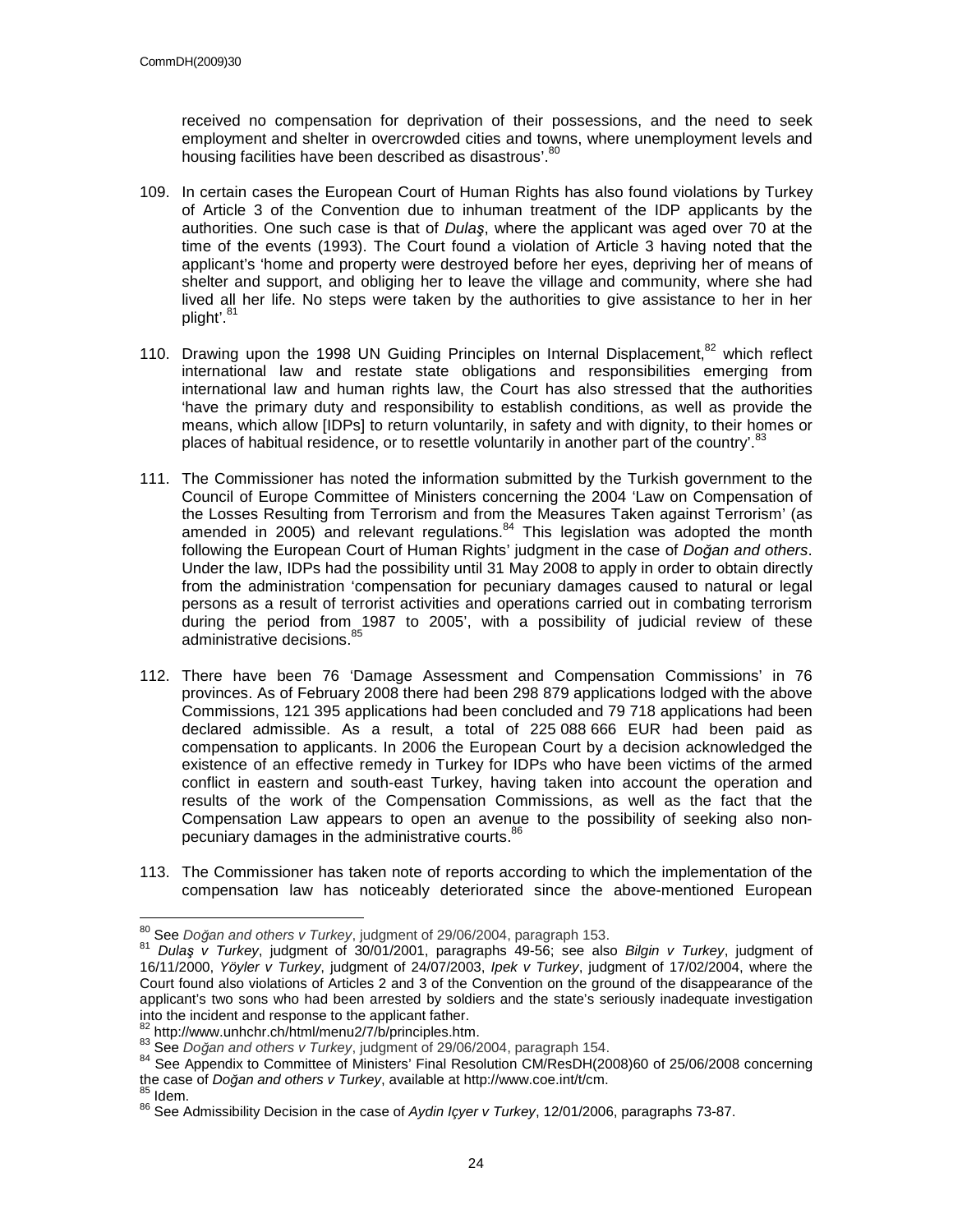received no compensation for deprivation of their possessions, and the need to seek employment and shelter in overcrowded cities and towns, where unemployment levels and housing facilities have been described as disastrous'.[80]

109. In certain cases the European Court of Human Rights has also found violations by Turkey of Article 3 of the Convention due to inhuman treatment of the IDP applicants by the authorities. One such case is that of *Dulaş*, where the applicant was aged over 70 at the time of the events (1993). The Court found a violation of Article 3 having noted that the applicant's 'home and property were destroyed before her eyes, depriving her of means of shelter and support, and obliging her to leave the village and community, where she had lived all her life. No steps were taken by the authorities to give assistance to her in her plight'.[81]

110. Drawing upon the 1998 UN Guiding Principles on Internal Displacement,[82] which reflect international law and restate state obligations and responsibilities emerging from international law and human rights law, the Court has also stressed that the authorities 'have the primary duty and responsibility to establish conditions, as well as provide the means, which allow [IDPs] to return voluntarily, in safety and with dignity, to their homes or places of habitual residence, or to resettle voluntarily in another part of the country'.[83]

111. The Commissioner has noted the information submitted by the Turkish government to the Council of Europe Committee of Ministers concerning the 2004 'Law on Compensation of the Losses Resulting from Terrorism and from the Measures Taken against Terrorism' (as amended in 2005) and relevant regulations.[84] This legislation was adopted the month following the European Court of Human Rights' judgment in the case of *Doğan and others*. Under the law, IDPs had the possibility until 31 May 2008 to apply in order to obtain directly from the administration 'compensation for pecuniary damages caused to natural or legal persons as a result of terrorist activities and operations carried out in combating terrorism during the period from 1987 to 2005', with a possibility of judicial review of these administrative decisions.[85]

112. There have been 76 'Damage Assessment and Compensation Commissions' in 76 provinces. As of February 2008 there had been 298 879 applications lodged with the above Commissions, 121 395 applications had been concluded and 79 718 applications had been declared admissible. As a result, a total of 225 088 666 EUR had been paid as compensation to applicants. In 2006 the European Court by a decision acknowledged the existence of an effective remedy in Turkey for IDPs who have been victims of the armed conflict in eastern and south-east Turkey, having taken into account the operation and results of the work of the Compensation Commissions, as well as the fact that the Compensation Law appears to open an avenue to the possibility of seeking also non-pecuniary damages in the administrative courts.[86]

113. The Commissioner has taken note of reports according to which the implementation of the compensation law has noticeably deteriorated since the above-mentioned European

---

[80] See *Doğan and others v Turkey*, judgment of 29/06/2004, paragraph 153.

[81] *Dulaş v Turkey*, judgment of 30/01/2001, paragraphs 49-56; see also *Bilgin v Turkey*, judgment of 16/11/2000, *Yöyler v Turkey*, judgment of 24/07/2003, *Ipek v Turkey*, judgment of 17/02/2004, where the Court found also violations of Articles 2 and 3 of the Convention on the ground of the disappearance of the applicant's two sons who had been arrested by soldiers and the state's seriously inadequate investigation into the incident and response to the applicant father.

[82] http://www.unhchr.ch/html/menu2/7/b/principles.htm.

[83] See *Doğan and others v Turkey*, judgment of 29/06/2004, paragraph 154.

[84] See Appendix to Committee of Ministers' Final Resolution CM/ResDH(2008)60 of 25/06/2008 concerning the case of *Doğan and others v Turkey*, available at http://www.coe.int/t/cm.

[85] Idem.

[86] See Admissibility Decision in the case of *Aydin Içyer v Turkey*, 12/01/2006, paragraphs 73-87.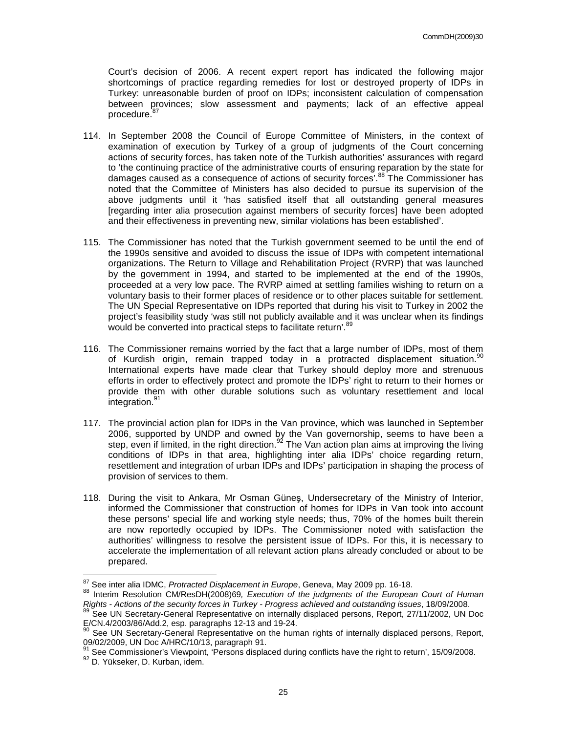Court's decision of 2006. A recent expert report has indicated the following major shortcomings of practice regarding remedies for lost or destroyed property of IDPs in Turkey: unreasonable burden of proof on IDPs; inconsistent calculation of compensation between provinces; slow assessment and payments; lack of an effective appeal procedure.[87]

114. In September 2008 the Council of Europe Committee of Ministers, in the context of examination of execution by Turkey of a group of judgments of the Court concerning actions of security forces, has taken note of the Turkish authorities' assurances with regard to 'the continuing practice of the administrative courts of ensuring reparation by the state for damages caused as a consequence of actions of security forces'.[88] The Commissioner has noted that the Committee of Ministers has also decided to pursue its supervision of the above judgments until it 'has satisfied itself that all outstanding general measures [regarding inter alia prosecution against members of security forces] have been adopted and their effectiveness in preventing new, similar violations has been established'.

115. The Commissioner has noted that the Turkish government seemed to be until the end of the 1990s sensitive and avoided to discuss the issue of IDPs with competent international organizations. The Return to Village and Rehabilitation Project (RVRP) that was launched by the government in 1994, and started to be implemented at the end of the 1990s, proceeded at a very low pace. The RVRP aimed at settling families wishing to return on a voluntary basis to their former places of residence or to other places suitable for settlement. The UN Special Representative on IDPs reported that during his visit to Turkey in 2002 the project's feasibility study 'was still not publicly available and it was unclear when its findings would be converted into practical steps to facilitate return'.[89]

116. The Commissioner remains worried by the fact that a large number of IDPs, most of them of Kurdish origin, remain trapped today in a protracted displacement situation.[90] International experts have made clear that Turkey should deploy more and strenuous efforts in order to effectively protect and promote the IDPs' right to return to their homes or provide them with other durable solutions such as voluntary resettlement and local integration.[91]

117. The provincial action plan for IDPs in the Van province, which was launched in September 2006, supported by UNDP and owned by the Van governorship, seems to have been a step, even if limited, in the right direction.[92] The Van action plan aims at improving the living conditions of IDPs in that area, highlighting inter alia IDPs' choice regarding return, resettlement and integration of urban IDPs and IDPs' participation in shaping the process of provision of services to them.

118. During the visit to Ankara, Mr Osman Güneş, Undersecretary of the Ministry of Interior, informed the Commissioner that construction of homes for IDPs in Van took into account these persons' special life and working style needs; thus, 70% of the homes built therein are now reportedly occupied by IDPs. The Commissioner noted with satisfaction the authorities' willingness to resolve the persistent issue of IDPs. For this, it is necessary to accelerate the implementation of all relevant action plans already concluded or about to be prepared.

---

[87] See inter alia IDMC, *Protracted Displacement in Europe*, Geneva, May 2009 pp. 16-18.

[88] Interim Resolution CM/ResDH(2008)69*, Execution of the judgments of the European Court of Human Rights - Actions of the security forces in Turkey - Progress achieved and outstanding issues*, 18/09/2008.

[89] See UN Secretary-General Representative on internally displaced persons, Report, 27/11/2002, UN Doc E/CN.4/2003/86/Add.2, esp. paragraphs 12-13 and 19-24.

[90] See UN Secretary-General Representative on the human rights of internally displaced persons, Report, 09/02/2009, UN Doc A/HRC/10/13, paragraph 91.

[91] See Commissioner's Viewpoint, 'Persons displaced during conflicts have the right to return', 15/09/2008.

[92] D. Yükseker, D. Kurban, idem.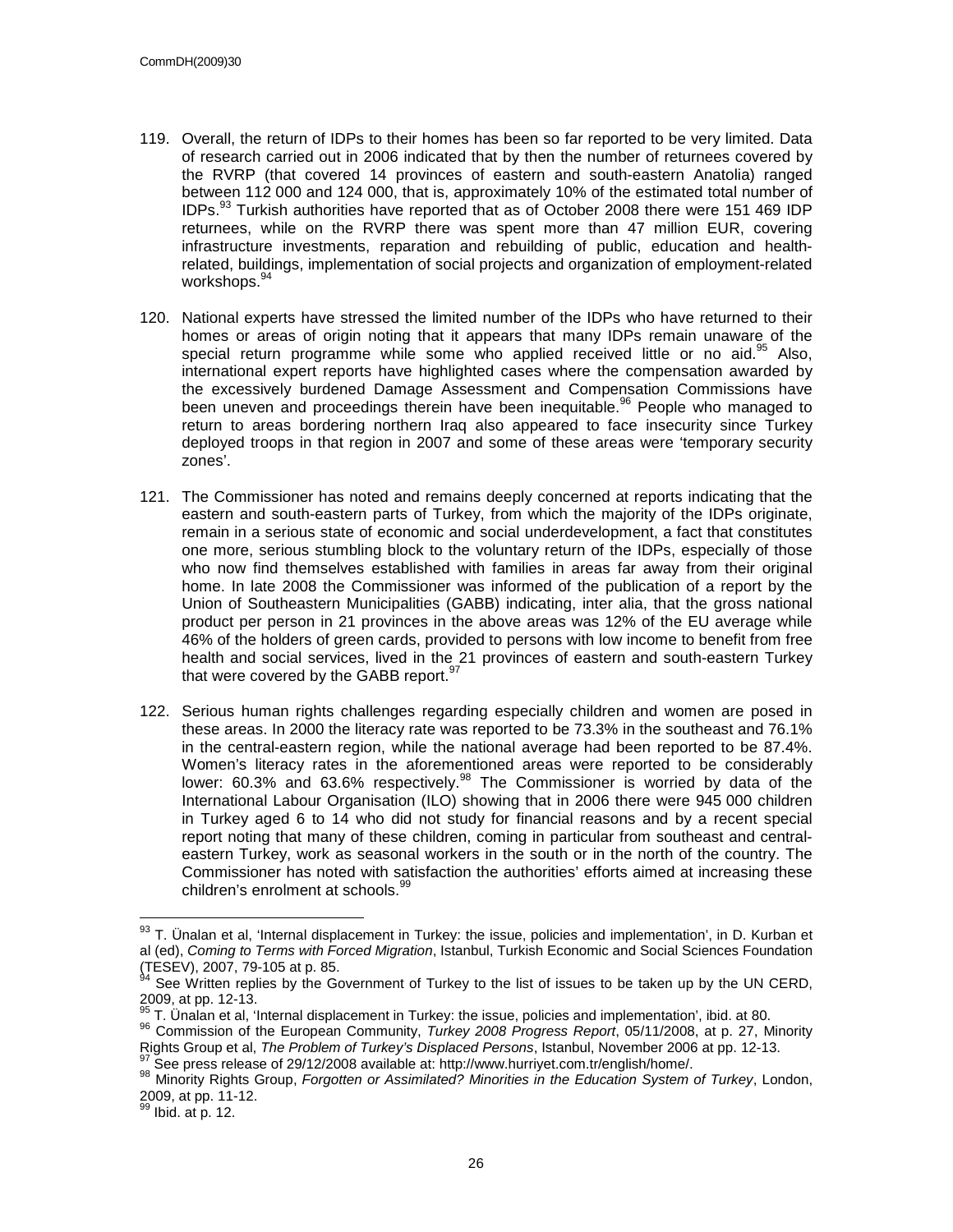119. Overall, the return of IDPs to their homes has been so far reported to be very limited. Data of research carried out in 2006 indicated that by then the number of returnees covered by the RVRP (that covered 14 provinces of eastern and south-eastern Anatolia) ranged between 112 000 and 124 000, that is, approximately 10% of the estimated total number of IDPs.[93] Turkish authorities have reported that as of October 2008 there were 151 469 IDP returnees, while on the RVRP there was spent more than 47 million EUR, covering infrastructure investments, reparation and rebuilding of public, education and health-related, buildings, implementation of social projects and organization of employment-related workshops.[94]

120. National experts have stressed the limited number of the IDPs who have returned to their homes or areas of origin noting that it appears that many IDPs remain unaware of the special return programme while some who applied received little or no aid.[95] Also, international expert reports have highlighted cases where the compensation awarded by the excessively burdened Damage Assessment and Compensation Commissions have been uneven and proceedings therein have been inequitable.[96] People who managed to return to areas bordering northern Iraq also appeared to face insecurity since Turkey deployed troops in that region in 2007 and some of these areas were 'temporary security zones'.

121. The Commissioner has noted and remains deeply concerned at reports indicating that the eastern and south-eastern parts of Turkey, from which the majority of the IDPs originate, remain in a serious state of economic and social underdevelopment, a fact that constitutes one more, serious stumbling block to the voluntary return of the IDPs, especially of those who now find themselves established with families in areas far away from their original home. In late 2008 the Commissioner was informed of the publication of a report by the Union of Southeastern Municipalities (GABB) indicating, inter alia, that the gross national product per person in 21 provinces in the above areas was 12% of the EU average while 46% of the holders of green cards, provided to persons with low income to benefit from free health and social services, lived in the 21 provinces of eastern and south-eastern Turkey that were covered by the GABB report.[97]

122. Serious human rights challenges regarding especially children and women are posed in these areas. In 2000 the literacy rate was reported to be 73.3% in the southeast and 76.1% in the central-eastern region, while the national average had been reported to be 87.4%. Women's literacy rates in the aforementioned areas were reported to be considerably lower: 60.3% and 63.6% respectively.[98] The Commissioner is worried by data of the International Labour Organisation (ILO) showing that in 2006 there were 945 000 children in Turkey aged 6 to 14 who did not study for financial reasons and by a recent special report noting that many of these children, coming in particular from southeast and central-eastern Turkey, work as seasonal workers in the south or in the north of the country. The Commissioner has noted with satisfaction the authorities' efforts aimed at increasing these children's enrolment at schools.[99]

---

[93] T. Ünalan et al, 'Internal displacement in Turkey: the issue, policies and implementation', in D. Kurban et al (ed), *Coming to Terms with Forced Migration*, Istanbul, Turkish Economic and Social Sciences Foundation (TESEV), 2007, 79-105 at p. 85.

[94] See Written replies by the Government of Turkey to the list of issues to be taken up by the UN CERD, 2009, at pp. 12-13.

[95] T. Ünalan et al, 'Internal displacement in Turkey: the issue, policies and implementation', ibid. at 80.

[96] Commission of the European Community, *Turkey 2008 Progress Report*, 05/11/2008, at p. 27, Minority Rights Group et al, *The Problem of Turkey's Displaced Persons*, Istanbul, November 2006 at pp. 12-13.

[97] See press release of 29/12/2008 available at: http://www.hurriyet.com.tr/english/home/.

[98] Minority Rights Group, *Forgotten or Assimilated? Minorities in the Education System of Turkey*, London, 2009, at pp. 11-12.

[99] Ibid. at p. 12.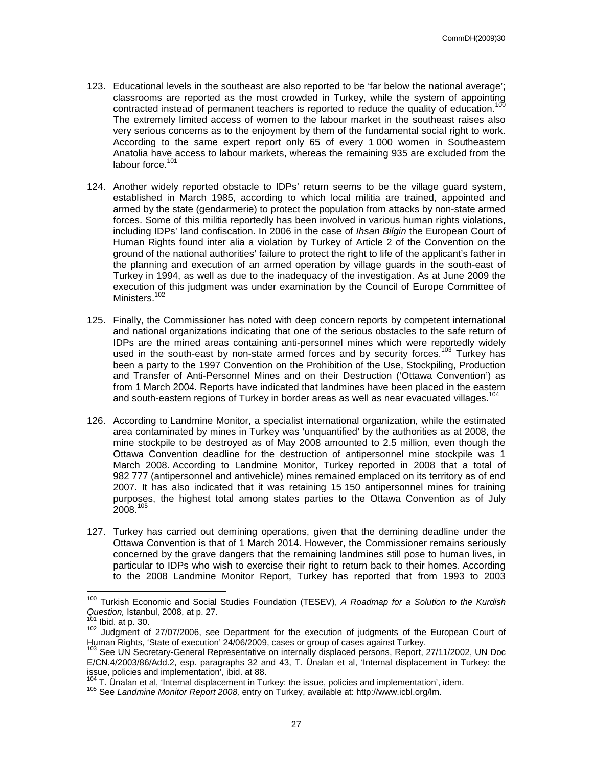123. Educational levels in the southeast are also reported to be 'far below the national average'; classrooms are reported as the most crowded in Turkey, while the system of appointing contracted instead of permanent teachers is reported to reduce the quality of education.[100] The extremely limited access of women to the labour market in the southeast raises also very serious concerns as to the enjoyment by them of the fundamental social right to work. According to the same expert report only 65 of every 1 000 women in Southeastern Anatolia have access to labour markets, whereas the remaining 935 are excluded from the labour force.[101]

124. Another widely reported obstacle to IDPs' return seems to be the village guard system, established in March 1985, according to which local militia are trained, appointed and armed by the state (gendarmerie) to protect the population from attacks by non-state armed forces. Some of this militia reportedly has been involved in various human rights violations, including IDPs' land confiscation. In 2006 in the case of *Ihsan Bilgin* the European Court of Human Rights found inter alia a violation by Turkey of Article 2 of the Convention on the ground of the national authorities' failure to protect the right to life of the applicant's father in the planning and execution of an armed operation by village guards in the south-east of Turkey in 1994, as well as due to the inadequacy of the investigation. As at June 2009 the execution of this judgment was under examination by the Council of Europe Committee of Ministers.[102]

125. Finally, the Commissioner has noted with deep concern reports by competent international and national organizations indicating that one of the serious obstacles to the safe return of IDPs are the mined areas containing anti-personnel mines which were reportedly widely used in the south-east by non-state armed forces and by security forces.[103] Turkey has been a party to the 1997 Convention on the Prohibition of the Use, Stockpiling, Production and Transfer of Anti-Personnel Mines and on their Destruction ('Ottawa Convention') as from 1 March 2004. Reports have indicated that landmines have been placed in the eastern and south-eastern regions of Turkey in border areas as well as near evacuated villages.[104]

126. According to Landmine Monitor, a specialist international organization, while the estimated area contaminated by mines in Turkey was 'unquantified' by the authorities as at 2008, the mine stockpile to be destroyed as of May 2008 amounted to 2.5 million, even though the Ottawa Convention deadline for the destruction of antipersonnel mine stockpile was 1 March 2008. According to Landmine Monitor, Turkey reported in 2008 that a total of 982 777 (antipersonnel and antivehicle) mines remained emplaced on its territory as of end 2007. It has also indicated that it was retaining 15 150 antipersonnel mines for training purposes, the highest total among states parties to the Ottawa Convention as of July 2008.[105]

127. Turkey has carried out demining operations, given that the demining deadline under the Ottawa Convention is that of 1 March 2014. However, the Commissioner remains seriously concerned by the grave dangers that the remaining landmines still pose to human lives, in particular to IDPs who wish to exercise their right to return back to their homes. According to the 2008 Landmine Monitor Report, Turkey has reported that from 1993 to 2003

---

[100] Turkish Economic and Social Studies Foundation (TESEV), *A Roadmap for a Solution to the Kurdish Question,* Istanbul, 2008, at p. 27.

[101] Ibid. at p. 30.

[102] Judgment of 27/07/2006, see Department for the execution of judgments of the European Court of Human Rights, 'State of execution' 24/06/2009, cases or group of cases against Turkey.

[103] See UN Secretary-General Representative on internally displaced persons, Report, 27/11/2002, UN Doc E/CN.4/2003/86/Add.2, esp. paragraphs 32 and 43, T. Ünalan et al, 'Internal displacement in Turkey: the issue, policies and implementation', ibid. at 88.

[104] T. Ünalan et al, 'Internal displacement in Turkey: the issue, policies and implementation', idem.

[105] See *Landmine Monitor Report 2008,* entry on Turkey, available at: http://www.icbl.org/lm.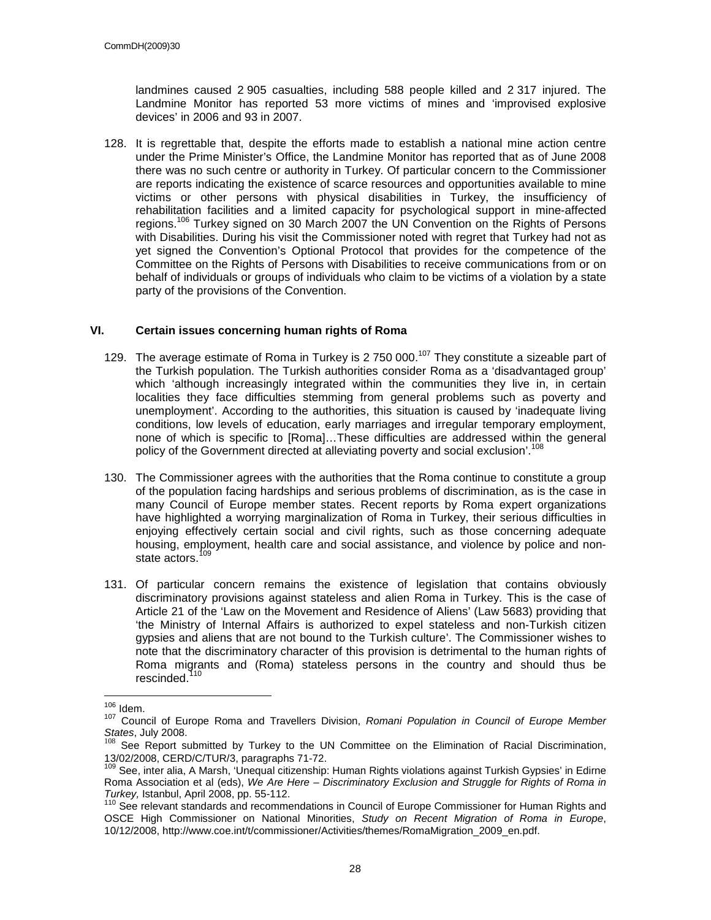landmines caused 2 905 casualties, including 588 people killed and 2 317 injured. The Landmine Monitor has reported 53 more victims of mines and 'improvised explosive devices' in 2006 and 93 in 2007.

128. It is regrettable that, despite the efforts made to establish a national mine action centre under the Prime Minister's Office, the Landmine Monitor has reported that as of June 2008 there was no such centre or authority in Turkey. Of particular concern to the Commissioner are reports indicating the existence of scarce resources and opportunities available to mine victims or other persons with physical disabilities in Turkey, the insufficiency of rehabilitation facilities and a limited capacity for psychological support in mine-affected regions.[106] Turkey signed on 30 March 2007 the UN Convention on the Rights of Persons with Disabilities. During his visit the Commissioner noted with regret that Turkey had not as yet signed the Convention's Optional Protocol that provides for the competence of the Committee on the Rights of Persons with Disabilities to receive communications from or on behalf of individuals or groups of individuals who claim to be victims of a violation by a state party of the provisions of the Convention.

## VI. Certain issues concerning human rights of Roma

129. The average estimate of Roma in Turkey is 2 750 000.[107] They constitute a sizeable part of the Turkish population. The Turkish authorities consider Roma as a 'disadvantaged group' which 'although increasingly integrated within the communities they live in, in certain localities they face difficulties stemming from general problems such as poverty and unemployment'. According to the authorities, this situation is caused by 'inadequate living conditions, low levels of education, early marriages and irregular temporary employment, none of which is specific to [Roma]…These difficulties are addressed within the general policy of the Government directed at alleviating poverty and social exclusion'.[108]

130. The Commissioner agrees with the authorities that the Roma continue to constitute a group of the population facing hardships and serious problems of discrimination, as is the case in many Council of Europe member states. Recent reports by Roma expert organizations have highlighted a worrying marginalization of Roma in Turkey, their serious difficulties in enjoying effectively certain social and civil rights, such as those concerning adequate housing, employment, health care and social assistance, and violence by police and non-state actors.[109]

131. Of particular concern remains the existence of legislation that contains obviously discriminatory provisions against stateless and alien Roma in Turkey. This is the case of Article 21 of the 'Law on the Movement and Residence of Aliens' (Law 5683) providing that 'the Ministry of Internal Affairs is authorized to expel stateless and non-Turkish citizen gypsies and aliens that are not bound to the Turkish culture'. The Commissioner wishes to note that the discriminatory character of this provision is detrimental to the human rights of Roma migrants and (Roma) stateless persons in the country and should thus be rescinded.[110]

---

[106] Idem.

[107] Council of Europe Roma and Travellers Division, *Romani Population in Council of Europe Member States*, July 2008.

[108] See Report submitted by Turkey to the UN Committee on the Elimination of Racial Discrimination, 13/02/2008, CERD/C/TUR/3, paragraphs 71-72.

[109] See, inter alia, A Marsh, 'Unequal citizenship: Human Rights violations against Turkish Gypsies' in Edirne Roma Association et al (eds), *We Are Here – Discriminatory Exclusion and Struggle for Rights of Roma in Turkey,* Istanbul, April 2008, pp. 55-112.

[110] See relevant standards and recommendations in Council of Europe Commissioner for Human Rights and OSCE High Commissioner on National Minorities, *Study on Recent Migration of Roma in Europe*, 10/12/2008, http://www.coe.int/t/commissioner/Activities/themes/RomaMigration_2009_en.pdf.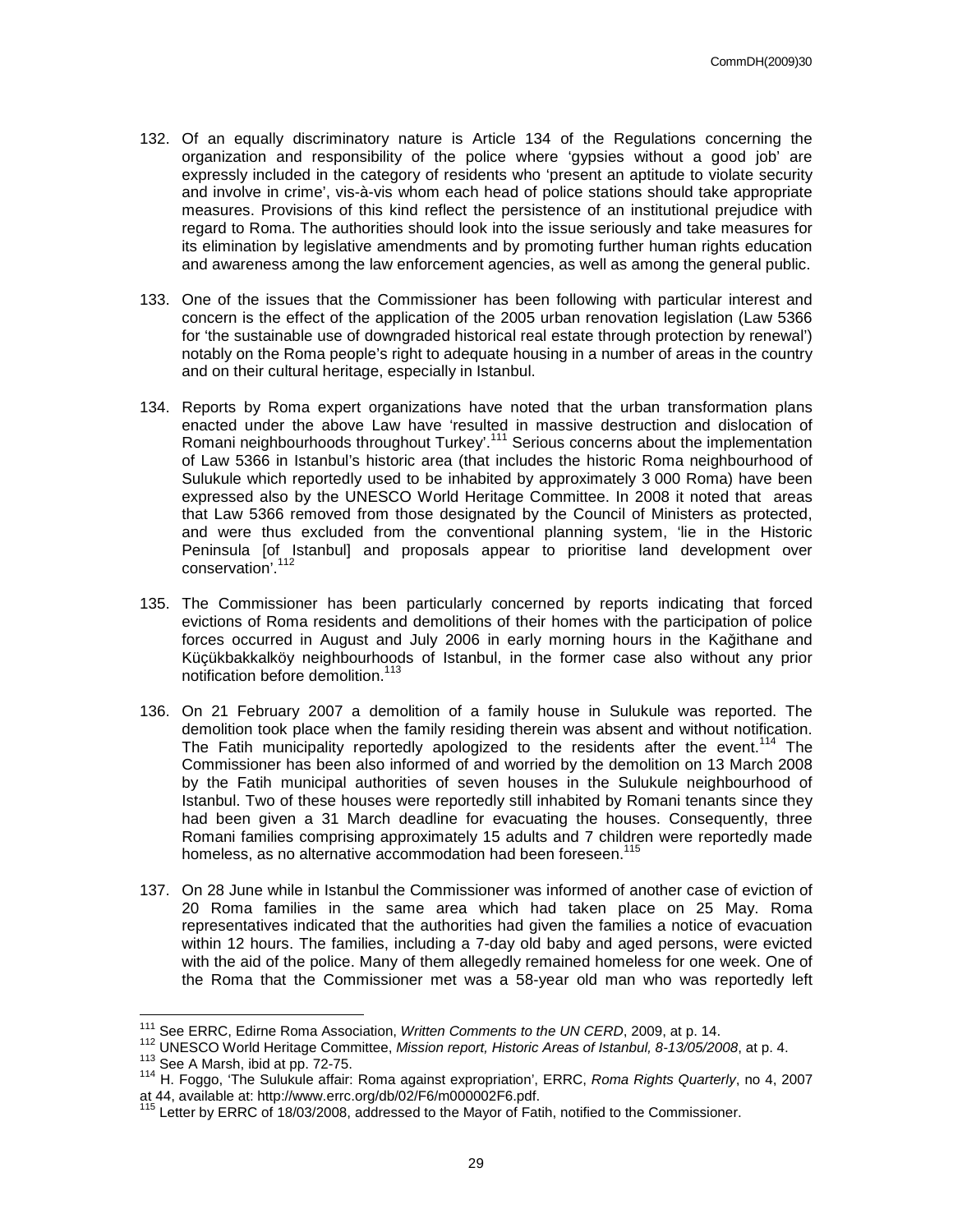132. Of an equally discriminatory nature is Article 134 of the Regulations concerning the organization and responsibility of the police where 'gypsies without a good job' are expressly included in the category of residents who 'present an aptitude to violate security and involve in crime', vis-à-vis whom each head of police stations should take appropriate measures. Provisions of this kind reflect the persistence of an institutional prejudice with regard to Roma. The authorities should look into the issue seriously and take measures for its elimination by legislative amendments and by promoting further human rights education and awareness among the law enforcement agencies, as well as among the general public.

133. One of the issues that the Commissioner has been following with particular interest and concern is the effect of the application of the 2005 urban renovation legislation (Law 5366 for 'the sustainable use of downgraded historical real estate through protection by renewal') notably on the Roma people's right to adequate housing in a number of areas in the country and on their cultural heritage, especially in Istanbul.

134. Reports by Roma expert organizations have noted that the urban transformation plans enacted under the above Law have 'resulted in massive destruction and dislocation of Romani neighbourhoods throughout Turkey'.[111] Serious concerns about the implementation of Law 5366 in Istanbul's historic area (that includes the historic Roma neighbourhood of Sulukule which reportedly used to be inhabited by approximately 3 000 Roma) have been expressed also by the UNESCO World Heritage Committee. In 2008 it noted that areas that Law 5366 removed from those designated by the Council of Ministers as protected, and were thus excluded from the conventional planning system, 'lie in the Historic Peninsula [of Istanbul] and proposals appear to prioritise land development over conservation'.[112]

135. The Commissioner has been particularly concerned by reports indicating that forced evictions of Roma residents and demolitions of their homes with the participation of police forces occurred in August and July 2006 in early morning hours in the Kağithane and Küçükbakkalköy neighbourhoods of Istanbul, in the former case also without any prior notification before demolition.[113]

136. On 21 February 2007 a demolition of a family house in Sulukule was reported. The demolition took place when the family residing therein was absent and without notification. The Fatih municipality reportedly apologized to the residents after the event.[114] The Commissioner has been also informed of and worried by the demolition on 13 March 2008 by the Fatih municipal authorities of seven houses in the Sulukule neighbourhood of Istanbul. Two of these houses were reportedly still inhabited by Romani tenants since they had been given a 31 March deadline for evacuating the houses. Consequently, three Romani families comprising approximately 15 adults and 7 children were reportedly made homeless, as no alternative accommodation had been foreseen.[115]

137. On 28 June while in Istanbul the Commissioner was informed of another case of eviction of 20 Roma families in the same area which had taken place on 25 May. Roma representatives indicated that the authorities had given the families a notice of evacuation within 12 hours. The families, including a 7-day old baby and aged persons, were evicted with the aid of the police. Many of them allegedly remained homeless for one week. One of the Roma that the Commissioner met was a 58-year old man who was reportedly left

---

[111] See ERRC, Edirne Roma Association, *Written Comments to the UN CERD*, 2009, at p. 14.

[112] UNESCO World Heritage Committee, *Mission report, Historic Areas of Istanbul, 8-13/05/2008*, at p. 4.

[113] See A Marsh, ibid at pp. 72-75.

[114] H. Foggo, 'The Sulukule affair: Roma against expropriation', ERRC, *Roma Rights Quarterly*, no 4, 2007 at 44, available at: http://www.errc.org/db/02/F6/m000002F6.pdf.

[115] Letter by ERRC of 18/03/2008, addressed to the Mayor of Fatih, notified to the Commissioner.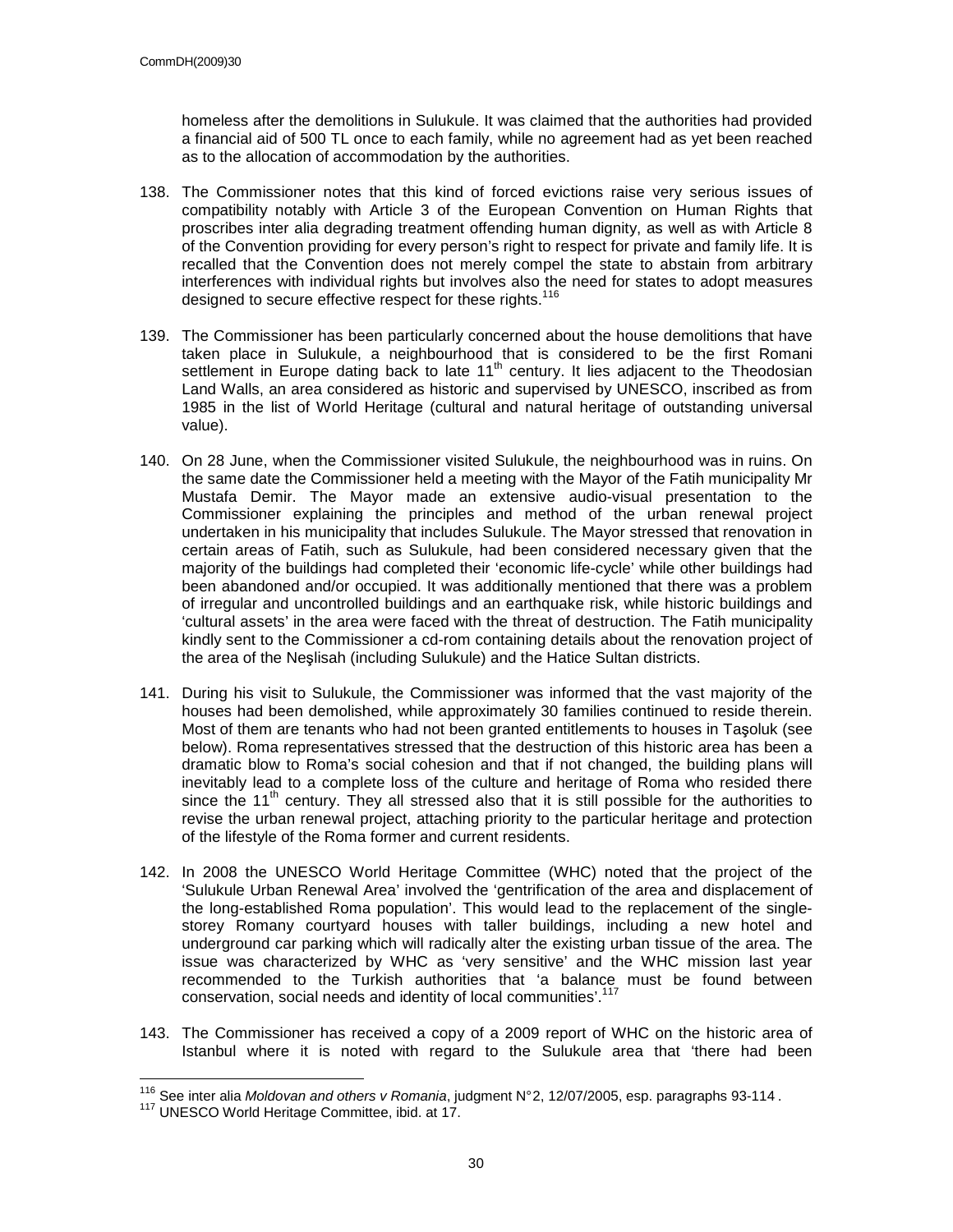homeless after the demolitions in Sulukule. It was claimed that the authorities had provided a financial aid of 500 TL once to each family, while no agreement had as yet been reached as to the allocation of accommodation by the authorities.

138. The Commissioner notes that this kind of forced evictions raise very serious issues of compatibility notably with Article 3 of the European Convention on Human Rights that proscribes inter alia degrading treatment offending human dignity, as well as with Article 8 of the Convention providing for every person's right to respect for private and family life. It is recalled that the Convention does not merely compel the state to abstain from arbitrary interferences with individual rights but involves also the need for states to adopt measures designed to secure effective respect for these rights.[116]

139. The Commissioner has been particularly concerned about the house demolitions that have taken place in Sulukule, a neighbourhood that is considered to be the first Romani settlement in Europe dating back to late 11th century. It lies adjacent to the Theodosian Land Walls, an area considered as historic and supervised by UNESCO, inscribed as from 1985 in the list of World Heritage (cultural and natural heritage of outstanding universal value).

140. On 28 June, when the Commissioner visited Sulukule, the neighbourhood was in ruins. On the same date the Commissioner held a meeting with the Mayor of the Fatih municipality Mr Mustafa Demir. The Mayor made an extensive audio-visual presentation to the Commissioner explaining the principles and method of the urban renewal project undertaken in his municipality that includes Sulukule. The Mayor stressed that renovation in certain areas of Fatih, such as Sulukule, had been considered necessary given that the majority of the buildings had completed their 'economic life-cycle' while other buildings had been abandoned and/or occupied. It was additionally mentioned that there was a problem of irregular and uncontrolled buildings and an earthquake risk, while historic buildings and 'cultural assets' in the area were faced with the threat of destruction. The Fatih municipality kindly sent to the Commissioner a cd-rom containing details about the renovation project of the area of the Neşlisah (including Sulukule) and the Hatice Sultan districts.

141. During his visit to Sulukule, the Commissioner was informed that the vast majority of the houses had been demolished, while approximately 30 families continued to reside therein. Most of them are tenants who had not been granted entitlements to houses in Taşoluk (see below). Roma representatives stressed that the destruction of this historic area has been a dramatic blow to Roma's social cohesion and that if not changed, the building plans will inevitably lead to a complete loss of the culture and heritage of Roma who resided there since the 11th century. They all stressed also that it is still possible for the authorities to revise the urban renewal project, attaching priority to the particular heritage and protection of the lifestyle of the Roma former and current residents.

142. In 2008 the UNESCO World Heritage Committee (WHC) noted that the project of the 'Sulukule Urban Renewal Area' involved the 'gentrification of the area and displacement of the long-established Roma population'. This would lead to the replacement of the single-storey Romany courtyard houses with taller buildings, including a new hotel and underground car parking which will radically alter the existing urban tissue of the area. The issue was characterized by WHC as 'very sensitive' and the WHC mission last year recommended to the Turkish authorities that 'a balance must be found between conservation, social needs and identity of local communities'.[117]

143. The Commissioner has received a copy of a 2009 report of WHC on the historic area of Istanbul where it is noted with regard to the Sulukule area that 'there had been

---

[116] See inter alia *Moldovan and others v Romania*, judgment N°2, 12/07/2005, esp. paragraphs 93-114 .

[117] UNESCO World Heritage Committee, ibid. at 17.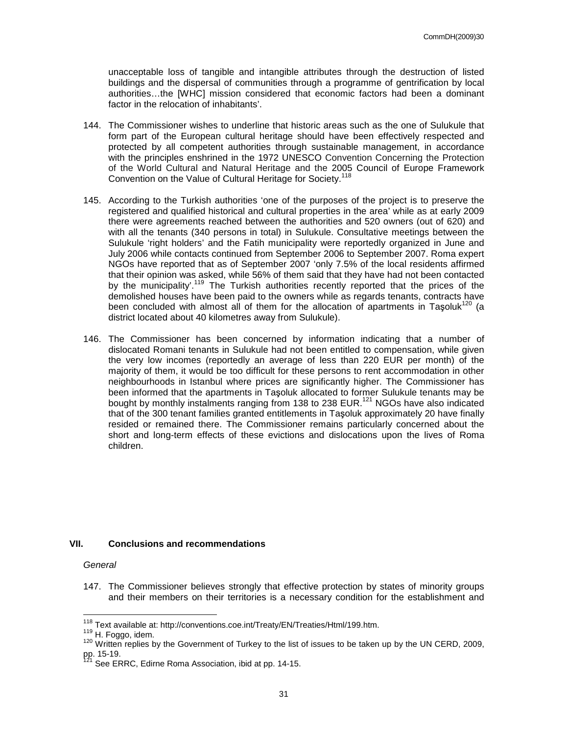unacceptable loss of tangible and intangible attributes through the destruction of listed buildings and the dispersal of communities through a programme of gentrification by local authorities…the [WHC] mission considered that economic factors had been a dominant factor in the relocation of inhabitants'.

144. The Commissioner wishes to underline that historic areas such as the one of Sulukule that form part of the European cultural heritage should have been effectively respected and protected by all competent authorities through sustainable management, in accordance with the principles enshrined in the 1972 UNESCO Convention Concerning the Protection of the World Cultural and Natural Heritage and the 2005 Council of Europe Framework Convention on the Value of Cultural Heritage for Society.[118]

145. According to the Turkish authorities 'one of the purposes of the project is to preserve the registered and qualified historical and cultural properties in the area' while as at early 2009 there were agreements reached between the authorities and 520 owners (out of 620) and with all the tenants (340 persons in total) in Sulukule. Consultative meetings between the Sulukule 'right holders' and the Fatih municipality were reportedly organized in June and July 2006 while contacts continued from September 2006 to September 2007. Roma expert NGOs have reported that as of September 2007 'only 7.5% of the local residents affirmed that their opinion was asked, while 56% of them said that they have had not been contacted by the municipality'.[119] The Turkish authorities recently reported that the prices of the demolished houses have been paid to the owners while as regards tenants, contracts have been concluded with almost all of them for the allocation of apartments in Taşoluk[120] (a district located about 40 kilometres away from Sulukule).

146. The Commissioner has been concerned by information indicating that a number of dislocated Romani tenants in Sulukule had not been entitled to compensation, while given the very low incomes (reportedly an average of less than 220 EUR per month) of the majority of them, it would be too difficult for these persons to rent accommodation in other neighbourhoods in Istanbul where prices are significantly higher. The Commissioner has been informed that the apartments in Taşoluk allocated to former Sulukule tenants may be bought by monthly instalments ranging from 138 to 238 EUR.[121] NGOs have also indicated that of the 300 tenant families granted entitlements in Taşoluk approximately 20 have finally resided or remained there. The Commissioner remains particularly concerned about the short and long-term effects of these evictions and dislocations upon the lives of Roma children.

## VII. Conclusions and recommendations

*General*

147. The Commissioner believes strongly that effective protection by states of minority groups and their members on their territories is a necessary condition for the establishment and

---

[118] Text available at: http://conventions.coe.int/Treaty/EN/Treaties/Html/199.htm.

[119] H. Foggo, idem.

[120] Written replies by the Government of Turkey to the list of issues to be taken up by the UN CERD, 2009, pp. 15-19.

[121] See ERRC, Edirne Roma Association, ibid at pp. 14-15.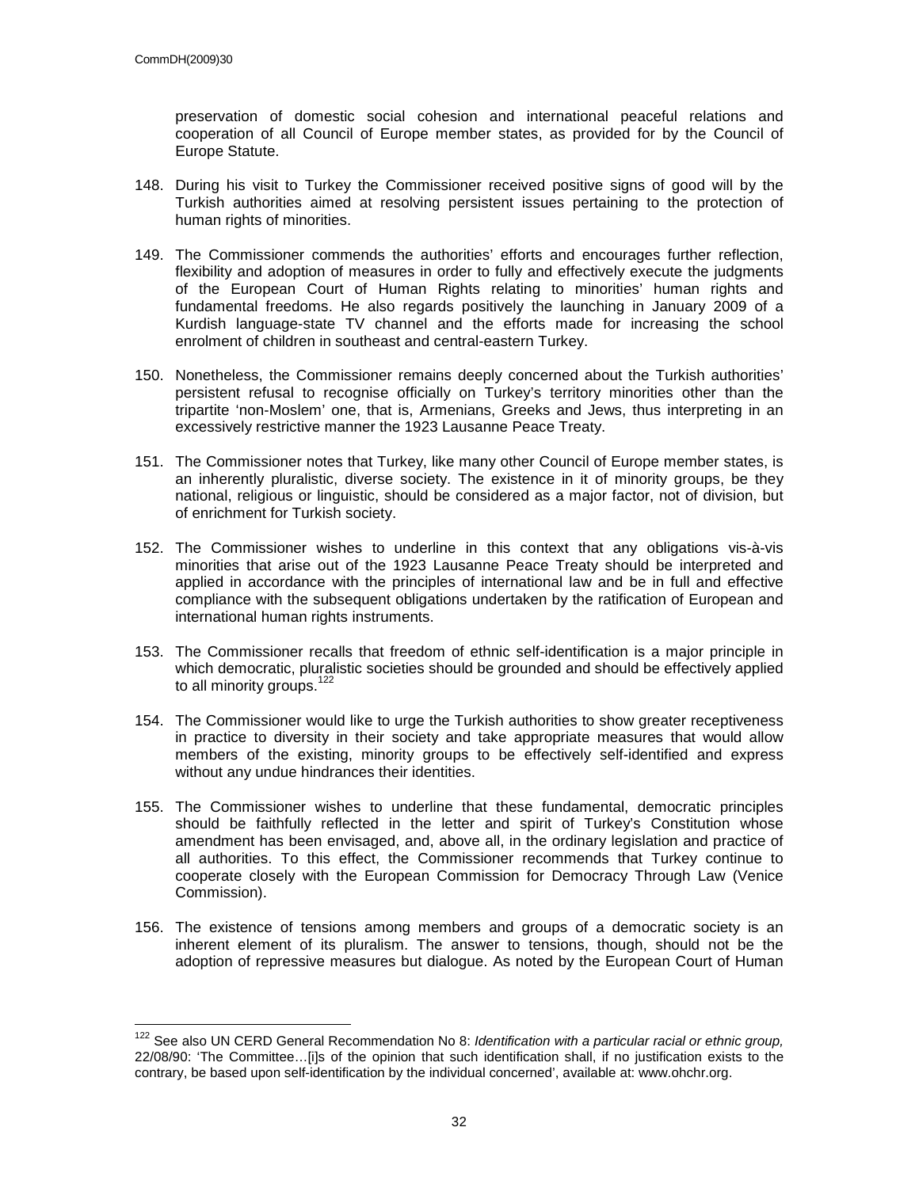preservation of domestic social cohesion and international peaceful relations and cooperation of all Council of Europe member states, as provided for by the Council of Europe Statute.

148. During his visit to Turkey the Commissioner received positive signs of good will by the Turkish authorities aimed at resolving persistent issues pertaining to the protection of human rights of minorities.

149. The Commissioner commends the authorities' efforts and encourages further reflection, flexibility and adoption of measures in order to fully and effectively execute the judgments of the European Court of Human Rights relating to minorities' human rights and fundamental freedoms. He also regards positively the launching in January 2009 of a Kurdish language-state TV channel and the efforts made for increasing the school enrolment of children in southeast and central-eastern Turkey.

150. Nonetheless, the Commissioner remains deeply concerned about the Turkish authorities' persistent refusal to recognise officially on Turkey's territory minorities other than the tripartite 'non-Moslem' one, that is, Armenians, Greeks and Jews, thus interpreting in an excessively restrictive manner the 1923 Lausanne Peace Treaty.

151. The Commissioner notes that Turkey, like many other Council of Europe member states, is an inherently pluralistic, diverse society. The existence in it of minority groups, be they national, religious or linguistic, should be considered as a major factor, not of division, but of enrichment for Turkish society.

152. The Commissioner wishes to underline in this context that any obligations vis-à-vis minorities that arise out of the 1923 Lausanne Peace Treaty should be interpreted and applied in accordance with the principles of international law and be in full and effective compliance with the subsequent obligations undertaken by the ratification of European and international human rights instruments.

153. The Commissioner recalls that freedom of ethnic self-identification is a major principle in which democratic, pluralistic societies should be grounded and should be effectively applied to all minority groups.[122]

154. The Commissioner would like to urge the Turkish authorities to show greater receptiveness in practice to diversity in their society and take appropriate measures that would allow members of the existing, minority groups to be effectively self-identified and express without any undue hindrances their identities.

155. The Commissioner wishes to underline that these fundamental, democratic principles should be faithfully reflected in the letter and spirit of Turkey's Constitution whose amendment has been envisaged, and, above all, in the ordinary legislation and practice of all authorities. To this effect, the Commissioner recommends that Turkey continue to cooperate closely with the European Commission for Democracy Through Law (Venice Commission).

156. The existence of tensions among members and groups of a democratic society is an inherent element of its pluralism. The answer to tensions, though, should not be the adoption of repressive measures but dialogue. As noted by the European Court of Human

[122] See also UN CERD General Recommendation No 8: *Identification with a particular racial or ethnic group,* 22/08/90: 'The Committee…[i]s of the opinion that such identification shall, if no justification exists to the contrary, be based upon self-identification by the individual concerned', available at: www.ohchr.org.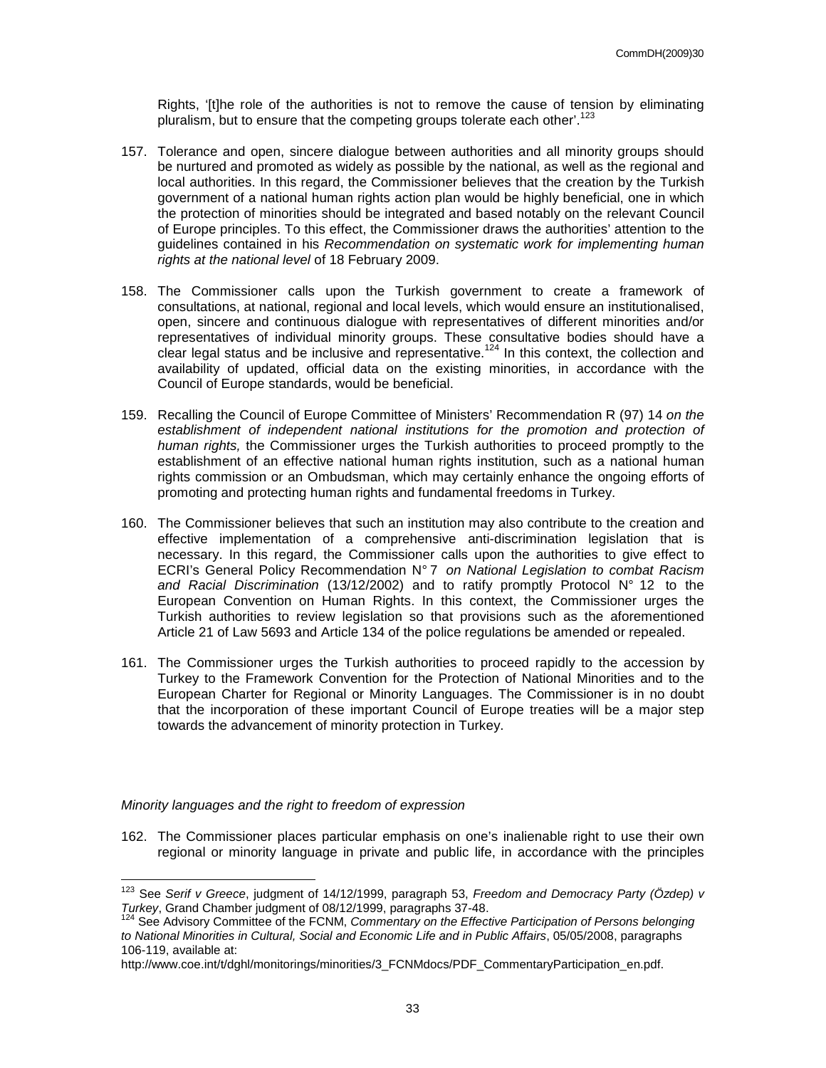Rights, '[t]he role of the authorities is not to remove the cause of tension by eliminating pluralism, but to ensure that the competing groups tolerate each other'.[123]

157. Tolerance and open, sincere dialogue between authorities and all minority groups should be nurtured and promoted as widely as possible by the national, as well as the regional and local authorities. In this regard, the Commissioner believes that the creation by the Turkish government of a national human rights action plan would be highly beneficial, one in which the protection of minorities should be integrated and based notably on the relevant Council of Europe principles. To this effect, the Commissioner draws the authorities' attention to the guidelines contained in his *Recommendation on systematic work for implementing human rights at the national level* of 18 February 2009.

158. The Commissioner calls upon the Turkish government to create a framework of consultations, at national, regional and local levels, which would ensure an institutionalised, open, sincere and continuous dialogue with representatives of different minorities and/or representatives of individual minority groups. These consultative bodies should have a clear legal status and be inclusive and representative.[124] In this context, the collection and availability of updated, official data on the existing minorities, in accordance with the Council of Europe standards, would be beneficial.

159. Recalling the Council of Europe Committee of Ministers' Recommendation R (97) 14 *on the establishment of independent national institutions for the promotion and protection of human rights,* the Commissioner urges the Turkish authorities to proceed promptly to the establishment of an effective national human rights institution, such as a national human rights commission or an Ombudsman, which may certainly enhance the ongoing efforts of promoting and protecting human rights and fundamental freedoms in Turkey.

160. The Commissioner believes that such an institution may also contribute to the creation and effective implementation of a comprehensive anti-discrimination legislation that is necessary. In this regard, the Commissioner calls upon the authorities to give effect to ECRI's General Policy Recommendation N° 7 *on National Legislation to combat Racism and Racial Discrimination* (13/12/2002) and to ratify promptly Protocol N° 12 to the European Convention on Human Rights. In this context, the Commissioner urges the Turkish authorities to review legislation so that provisions such as the aforementioned Article 21 of Law 5693 and Article 134 of the police regulations be amended or repealed.

161. The Commissioner urges the Turkish authorities to proceed rapidly to the accession by Turkey to the Framework Convention for the Protection of National Minorities and to the European Charter for Regional or Minority Languages. The Commissioner is in no doubt that the incorporation of these important Council of Europe treaties will be a major step towards the advancement of minority protection in Turkey.

*Minority languages and the right to freedom of expression*

162. The Commissioner places particular emphasis on one's inalienable right to use their own regional or minority language in private and public life, in accordance with the principles

---

[123] See *Serif v Greece*, judgment of 14/12/1999, paragraph 53, *Freedom and Democracy Party (Özdep) v Turkey*, Grand Chamber judgment of 08/12/1999, paragraphs 37-48.

[124] See Advisory Committee of the FCNM, *Commentary on the Effective Participation of Persons belonging to National Minorities in Cultural, Social and Economic Life and in Public Affairs*, 05/05/2008, paragraphs 106-119, available at: http://www.coe.int/t/dghl/monitorings/minorities/3_FCNMdocs/PDF_CommentaryParticipation_en.pdf.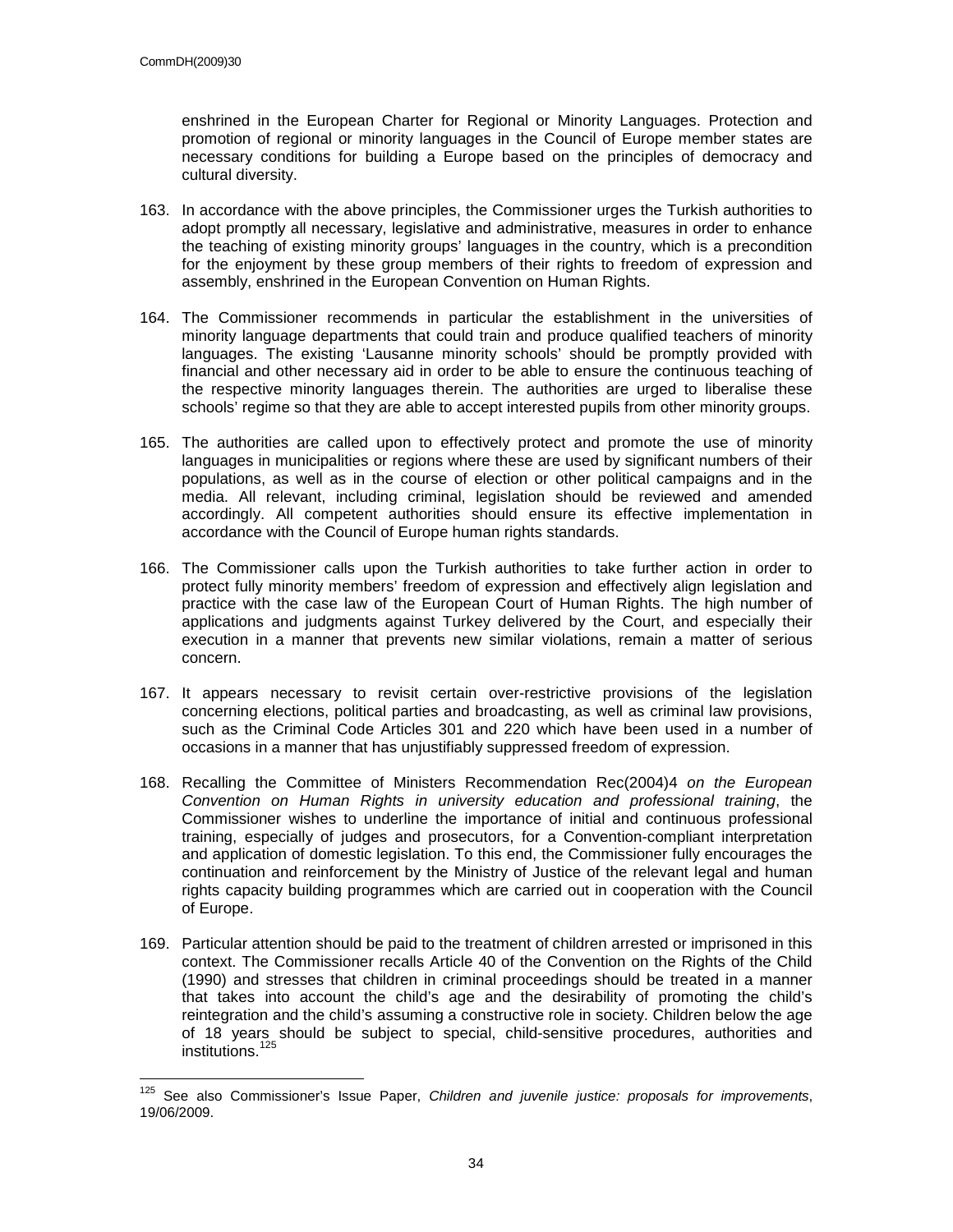enshrined in the European Charter for Regional or Minority Languages. Protection and promotion of regional or minority languages in the Council of Europe member states are necessary conditions for building a Europe based on the principles of democracy and cultural diversity.

163. In accordance with the above principles, the Commissioner urges the Turkish authorities to adopt promptly all necessary, legislative and administrative, measures in order to enhance the teaching of existing minority groups' languages in the country, which is a precondition for the enjoyment by these group members of their rights to freedom of expression and assembly, enshrined in the European Convention on Human Rights.

164. The Commissioner recommends in particular the establishment in the universities of minority language departments that could train and produce qualified teachers of minority languages. The existing 'Lausanne minority schools' should be promptly provided with financial and other necessary aid in order to be able to ensure the continuous teaching of the respective minority languages therein. The authorities are urged to liberalise these schools' regime so that they are able to accept interested pupils from other minority groups.

165. The authorities are called upon to effectively protect and promote the use of minority languages in municipalities or regions where these are used by significant numbers of their populations, as well as in the course of election or other political campaigns and in the media. All relevant, including criminal, legislation should be reviewed and amended accordingly. All competent authorities should ensure its effective implementation in accordance with the Council of Europe human rights standards.

166. The Commissioner calls upon the Turkish authorities to take further action in order to protect fully minority members' freedom of expression and effectively align legislation and practice with the case law of the European Court of Human Rights. The high number of applications and judgments against Turkey delivered by the Court, and especially their execution in a manner that prevents new similar violations, remain a matter of serious concern.

167. It appears necessary to revisit certain over-restrictive provisions of the legislation concerning elections, political parties and broadcasting, as well as criminal law provisions, such as the Criminal Code Articles 301 and 220 which have been used in a number of occasions in a manner that has unjustifiably suppressed freedom of expression.

168. Recalling the Committee of Ministers Recommendation Rec(2004)4 *on the European Convention on Human Rights in university education and professional training*, the Commissioner wishes to underline the importance of initial and continuous professional training, especially of judges and prosecutors, for a Convention-compliant interpretation and application of domestic legislation. To this end, the Commissioner fully encourages the continuation and reinforcement by the Ministry of Justice of the relevant legal and human rights capacity building programmes which are carried out in cooperation with the Council of Europe.

169. Particular attention should be paid to the treatment of children arrested or imprisoned in this context. The Commissioner recalls Article 40 of the Convention on the Rights of the Child (1990) and stresses that children in criminal proceedings should be treated in a manner that takes into account the child's age and the desirability of promoting the child's reintegration and the child's assuming a constructive role in society. Children below the age of 18 years should be subject to special, child-sensitive procedures, authorities and institutions.[125]

---

[125] See also Commissioner's Issue Paper, *Children and juvenile justice: proposals for improvements*, 19/06/2009.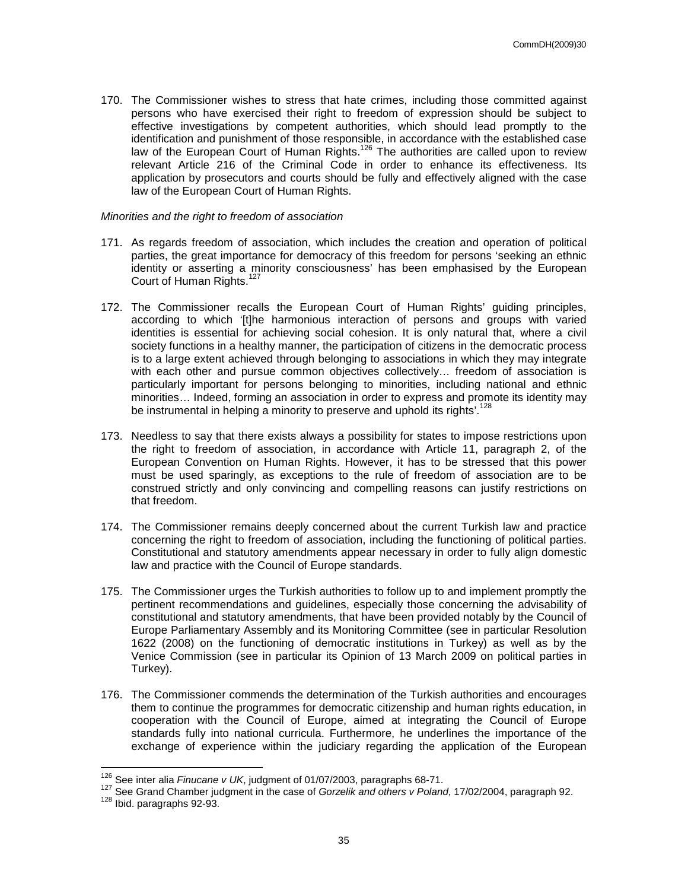170. The Commissioner wishes to stress that hate crimes, including those committed against persons who have exercised their right to freedom of expression should be subject to effective investigations by competent authorities, which should lead promptly to the identification and punishment of those responsible, in accordance with the established case law of the European Court of Human Rights.[126] The authorities are called upon to review relevant Article 216 of the Criminal Code in order to enhance its effectiveness. Its application by prosecutors and courts should be fully and effectively aligned with the case law of the European Court of Human Rights.

*Minorities and the right to freedom of association*

171. As regards freedom of association, which includes the creation and operation of political parties, the great importance for democracy of this freedom for persons 'seeking an ethnic identity or asserting a minority consciousness' has been emphasised by the European Court of Human Rights.[127]

172. The Commissioner recalls the European Court of Human Rights' guiding principles, according to which '[t]he harmonious interaction of persons and groups with varied identities is essential for achieving social cohesion. It is only natural that, where a civil society functions in a healthy manner, the participation of citizens in the democratic process is to a large extent achieved through belonging to associations in which they may integrate with each other and pursue common objectives collectively… freedom of association is particularly important for persons belonging to minorities, including national and ethnic minorities… Indeed, forming an association in order to express and promote its identity may be instrumental in helping a minority to preserve and uphold its rights'.[128]

173. Needless to say that there exists always a possibility for states to impose restrictions upon the right to freedom of association, in accordance with Article 11, paragraph 2, of the European Convention on Human Rights. However, it has to be stressed that this power must be used sparingly, as exceptions to the rule of freedom of association are to be construed strictly and only convincing and compelling reasons can justify restrictions on that freedom.

174. The Commissioner remains deeply concerned about the current Turkish law and practice concerning the right to freedom of association, including the functioning of political parties. Constitutional and statutory amendments appear necessary in order to fully align domestic law and practice with the Council of Europe standards.

175. The Commissioner urges the Turkish authorities to follow up to and implement promptly the pertinent recommendations and guidelines, especially those concerning the advisability of constitutional and statutory amendments, that have been provided notably by the Council of Europe Parliamentary Assembly and its Monitoring Committee (see in particular Resolution 1622 (2008) on the functioning of democratic institutions in Turkey) as well as by the Venice Commission (see in particular its Opinion of 13 March 2009 on political parties in Turkey).

176. The Commissioner commends the determination of the Turkish authorities and encourages them to continue the programmes for democratic citizenship and human rights education, in cooperation with the Council of Europe, aimed at integrating the Council of Europe standards fully into national curricula. Furthermore, he underlines the importance of the exchange of experience within the judiciary regarding the application of the European

---

[126] See inter alia *Finucane v UK*, judgment of 01/07/2003, paragraphs 68-71.

[127] See Grand Chamber judgment in the case of *Gorzelik and others v Poland*, 17/02/2004, paragraph 92.

[128] Ibid. paragraphs 92-93.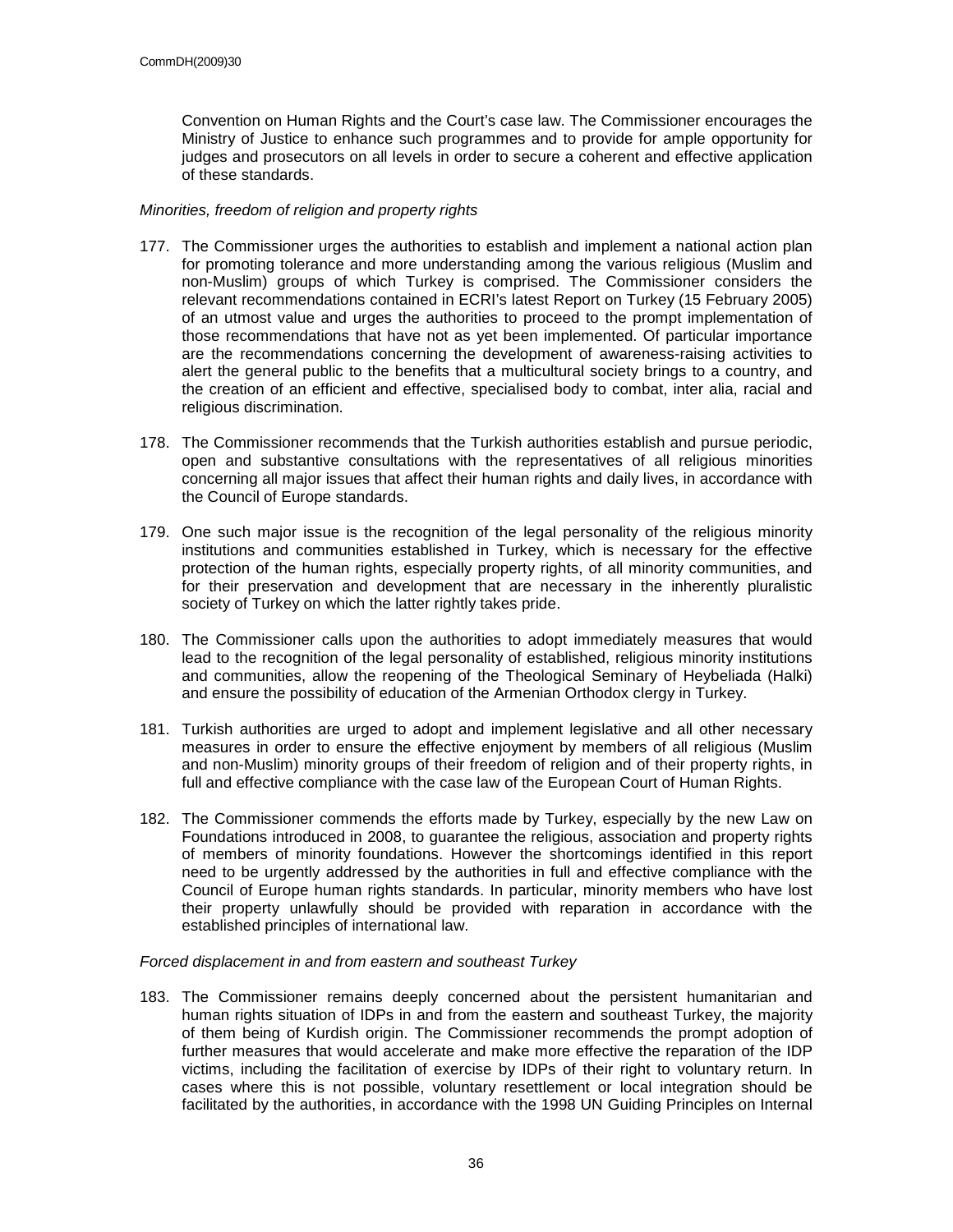Convention on Human Rights and the Court's case law. The Commissioner encourages the Ministry of Justice to enhance such programmes and to provide for ample opportunity for judges and prosecutors on all levels in order to secure a coherent and effective application of these standards.

*Minorities, freedom of religion and property rights*

177. The Commissioner urges the authorities to establish and implement a national action plan for promoting tolerance and more understanding among the various religious (Muslim and non-Muslim) groups of which Turkey is comprised. The Commissioner considers the relevant recommendations contained in ECRI's latest Report on Turkey (15 February 2005) of an utmost value and urges the authorities to proceed to the prompt implementation of those recommendations that have not as yet been implemented. Of particular importance are the recommendations concerning the development of awareness-raising activities to alert the general public to the benefits that a multicultural society brings to a country, and the creation of an efficient and effective, specialised body to combat, inter alia, racial and religious discrimination.

178. The Commissioner recommends that the Turkish authorities establish and pursue periodic, open and substantive consultations with the representatives of all religious minorities concerning all major issues that affect their human rights and daily lives, in accordance with the Council of Europe standards.

179. One such major issue is the recognition of the legal personality of the religious minority institutions and communities established in Turkey, which is necessary for the effective protection of the human rights, especially property rights, of all minority communities, and for their preservation and development that are necessary in the inherently pluralistic society of Turkey on which the latter rightly takes pride.

180. The Commissioner calls upon the authorities to adopt immediately measures that would lead to the recognition of the legal personality of established, religious minority institutions and communities, allow the reopening of the Theological Seminary of Heybeliada (Halki) and ensure the possibility of education of the Armenian Orthodox clergy in Turkey.

181. Turkish authorities are urged to adopt and implement legislative and all other necessary measures in order to ensure the effective enjoyment by members of all religious (Muslim and non-Muslim) minority groups of their freedom of religion and of their property rights, in full and effective compliance with the case law of the European Court of Human Rights.

182. The Commissioner commends the efforts made by Turkey, especially by the new Law on Foundations introduced in 2008, to guarantee the religious, association and property rights of members of minority foundations. However the shortcomings identified in this report need to be urgently addressed by the authorities in full and effective compliance with the Council of Europe human rights standards. In particular, minority members who have lost their property unlawfully should be provided with reparation in accordance with the established principles of international law.

*Forced displacement in and from eastern and southeast Turkey*

183. The Commissioner remains deeply concerned about the persistent humanitarian and human rights situation of IDPs in and from the eastern and southeast Turkey, the majority of them being of Kurdish origin. The Commissioner recommends the prompt adoption of further measures that would accelerate and make more effective the reparation of the IDP victims, including the facilitation of exercise by IDPs of their right to voluntary return. In cases where this is not possible, voluntary resettlement or local integration should be facilitated by the authorities, in accordance with the 1998 UN Guiding Principles on Internal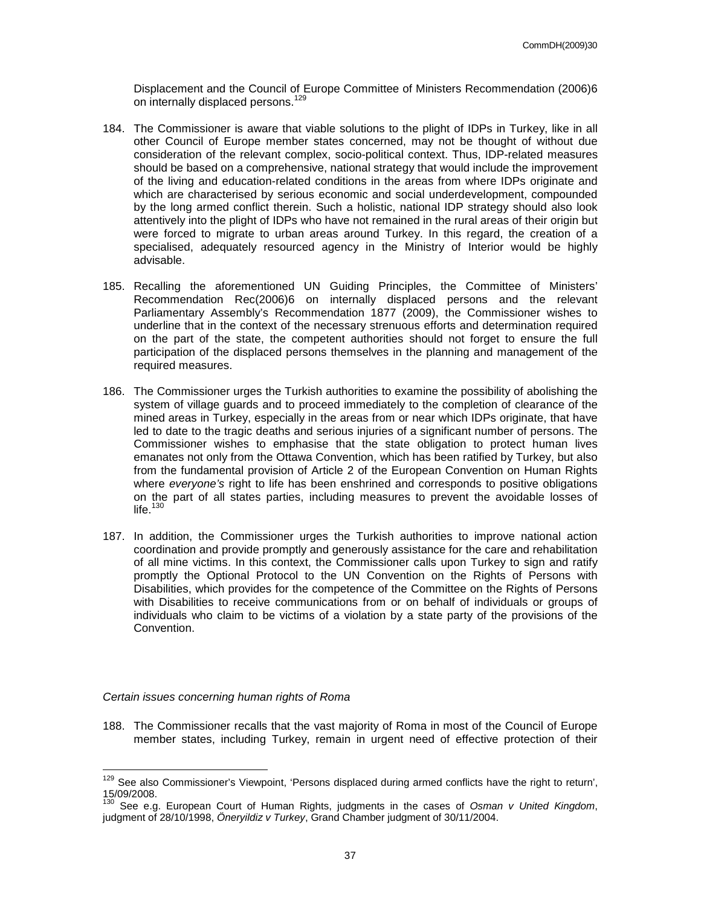Displacement and the Council of Europe Committee of Ministers Recommendation (2006)6 on internally displaced persons.[129]

184. The Commissioner is aware that viable solutions to the plight of IDPs in Turkey, like in all other Council of Europe member states concerned, may not be thought of without due consideration of the relevant complex, socio-political context. Thus, IDP-related measures should be based on a comprehensive, national strategy that would include the improvement of the living and education-related conditions in the areas from where IDPs originate and which are characterised by serious economic and social underdevelopment, compounded by the long armed conflict therein. Such a holistic, national IDP strategy should also look attentively into the plight of IDPs who have not remained in the rural areas of their origin but were forced to migrate to urban areas around Turkey. In this regard, the creation of a specialised, adequately resourced agency in the Ministry of Interior would be highly advisable.

185. Recalling the aforementioned UN Guiding Principles, the Committee of Ministers' Recommendation Rec(2006)6 on internally displaced persons and the relevant Parliamentary Assembly's Recommendation 1877 (2009), the Commissioner wishes to underline that in the context of the necessary strenuous efforts and determination required on the part of the state, the competent authorities should not forget to ensure the full participation of the displaced persons themselves in the planning and management of the required measures.

186. The Commissioner urges the Turkish authorities to examine the possibility of abolishing the system of village guards and to proceed immediately to the completion of clearance of the mined areas in Turkey, especially in the areas from or near which IDPs originate, that have led to date to the tragic deaths and serious injuries of a significant number of persons. The Commissioner wishes to emphasise that the state obligation to protect human lives emanates not only from the Ottawa Convention, which has been ratified by Turkey, but also from the fundamental provision of Article 2 of the European Convention on Human Rights where *everyone's* right to life has been enshrined and corresponds to positive obligations on the part of all states parties, including measures to prevent the avoidable losses of life.[130]

187. In addition, the Commissioner urges the Turkish authorities to improve national action coordination and provide promptly and generously assistance for the care and rehabilitation of all mine victims. In this context, the Commissioner calls upon Turkey to sign and ratify promptly the Optional Protocol to the UN Convention on the Rights of Persons with Disabilities, which provides for the competence of the Committee on the Rights of Persons with Disabilities to receive communications from or on behalf of individuals or groups of individuals who claim to be victims of a violation by a state party of the provisions of the Convention.

*Certain issues concerning human rights of Roma*

188. The Commissioner recalls that the vast majority of Roma in most of the Council of Europe member states, including Turkey, remain in urgent need of effective protection of their

---

[129] See also Commissioner's Viewpoint, 'Persons displaced during armed conflicts have the right to return', 15/09/2008.

[130] See e.g. European Court of Human Rights, judgments in the cases of *Osman v United Kingdom*, judgment of 28/10/1998, *Öneryildiz v Turkey*, Grand Chamber judgment of 30/11/2004.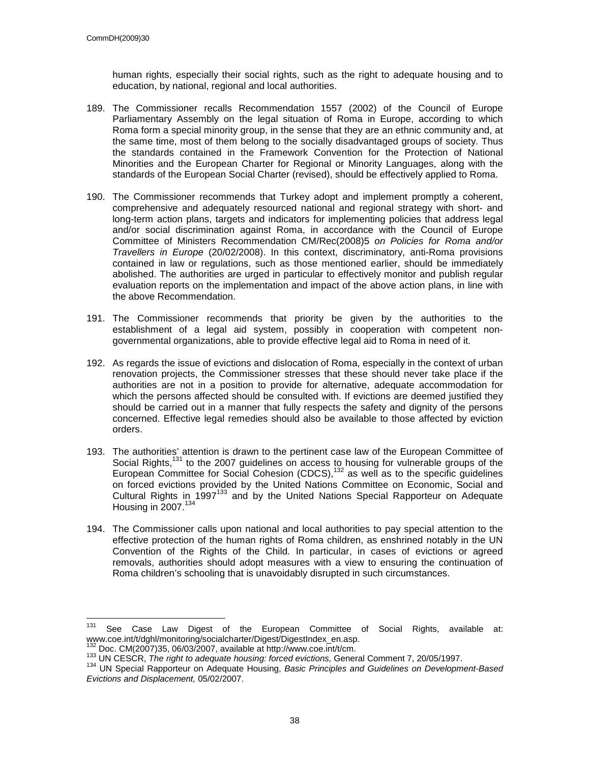human rights, especially their social rights, such as the right to adequate housing and to education, by national, regional and local authorities.

189. The Commissioner recalls Recommendation 1557 (2002) of the Council of Europe Parliamentary Assembly on the legal situation of Roma in Europe, according to which Roma form a special minority group, in the sense that they are an ethnic community and, at the same time, most of them belong to the socially disadvantaged groups of society. Thus the standards contained in the Framework Convention for the Protection of National Minorities and the European Charter for Regional or Minority Languages, along with the standards of the European Social Charter (revised), should be effectively applied to Roma.

190. The Commissioner recommends that Turkey adopt and implement promptly a coherent, comprehensive and adequately resourced national and regional strategy with short- and long-term action plans, targets and indicators for implementing policies that address legal and/or social discrimination against Roma, in accordance with the Council of Europe Committee of Ministers Recommendation CM/Rec(2008)5 *on Policies for Roma and/or Travellers in Europe* (20/02/2008). In this context, discriminatory, anti-Roma provisions contained in law or regulations, such as those mentioned earlier, should be immediately abolished. The authorities are urged in particular to effectively monitor and publish regular evaluation reports on the implementation and impact of the above action plans, in line with the above Recommendation.

191. The Commissioner recommends that priority be given by the authorities to the establishment of a legal aid system, possibly in cooperation with competent non-governmental organizations, able to provide effective legal aid to Roma in need of it.

192. As regards the issue of evictions and dislocation of Roma, especially in the context of urban renovation projects, the Commissioner stresses that these should never take place if the authorities are not in a position to provide for alternative, adequate accommodation for which the persons affected should be consulted with. If evictions are deemed justified they should be carried out in a manner that fully respects the safety and dignity of the persons concerned. Effective legal remedies should also be available to those affected by eviction orders.

193. The authorities' attention is drawn to the pertinent case law of the European Committee of Social Rights,[131] to the 2007 guidelines on access to housing for vulnerable groups of the European Committee for Social Cohesion (CDCS),[132] as well as to the specific guidelines on forced evictions provided by the United Nations Committee on Economic, Social and Cultural Rights in 1997[133] and by the United Nations Special Rapporteur on Adequate Housing in 2007.[134]

194. The Commissioner calls upon national and local authorities to pay special attention to the effective protection of the human rights of Roma children, as enshrined notably in the UN Convention of the Rights of the Child. In particular, in cases of evictions or agreed removals, authorities should adopt measures with a view to ensuring the continuation of Roma children's schooling that is unavoidably disrupted in such circumstances.

---

[131] See Case Law Digest of the European Committee of Social Rights, available at: www.coe.int/t/dghl/monitoring/socialcharter/Digest/DigestIndex_en.asp.

[132] Doc. CM(2007)35, 06/03/2007, available at http://www.coe.int/t/cm.

[133] UN CESCR, *The right to adequate housing: forced evictions,* General Comment 7, 20/05/1997.

[134] UN Special Rapporteur on Adequate Housing, *Basic Principles and Guidelines on Development-Based Evictions and Displacement,* 05/02/2007.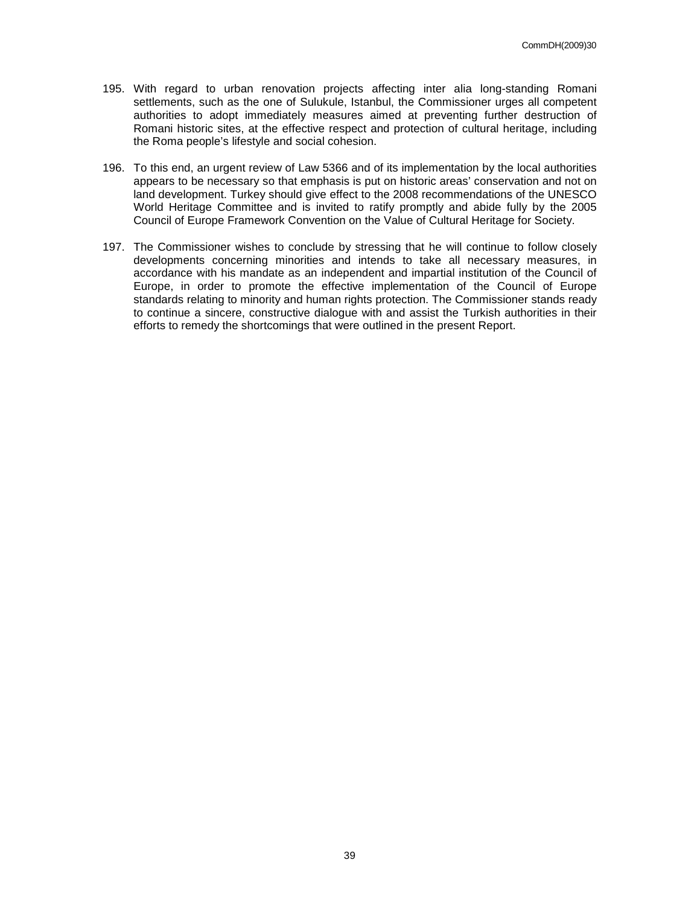195. With regard to urban renovation projects affecting inter alia long-standing Romani settlements, such as the one of Sulukule, Istanbul, the Commissioner urges all competent authorities to adopt immediately measures aimed at preventing further destruction of Romani historic sites, at the effective respect and protection of cultural heritage, including the Roma people's lifestyle and social cohesion.

196. To this end, an urgent review of Law 5366 and of its implementation by the local authorities appears to be necessary so that emphasis is put on historic areas' conservation and not on land development. Turkey should give effect to the 2008 recommendations of the UNESCO World Heritage Committee and is invited to ratify promptly and abide fully by the 2005 Council of Europe Framework Convention on the Value of Cultural Heritage for Society.

197. The Commissioner wishes to conclude by stressing that he will continue to follow closely developments concerning minorities and intends to take all necessary measures, in accordance with his mandate as an independent and impartial institution of the Council of Europe, in order to promote the effective implementation of the Council of Europe standards relating to minority and human rights protection. The Commissioner stands ready to continue a sincere, constructive dialogue with and assist the Turkish authorities in their efforts to remedy the shortcomings that were outlined in the present Report.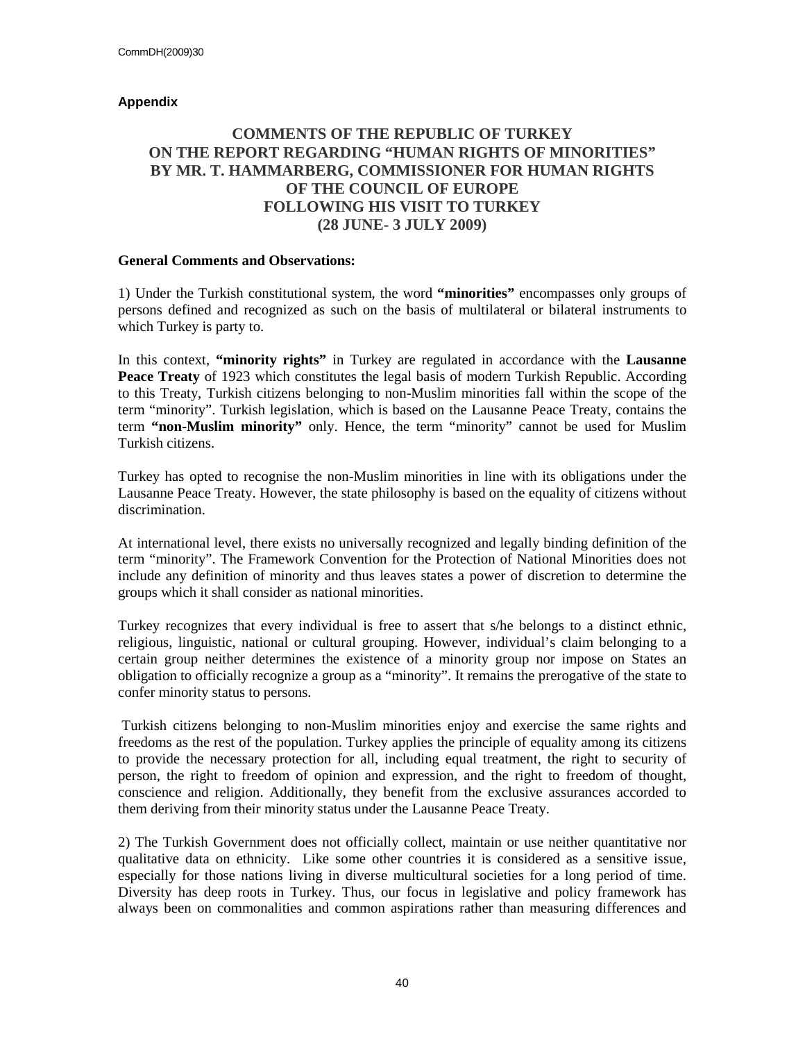**Appendix**

# COMMENTS OF THE REPUBLIC OF TURKEY ON THE REPORT REGARDING "HUMAN RIGHTS OF MINORITIES" BY MR. T. HAMMARBERG, COMMISSIONER FOR HUMAN RIGHTS OF THE COUNCIL OF EUROPE FOLLOWING HIS VISIT TO TURKEY (28 JUNE- 3 JULY 2009)

**General Comments and Observations:**

1) Under the Turkish constitutional system, the word **"minorities"** encompasses only groups of persons defined and recognized as such on the basis of multilateral or bilateral instruments to which Turkey is party to.

In this context, **"minority rights"** in Turkey are regulated in accordance with the **Lausanne Peace Treaty** of 1923 which constitutes the legal basis of modern Turkish Republic. According to this Treaty, Turkish citizens belonging to non-Muslim minorities fall within the scope of the term "minority". Turkish legislation, which is based on the Lausanne Peace Treaty, contains the term **"non-Muslim minority"** only. Hence, the term "minority" cannot be used for Muslim Turkish citizens.

Turkey has opted to recognise the non-Muslim minorities in line with its obligations under the Lausanne Peace Treaty. However, the state philosophy is based on the equality of citizens without discrimination.

At international level, there exists no universally recognized and legally binding definition of the term "minority". The Framework Convention for the Protection of National Minorities does not include any definition of minority and thus leaves states a power of discretion to determine the groups which it shall consider as national minorities.

Turkey recognizes that every individual is free to assert that s/he belongs to a distinct ethnic, religious, linguistic, national or cultural grouping. However, individual's claim belonging to a certain group neither determines the existence of a minority group nor impose on States an obligation to officially recognize a group as a "minority". It remains the prerogative of the state to confer minority status to persons.

Turkish citizens belonging to non-Muslim minorities enjoy and exercise the same rights and freedoms as the rest of the population. Turkey applies the principle of equality among its citizens to provide the necessary protection for all, including equal treatment, the right to security of person, the right to freedom of opinion and expression, and the right to freedom of thought, conscience and religion. Additionally, they benefit from the exclusive assurances accorded to them deriving from their minority status under the Lausanne Peace Treaty.

2) The Turkish Government does not officially collect, maintain or use neither quantitative nor qualitative data on ethnicity. Like some other countries it is considered as a sensitive issue, especially for those nations living in diverse multicultural societies for a long period of time. Diversity has deep roots in Turkey. Thus, our focus in legislative and policy framework has always been on commonalities and common aspirations rather than measuring differences and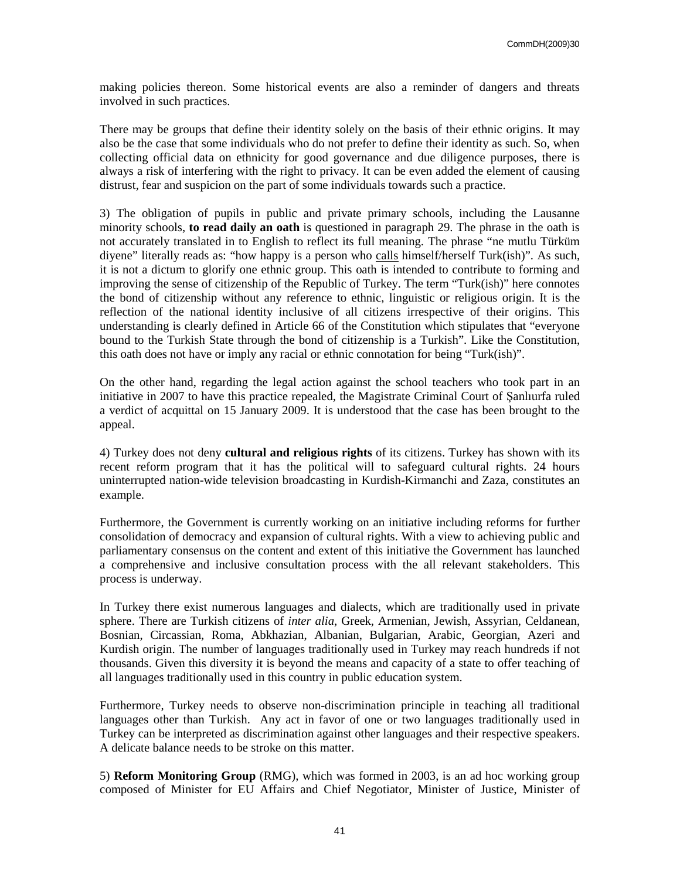making policies thereon. Some historical events are also a reminder of dangers and threats involved in such practices.

There may be groups that define their identity solely on the basis of their ethnic origins. It may also be the case that some individuals who do not prefer to define their identity as such. So, when collecting official data on ethnicity for good governance and due diligence purposes, there is always a risk of interfering with the right to privacy. It can be even added the element of causing distrust, fear and suspicion on the part of some individuals towards such a practice.

3) The obligation of pupils in public and private primary schools, including the Lausanne minority schools, **to read daily an oath** is questioned in paragraph 29. The phrase in the oath is not accurately translated in to English to reflect its full meaning. The phrase "ne mutlu Türküm diyene" literally reads as: "how happy is a person who calls himself/herself Turk(ish)". As such, it is not a dictum to glorify one ethnic group. This oath is intended to contribute to forming and improving the sense of citizenship of the Republic of Turkey. The term "Turk(ish)" here connotes the bond of citizenship without any reference to ethnic, linguistic or religious origin. It is the reflection of the national identity inclusive of all citizens irrespective of their origins. This understanding is clearly defined in Article 66 of the Constitution which stipulates that "everyone bound to the Turkish State through the bond of citizenship is a Turkish". Like the Constitution, this oath does not have or imply any racial or ethnic connotation for being "Turk(ish)".

On the other hand, regarding the legal action against the school teachers who took part in an initiative in 2007 to have this practice repealed, the Magistrate Criminal Court of Şanlıurfa ruled a verdict of acquittal on 15 January 2009. It is understood that the case has been brought to the appeal.

4) Turkey does not deny **cultural and religious rights** of its citizens. Turkey has shown with its recent reform program that it has the political will to safeguard cultural rights. 24 hours uninterrupted nation-wide television broadcasting in Kurdish-Kirmanchi and Zaza, constitutes an example.

Furthermore, the Government is currently working on an initiative including reforms for further consolidation of democracy and expansion of cultural rights. With a view to achieving public and parliamentary consensus on the content and extent of this initiative the Government has launched a comprehensive and inclusive consultation process with the all relevant stakeholders. This process is underway.

In Turkey there exist numerous languages and dialects, which are traditionally used in private sphere. There are Turkish citizens of *inter alia*, Greek, Armenian, Jewish, Assyrian, Celdanean, Bosnian, Circassian, Roma, Abkhazian, Albanian, Bulgarian, Arabic, Georgian, Azeri and Kurdish origin. The number of languages traditionally used in Turkey may reach hundreds if not thousands. Given this diversity it is beyond the means and capacity of a state to offer teaching of all languages traditionally used in this country in public education system.

Furthermore, Turkey needs to observe non-discrimination principle in teaching all traditional languages other than Turkish. Any act in favor of one or two languages traditionally used in Turkey can be interpreted as discrimination against other languages and their respective speakers. A delicate balance needs to be stroke on this matter.

5) **Reform Monitoring Group** (RMG), which was formed in 2003, is an ad hoc working group composed of Minister for EU Affairs and Chief Negotiator, Minister of Justice, Minister of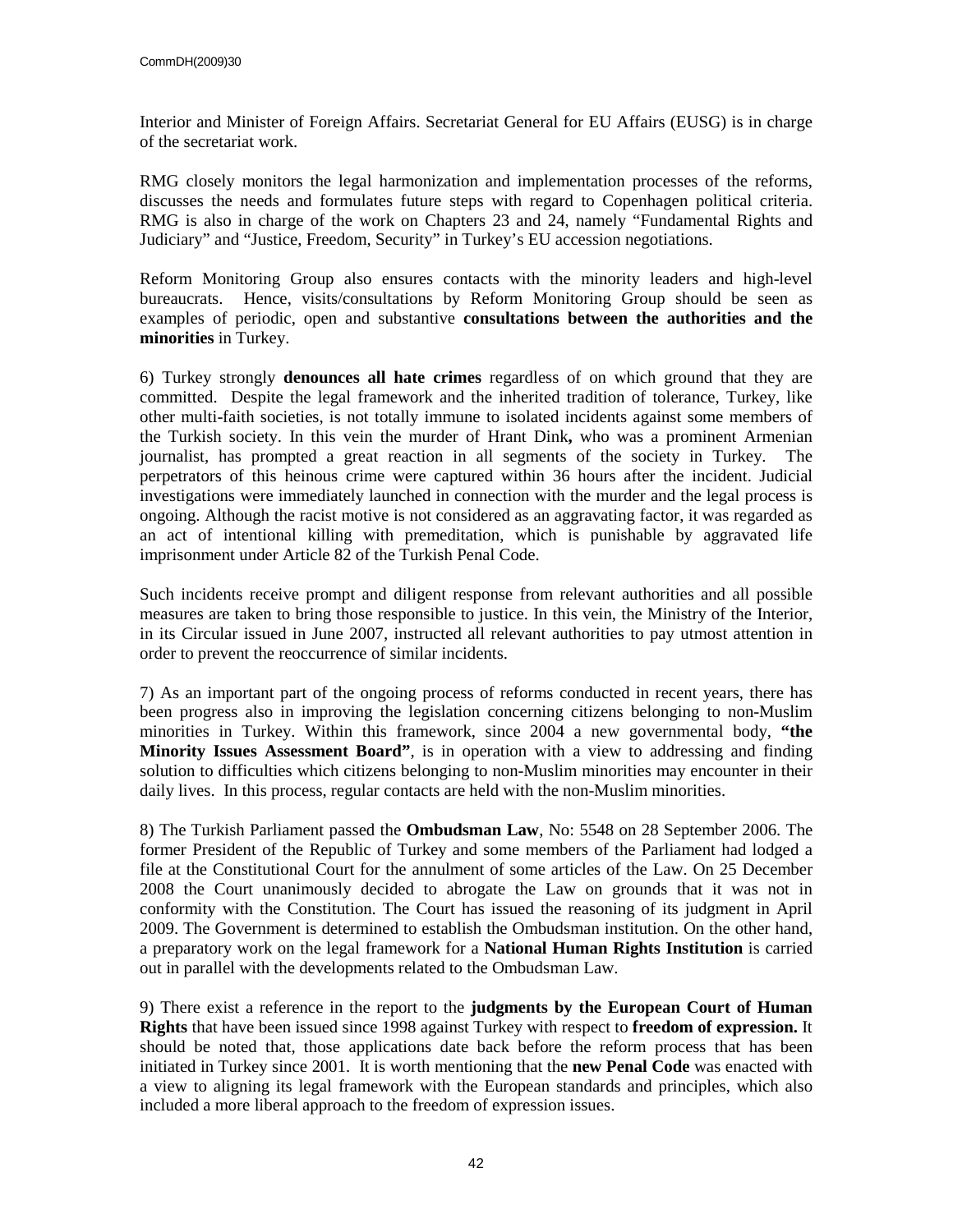Interior and Minister of Foreign Affairs. Secretariat General for EU Affairs (EUSG) is in charge of the secretariat work.

RMG closely monitors the legal harmonization and implementation processes of the reforms, discusses the needs and formulates future steps with regard to Copenhagen political criteria. RMG is also in charge of the work on Chapters 23 and 24, namely "Fundamental Rights and Judiciary" and "Justice, Freedom, Security" in Turkey's EU accession negotiations.

Reform Monitoring Group also ensures contacts with the minority leaders and high-level bureaucrats. Hence, visits/consultations by Reform Monitoring Group should be seen as examples of periodic, open and substantive **consultations between the authorities and the minorities** in Turkey.

6) Turkey strongly **denounces all hate crimes** regardless of on which ground that they are committed. Despite the legal framework and the inherited tradition of tolerance, Turkey, like other multi-faith societies, is not totally immune to isolated incidents against some members of the Turkish society. In this vein the murder of Hrant Dink**,** who was a prominent Armenian journalist, has prompted a great reaction in all segments of the society in Turkey. The perpetrators of this heinous crime were captured within 36 hours after the incident. Judicial investigations were immediately launched in connection with the murder and the legal process is ongoing. Although the racist motive is not considered as an aggravating factor, it was regarded as an act of intentional killing with premeditation, which is punishable by aggravated life imprisonment under Article 82 of the Turkish Penal Code.

Such incidents receive prompt and diligent response from relevant authorities and all possible measures are taken to bring those responsible to justice. In this vein, the Ministry of the Interior, in its Circular issued in June 2007, instructed all relevant authorities to pay utmost attention in order to prevent the reoccurrence of similar incidents.

7) As an important part of the ongoing process of reforms conducted in recent years, there has been progress also in improving the legislation concerning citizens belonging to non-Muslim minorities in Turkey. Within this framework, since 2004 a new governmental body, **"the Minority Issues Assessment Board"**, is in operation with a view to addressing and finding solution to difficulties which citizens belonging to non-Muslim minorities may encounter in their daily lives. In this process, regular contacts are held with the non-Muslim minorities.

8) The Turkish Parliament passed the **Ombudsman Law**, No: 5548 on 28 September 2006. The former President of the Republic of Turkey and some members of the Parliament had lodged a file at the Constitutional Court for the annulment of some articles of the Law. On 25 December 2008 the Court unanimously decided to abrogate the Law on grounds that it was not in conformity with the Constitution. The Court has issued the reasoning of its judgment in April 2009. The Government is determined to establish the Ombudsman institution. On the other hand, a preparatory work on the legal framework for a **National Human Rights Institution** is carried out in parallel with the developments related to the Ombudsman Law.

9) There exist a reference in the report to the **judgments by the European Court of Human Rights** that have been issued since 1998 against Turkey with respect to **freedom of expression.** It should be noted that, those applications date back before the reform process that has been initiated in Turkey since 2001. It is worth mentioning that the **new Penal Code** was enacted with a view to aligning its legal framework with the European standards and principles, which also included a more liberal approach to the freedom of expression issues.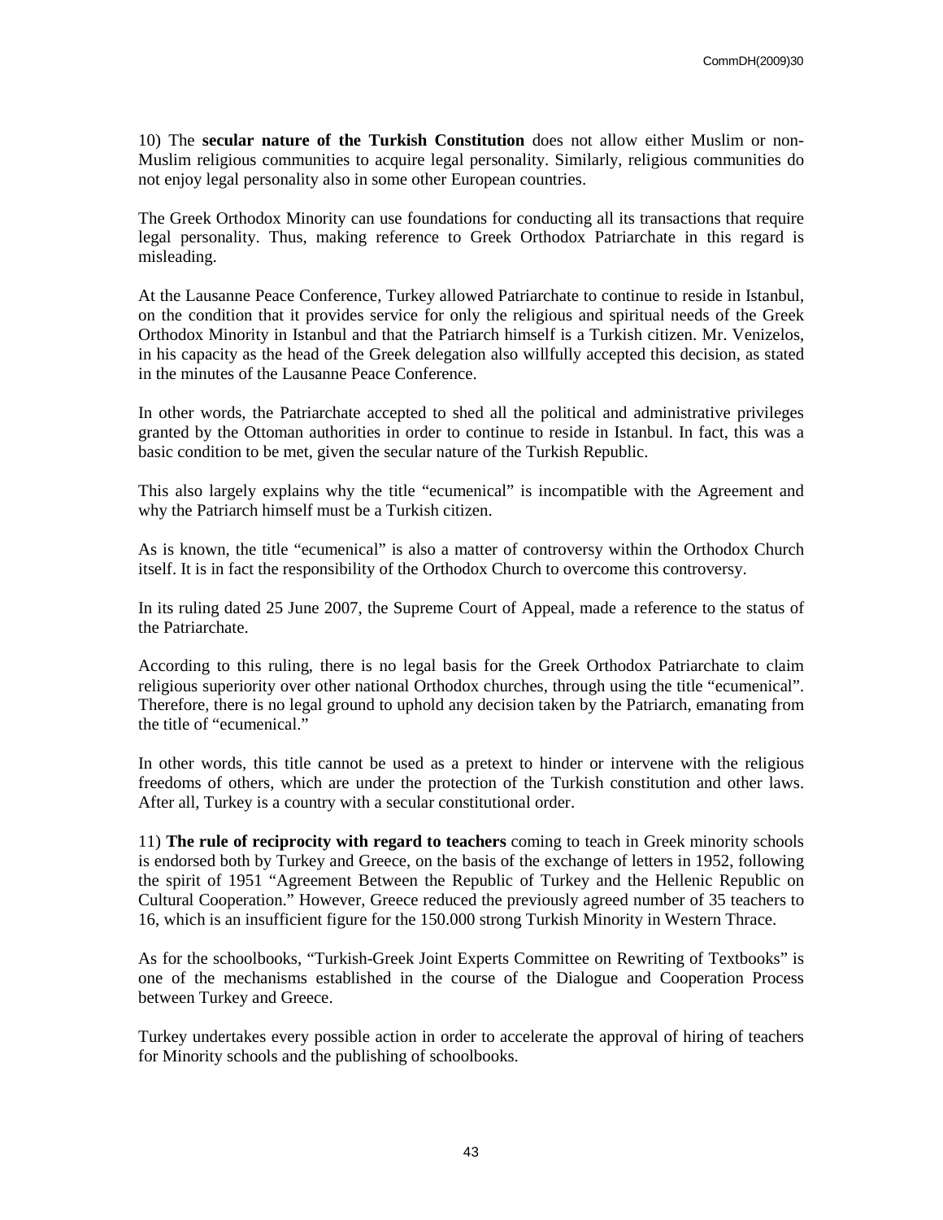10) The **secular nature of the Turkish Constitution** does not allow either Muslim or non-Muslim religious communities to acquire legal personality. Similarly, religious communities do not enjoy legal personality also in some other European countries.

The Greek Orthodox Minority can use foundations for conducting all its transactions that require legal personality. Thus, making reference to Greek Orthodox Patriarchate in this regard is misleading.

At the Lausanne Peace Conference, Turkey allowed Patriarchate to continue to reside in Istanbul, on the condition that it provides service for only the religious and spiritual needs of the Greek Orthodox Minority in Istanbul and that the Patriarch himself is a Turkish citizen. Mr. Venizelos, in his capacity as the head of the Greek delegation also willfully accepted this decision, as stated in the minutes of the Lausanne Peace Conference.

In other words, the Patriarchate accepted to shed all the political and administrative privileges granted by the Ottoman authorities in order to continue to reside in Istanbul. In fact, this was a basic condition to be met, given the secular nature of the Turkish Republic.

This also largely explains why the title "ecumenical" is incompatible with the Agreement and why the Patriarch himself must be a Turkish citizen.

As is known, the title "ecumenical" is also a matter of controversy within the Orthodox Church itself. It is in fact the responsibility of the Orthodox Church to overcome this controversy.

In its ruling dated 25 June 2007, the Supreme Court of Appeal, made a reference to the status of the Patriarchate.

According to this ruling, there is no legal basis for the Greek Orthodox Patriarchate to claim religious superiority over other national Orthodox churches, through using the title "ecumenical". Therefore, there is no legal ground to uphold any decision taken by the Patriarch, emanating from the title of "ecumenical."

In other words, this title cannot be used as a pretext to hinder or intervene with the religious freedoms of others, which are under the protection of the Turkish constitution and other laws. After all, Turkey is a country with a secular constitutional order.

11) **The rule of reciprocity with regard to teachers** coming to teach in Greek minority schools is endorsed both by Turkey and Greece, on the basis of the exchange of letters in 1952, following the spirit of 1951 "Agreement Between the Republic of Turkey and the Hellenic Republic on Cultural Cooperation." However, Greece reduced the previously agreed number of 35 teachers to 16, which is an insufficient figure for the 150.000 strong Turkish Minority in Western Thrace.

As for the schoolbooks, "Turkish-Greek Joint Experts Committee on Rewriting of Textbooks" is one of the mechanisms established in the course of the Dialogue and Cooperation Process between Turkey and Greece.

Turkey undertakes every possible action in order to accelerate the approval of hiring of teachers for Minority schools and the publishing of schoolbooks.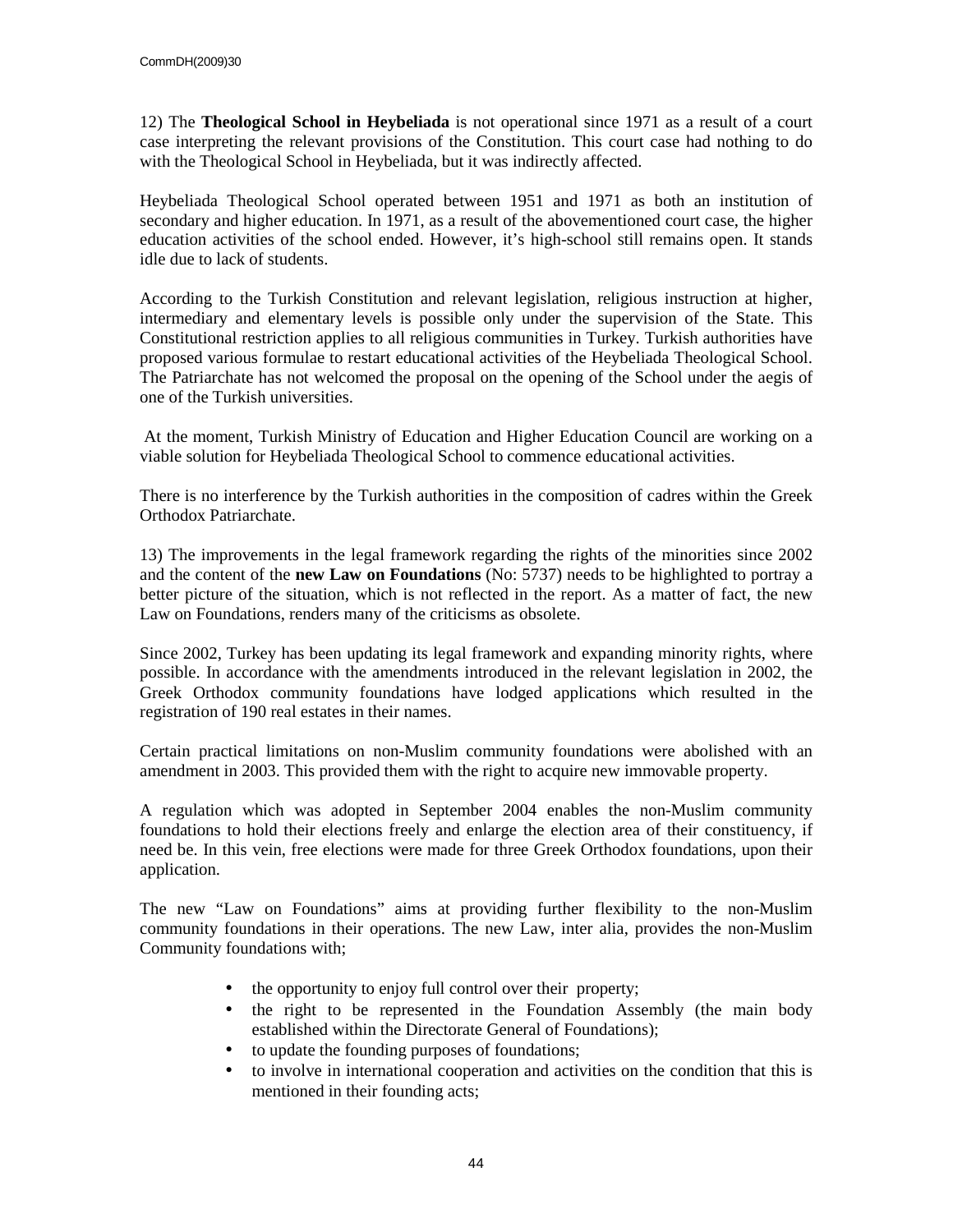12) The **Theological School in Heybeliada** is not operational since 1971 as a result of a court case interpreting the relevant provisions of the Constitution. This court case had nothing to do with the Theological School in Heybeliada, but it was indirectly affected.

Heybeliada Theological School operated between 1951 and 1971 as both an institution of secondary and higher education. In 1971, as a result of the abovementioned court case, the higher education activities of the school ended. However, it's high-school still remains open. It stands idle due to lack of students.

According to the Turkish Constitution and relevant legislation, religious instruction at higher, intermediary and elementary levels is possible only under the supervision of the State. This Constitutional restriction applies to all religious communities in Turkey. Turkish authorities have proposed various formulae to restart educational activities of the Heybeliada Theological School. The Patriarchate has not welcomed the proposal on the opening of the School under the aegis of one of the Turkish universities.

At the moment, Turkish Ministry of Education and Higher Education Council are working on a viable solution for Heybeliada Theological School to commence educational activities.

There is no interference by the Turkish authorities in the composition of cadres within the Greek Orthodox Patriarchate.

13) The improvements in the legal framework regarding the rights of the minorities since 2002 and the content of the **new Law on Foundations** (No: 5737) needs to be highlighted to portray a better picture of the situation, which is not reflected in the report. As a matter of fact, the new Law on Foundations, renders many of the criticisms as obsolete.

Since 2002, Turkey has been updating its legal framework and expanding minority rights, where possible. In accordance with the amendments introduced in the relevant legislation in 2002, the Greek Orthodox community foundations have lodged applications which resulted in the registration of 190 real estates in their names.

Certain practical limitations on non-Muslim community foundations were abolished with an amendment in 2003. This provided them with the right to acquire new immovable property.

A regulation which was adopted in September 2004 enables the non-Muslim community foundations to hold their elections freely and enlarge the election area of their constituency, if need be. In this vein, free elections were made for three Greek Orthodox foundations, upon their application.

The new "Law on Foundations" aims at providing further flexibility to the non-Muslim community foundations in their operations. The new Law, inter alia, provides the non-Muslim Community foundations with;

- the opportunity to enjoy full control over their property;
- the right to be represented in the Foundation Assembly (the main body established within the Directorate General of Foundations);
- to update the founding purposes of foundations;
- to involve in international cooperation and activities on the condition that this is mentioned in their founding acts;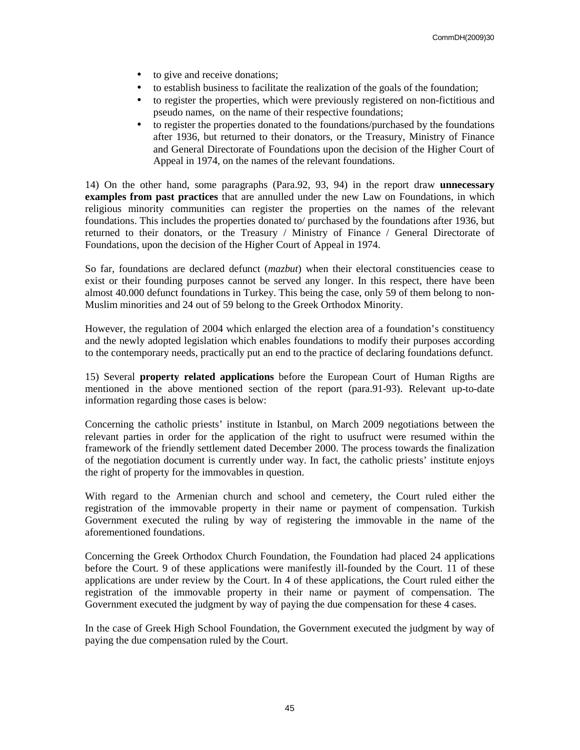- to give and receive donations;
- to establish business to facilitate the realization of the goals of the foundation;
- to register the properties, which were previously registered on non-fictitious and pseudo names,  on the name of their respective foundations;
- to register the properties donated to the foundations/purchased by the foundations after 1936, but returned to their donators, or the Treasury, Ministry of Finance and General Directorate of Foundations upon the decision of the Higher Court of Appeal in 1974, on the names of the relevant foundations.

14) On the other hand, some paragraphs (Para.92, 93, 94) in the report draw **unnecessary examples from past practices** that are annulled under the new Law on Foundations, in which religious minority communities can register the properties on the names of the relevant foundations. This includes the properties donated to/ purchased by the foundations after 1936, but returned to their donators, or the Treasury / Ministry of Finance / General Directorate of Foundations, upon the decision of the Higher Court of Appeal in 1974.

So far, foundations are declared defunct (*mazbut*) when their electoral constituencies cease to exist or their founding purposes cannot be served any longer. In this respect, there have been almost 40.000 defunct foundations in Turkey. This being the case, only 59 of them belong to non-Muslim minorities and 24 out of 59 belong to the Greek Orthodox Minority.

However, the regulation of 2004 which enlarged the election area of a foundation's constituency and the newly adopted legislation which enables foundations to modify their purposes according to the contemporary needs, practically put an end to the practice of declaring foundations defunct.

15) Several **property related applications** before the European Court of Human Rigths are mentioned in the above mentioned section of the report (para.91-93). Relevant up-to-date information regarding those cases is below:

Concerning the catholic priests' institute in Istanbul, on March 2009 negotiations between the relevant parties in order for the application of the right to usufruct were resumed within the framework of the friendly settlement dated December 2000. The process towards the finalization of the negotiation document is currently under way. In fact, the catholic priests' institute enjoys the right of property for the immovables in question.

With regard to the Armenian church and school and cemetery, the Court ruled either the registration of the immovable property in their name or payment of compensation. Turkish Government executed the ruling by way of registering the immovable in the name of the aforementioned foundations.

Concerning the Greek Orthodox Church Foundation, the Foundation had placed 24 applications before the Court. 9 of these applications were manifestly ill-founded by the Court. 11 of these applications are under review by the Court. In 4 of these applications, the Court ruled either the registration of the immovable property in their name or payment of compensation. The Government executed the judgment by way of paying the due compensation for these 4 cases.

In the case of Greek High School Foundation, the Government executed the judgment by way of paying the due compensation ruled by the Court.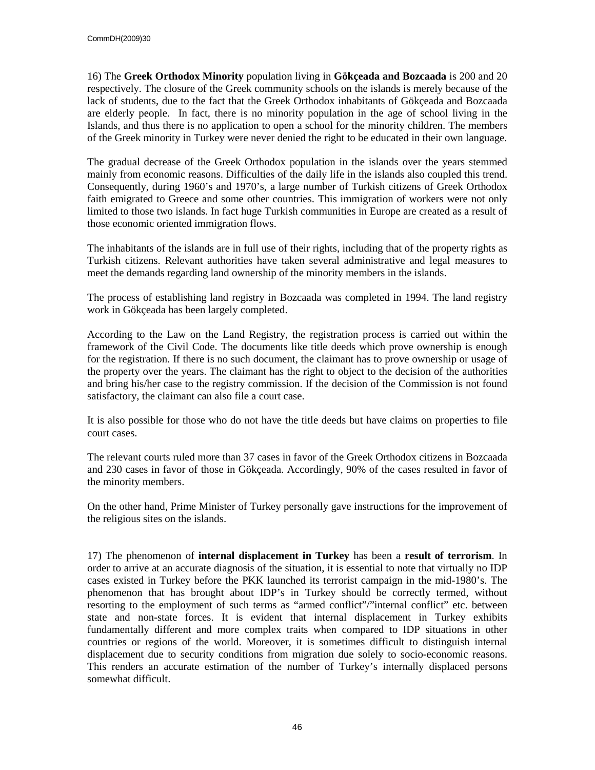16) The **Greek Orthodox Minority** population living in **Gökçeada and Bozcaada** is 200 and 20 respectively. The closure of the Greek community schools on the islands is merely because of the lack of students, due to the fact that the Greek Orthodox inhabitants of Gökçeada and Bozcaada are elderly people. In fact, there is no minority population in the age of school living in the Islands, and thus there is no application to open a school for the minority children. The members of the Greek minority in Turkey were never denied the right to be educated in their own language.

The gradual decrease of the Greek Orthodox population in the islands over the years stemmed mainly from economic reasons. Difficulties of the daily life in the islands also coupled this trend. Consequently, during 1960's and 1970's, a large number of Turkish citizens of Greek Orthodox faith emigrated to Greece and some other countries. This immigration of workers were not only limited to those two islands. In fact huge Turkish communities in Europe are created as a result of those economic oriented immigration flows.

The inhabitants of the islands are in full use of their rights, including that of the property rights as Turkish citizens. Relevant authorities have taken several administrative and legal measures to meet the demands regarding land ownership of the minority members in the islands.

The process of establishing land registry in Bozcaada was completed in 1994. The land registry work in Gökçeada has been largely completed.

According to the Law on the Land Registry, the registration process is carried out within the framework of the Civil Code. The documents like title deeds which prove ownership is enough for the registration. If there is no such document, the claimant has to prove ownership or usage of the property over the years. The claimant has the right to object to the decision of the authorities and bring his/her case to the registry commission. If the decision of the Commission is not found satisfactory, the claimant can also file a court case.

It is also possible for those who do not have the title deeds but have claims on properties to file court cases.

The relevant courts ruled more than 37 cases in favor of the Greek Orthodox citizens in Bozcaada and 230 cases in favor of those in Gökçeada. Accordingly, 90% of the cases resulted in favor of the minority members.

On the other hand, Prime Minister of Turkey personally gave instructions for the improvement of the religious sites on the islands.

17) The phenomenon of **internal displacement in Turkey** has been a **result of terrorism**. In order to arrive at an accurate diagnosis of the situation, it is essential to note that virtually no IDP cases existed in Turkey before the PKK launched its terrorist campaign in the mid-1980's. The phenomenon that has brought about IDP's in Turkey should be correctly termed, without resorting to the employment of such terms as "armed conflict"/"internal conflict" etc. between state and non-state forces. It is evident that internal displacement in Turkey exhibits fundamentally different and more complex traits when compared to IDP situations in other countries or regions of the world. Moreover, it is sometimes difficult to distinguish internal displacement due to security conditions from migration due solely to socio-economic reasons. This renders an accurate estimation of the number of Turkey's internally displaced persons somewhat difficult.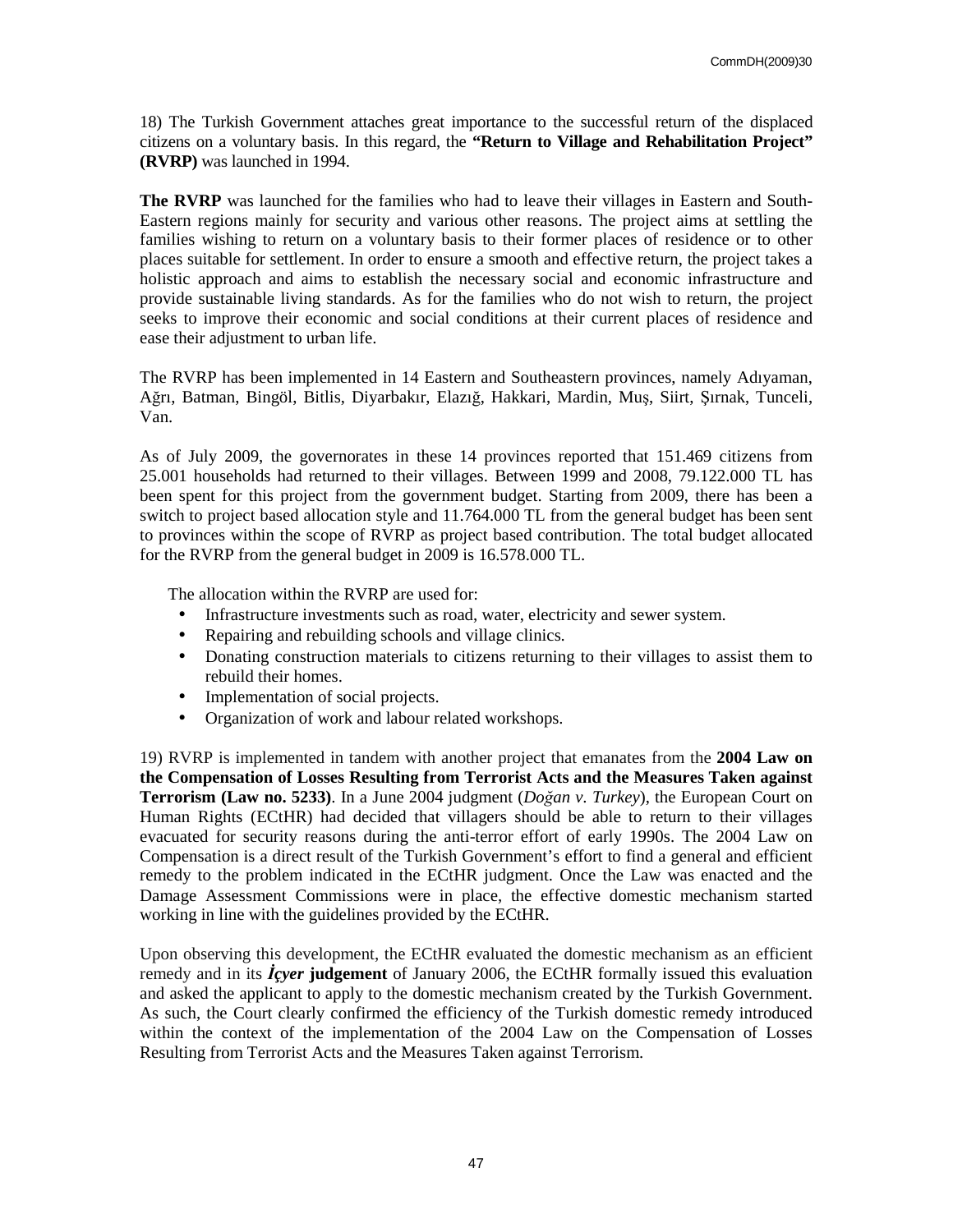18) The Turkish Government attaches great importance to the successful return of the displaced citizens on a voluntary basis. In this regard, the **"Return to Village and Rehabilitation Project" (RVRP)** was launched in 1994.

**The RVRP** was launched for the families who had to leave their villages in Eastern and South-Eastern regions mainly for security and various other reasons. The project aims at settling the families wishing to return on a voluntary basis to their former places of residence or to other places suitable for settlement. In order to ensure a smooth and effective return, the project takes a holistic approach and aims to establish the necessary social and economic infrastructure and provide sustainable living standards. As for the families who do not wish to return, the project seeks to improve their economic and social conditions at their current places of residence and ease their adjustment to urban life.

The RVRP has been implemented in 14 Eastern and Southeastern provinces, namely Adıyaman, Ağrı, Batman, Bingöl, Bitlis, Diyarbakır, Elazığ, Hakkari, Mardin, Muş, Siirt, Şırnak, Tunceli, Van.

As of July 2009, the governorates in these 14 provinces reported that 151.469 citizens from 25.001 households had returned to their villages. Between 1999 and 2008, 79.122.000 TL has been spent for this project from the government budget. Starting from 2009, there has been a switch to project based allocation style and 11.764.000 TL from the general budget has been sent to provinces within the scope of RVRP as project based contribution. The total budget allocated for the RVRP from the general budget in 2009 is 16.578.000 TL.

The allocation within the RVRP are used for:

- Infrastructure investments such as road, water, electricity and sewer system.
- Repairing and rebuilding schools and village clinics.
- Donating construction materials to citizens returning to their villages to assist them to rebuild their homes.
- Implementation of social projects.
- Organization of work and labour related workshops.

19) RVRP is implemented in tandem with another project that emanates from the **2004 Law on the Compensation of Losses Resulting from Terrorist Acts and the Measures Taken against Terrorism (Law no. 5233)**. In a June 2004 judgment (*Doğan v. Turkey*), the European Court on Human Rights (ECtHR) had decided that villagers should be able to return to their villages evacuated for security reasons during the anti-terror effort of early 1990s. The 2004 Law on Compensation is a direct result of the Turkish Government's effort to find a general and efficient remedy to the problem indicated in the ECtHR judgment. Once the Law was enacted and the Damage Assessment Commissions were in place, the effective domestic mechanism started working in line with the guidelines provided by the ECtHR.

Upon observing this development, the ECtHR evaluated the domestic mechanism as an efficient remedy and in its ***İçyer*** **judgement** of January 2006, the ECtHR formally issued this evaluation and asked the applicant to apply to the domestic mechanism created by the Turkish Government. As such, the Court clearly confirmed the efficiency of the Turkish domestic remedy introduced within the context of the implementation of the 2004 Law on the Compensation of Losses Resulting from Terrorist Acts and the Measures Taken against Terrorism.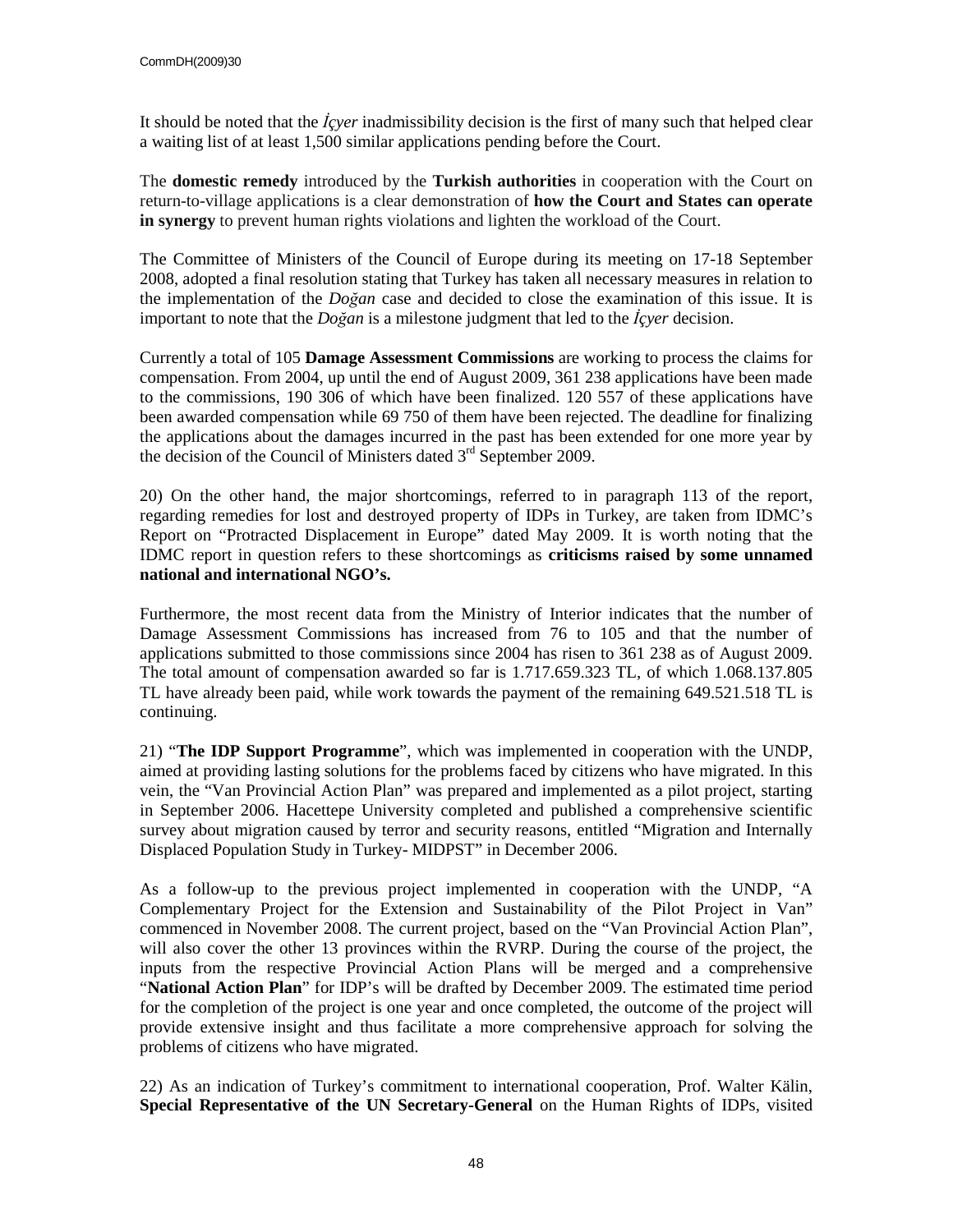It should be noted that the *İçyer* inadmissibility decision is the first of many such that helped clear a waiting list of at least 1,500 similar applications pending before the Court.

The **domestic remedy** introduced by the **Turkish authorities** in cooperation with the Court on return-to-village applications is a clear demonstration of **how the Court and States can operate in synergy** to prevent human rights violations and lighten the workload of the Court.

The Committee of Ministers of the Council of Europe during its meeting on 17-18 September 2008, adopted a final resolution stating that Turkey has taken all necessary measures in relation to the implementation of the *Doğan* case and decided to close the examination of this issue. It is important to note that the *Doğan* is a milestone judgment that led to the *İçyer* decision.

Currently a total of 105 **Damage Assessment Commissions** are working to process the claims for compensation. From 2004, up until the end of August 2009, 361 238 applications have been made to the commissions, 190 306 of which have been finalized. 120 557 of these applications have been awarded compensation while 69 750 of them have been rejected. The deadline for finalizing the applications about the damages incurred in the past has been extended for one more year by the decision of the Council of Ministers dated 3rd September 2009.

20) On the other hand, the major shortcomings, referred to in paragraph 113 of the report, regarding remedies for lost and destroyed property of IDPs in Turkey, are taken from IDMC's Report on "Protracted Displacement in Europe" dated May 2009. It is worth noting that the IDMC report in question refers to these shortcomings as **criticisms raised by some unnamed national and international NGO's.**

Furthermore, the most recent data from the Ministry of Interior indicates that the number of Damage Assessment Commissions has increased from 76 to 105 and that the number of applications submitted to those commissions since 2004 has risen to 361 238 as of August 2009. The total amount of compensation awarded so far is 1.717.659.323 TL, of which 1.068.137.805 TL have already been paid, while work towards the payment of the remaining 649.521.518 TL is continuing.

21) "**The IDP Support Programme**", which was implemented in cooperation with the UNDP, aimed at providing lasting solutions for the problems faced by citizens who have migrated. In this vein, the "Van Provincial Action Plan" was prepared and implemented as a pilot project, starting in September 2006. Hacettepe University completed and published a comprehensive scientific survey about migration caused by terror and security reasons, entitled "Migration and Internally Displaced Population Study in Turkey- MIDPST" in December 2006.

As a follow-up to the previous project implemented in cooperation with the UNDP, "A Complementary Project for the Extension and Sustainability of the Pilot Project in Van" commenced in November 2008. The current project, based on the "Van Provincial Action Plan", will also cover the other 13 provinces within the RVRP. During the course of the project, the inputs from the respective Provincial Action Plans will be merged and a comprehensive "**National Action Plan**" for IDP's will be drafted by December 2009. The estimated time period for the completion of the project is one year and once completed, the outcome of the project will provide extensive insight and thus facilitate a more comprehensive approach for solving the problems of citizens who have migrated.

22) As an indication of Turkey's commitment to international cooperation, Prof. Walter Kälin, **Special Representative of the UN Secretary-General** on the Human Rights of IDPs, visited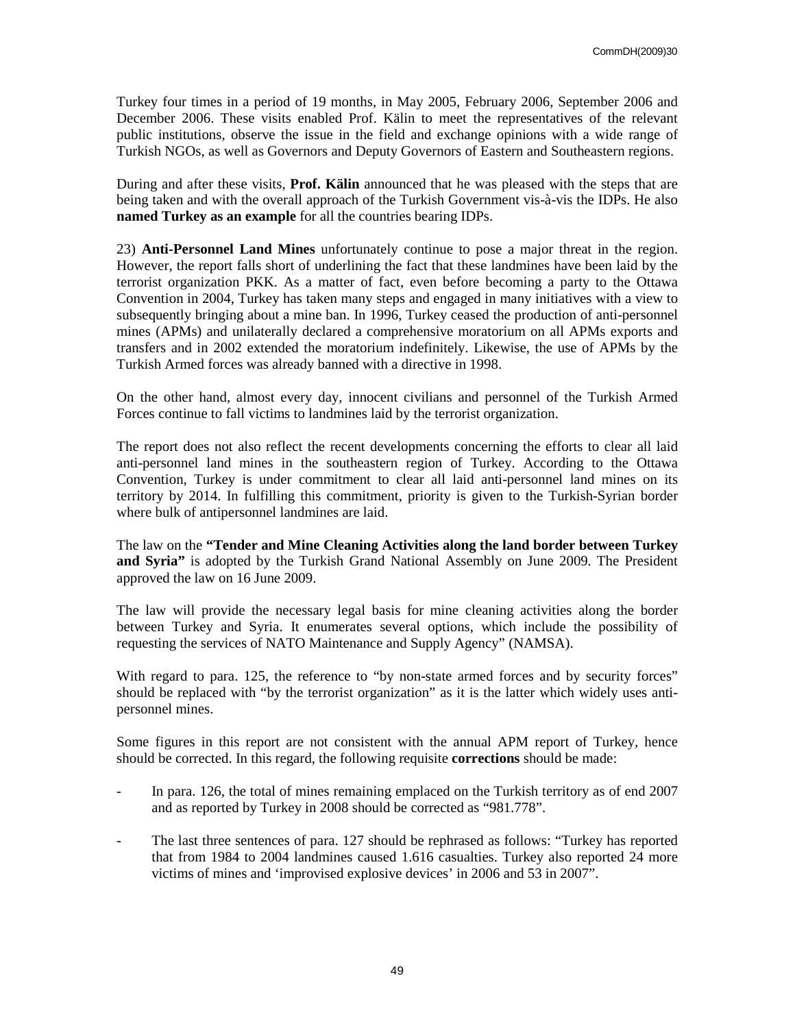Turkey four times in a period of 19 months, in May 2005, February 2006, September 2006 and December 2006. These visits enabled Prof. Kälin to meet the representatives of the relevant public institutions, observe the issue in the field and exchange opinions with a wide range of Turkish NGOs, as well as Governors and Deputy Governors of Eastern and Southeastern regions.

During and after these visits, **Prof. Kälin** announced that he was pleased with the steps that are being taken and with the overall approach of the Turkish Government vis-à-vis the IDPs. He also **named Turkey as an example** for all the countries bearing IDPs.

23) **Anti-Personnel Land Mines** unfortunately continue to pose a major threat in the region. However, the report falls short of underlining the fact that these landmines have been laid by the terrorist organization PKK. As a matter of fact, even before becoming a party to the Ottawa Convention in 2004, Turkey has taken many steps and engaged in many initiatives with a view to subsequently bringing about a mine ban. In 1996, Turkey ceased the production of anti-personnel mines (APMs) and unilaterally declared a comprehensive moratorium on all APMs exports and transfers and in 2002 extended the moratorium indefinitely. Likewise, the use of APMs by the Turkish Armed forces was already banned with a directive in 1998.

On the other hand, almost every day, innocent civilians and personnel of the Turkish Armed Forces continue to fall victims to landmines laid by the terrorist organization.

The report does not also reflect the recent developments concerning the efforts to clear all laid anti-personnel land mines in the southeastern region of Turkey. According to the Ottawa Convention, Turkey is under commitment to clear all laid anti-personnel land mines on its territory by 2014. In fulfilling this commitment, priority is given to the Turkish-Syrian border where bulk of antipersonnel landmines are laid.

The law on the **"Tender and Mine Cleaning Activities along the land border between Turkey and Syria"** is adopted by the Turkish Grand National Assembly on June 2009. The President approved the law on 16 June 2009.

The law will provide the necessary legal basis for mine cleaning activities along the border between Turkey and Syria. It enumerates several options, which include the possibility of requesting the services of NATO Maintenance and Supply Agency" (NAMSA).

With regard to para. 125, the reference to "by non-state armed forces and by security forces" should be replaced with "by the terrorist organization" as it is the latter which widely uses anti-personnel mines.

Some figures in this report are not consistent with the annual APM report of Turkey, hence should be corrected. In this regard, the following requisite **corrections** should be made:

- In para. 126, the total of mines remaining emplaced on the Turkish territory as of end 2007 and as reported by Turkey in 2008 should be corrected as "981.778".
- The last three sentences of para. 127 should be rephrased as follows: "Turkey has reported that from 1984 to 2004 landmines caused 1.616 casualties. Turkey also reported 24 more victims of mines and 'improvised explosive devices' in 2006 and 53 in 2007".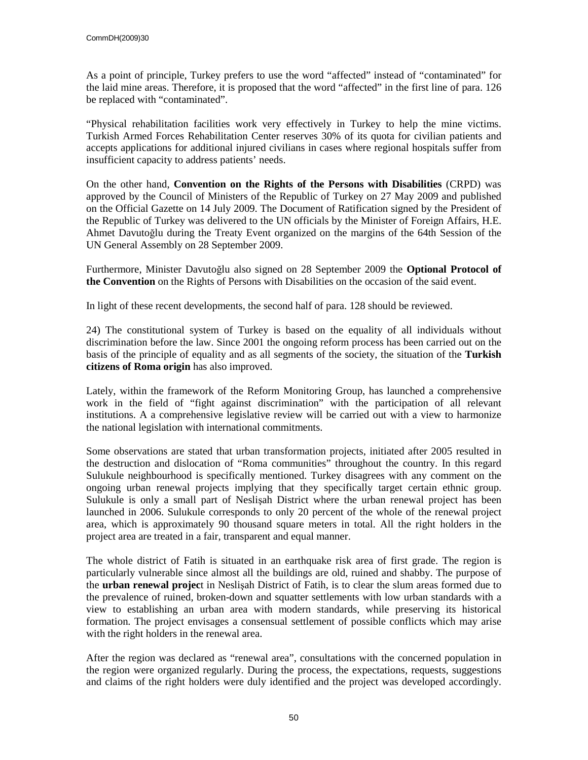As a point of principle, Turkey prefers to use the word "affected" instead of "contaminated" for the laid mine areas. Therefore, it is proposed that the word "affected" in the first line of para. 126 be replaced with "contaminated".

"Physical rehabilitation facilities work very effectively in Turkey to help the mine victims. Turkish Armed Forces Rehabilitation Center reserves 30% of its quota for civilian patients and accepts applications for additional injured civilians in cases where regional hospitals suffer from insufficient capacity to address patients' needs.

On the other hand, **Convention on the Rights of the Persons with Disabilities** (CRPD) was approved by the Council of Ministers of the Republic of Turkey on 27 May 2009 and published on the Official Gazette on 14 July 2009. The Document of Ratification signed by the President of the Republic of Turkey was delivered to the UN officials by the Minister of Foreign Affairs, H.E. Ahmet Davutoğlu during the Treaty Event organized on the margins of the 64th Session of the UN General Assembly on 28 September 2009.

Furthermore, Minister Davutoğlu also signed on 28 September 2009 the **Optional Protocol of the Convention** on the Rights of Persons with Disabilities on the occasion of the said event.

In light of these recent developments, the second half of para. 128 should be reviewed.

24) The constitutional system of Turkey is based on the equality of all individuals without discrimination before the law. Since 2001 the ongoing reform process has been carried out on the basis of the principle of equality and as all segments of the society, the situation of the **Turkish citizens of Roma origin** has also improved.

Lately, within the framework of the Reform Monitoring Group, has launched a comprehensive work in the field of "fight against discrimination" with the participation of all relevant institutions. A a comprehensive legislative review will be carried out with a view to harmonize the national legislation with international commitments.

Some observations are stated that urban transformation projects, initiated after 2005 resulted in the destruction and dislocation of "Roma communities" throughout the country. In this regard Sulukule neighbourhood is specifically mentioned. Turkey disagrees with any comment on the ongoing urban renewal projects implying that they specifically target certain ethnic group. Sulukule is only a small part of Neslişah District where the urban renewal project has been launched in 2006. Sulukule corresponds to only 20 percent of the whole of the renewal project area, which is approximately 90 thousand square meters in total. All the right holders in the project area are treated in a fair, transparent and equal manner.

The whole district of Fatih is situated in an earthquake risk area of first grade. The region is particularly vulnerable since almost all the buildings are old, ruined and shabby. The purpose of the **urban renewal projec**t in Neslişah District of Fatih, is to clear the slum areas formed due to the prevalence of ruined, broken-down and squatter settlements with low urban standards with a view to establishing an urban area with modern standards, while preserving its historical formation. The project envisages a consensual settlement of possible conflicts which may arise with the right holders in the renewal area.

After the region was declared as "renewal area", consultations with the concerned population in the region were organized regularly. During the process, the expectations, requests, suggestions and claims of the right holders were duly identified and the project was developed accordingly.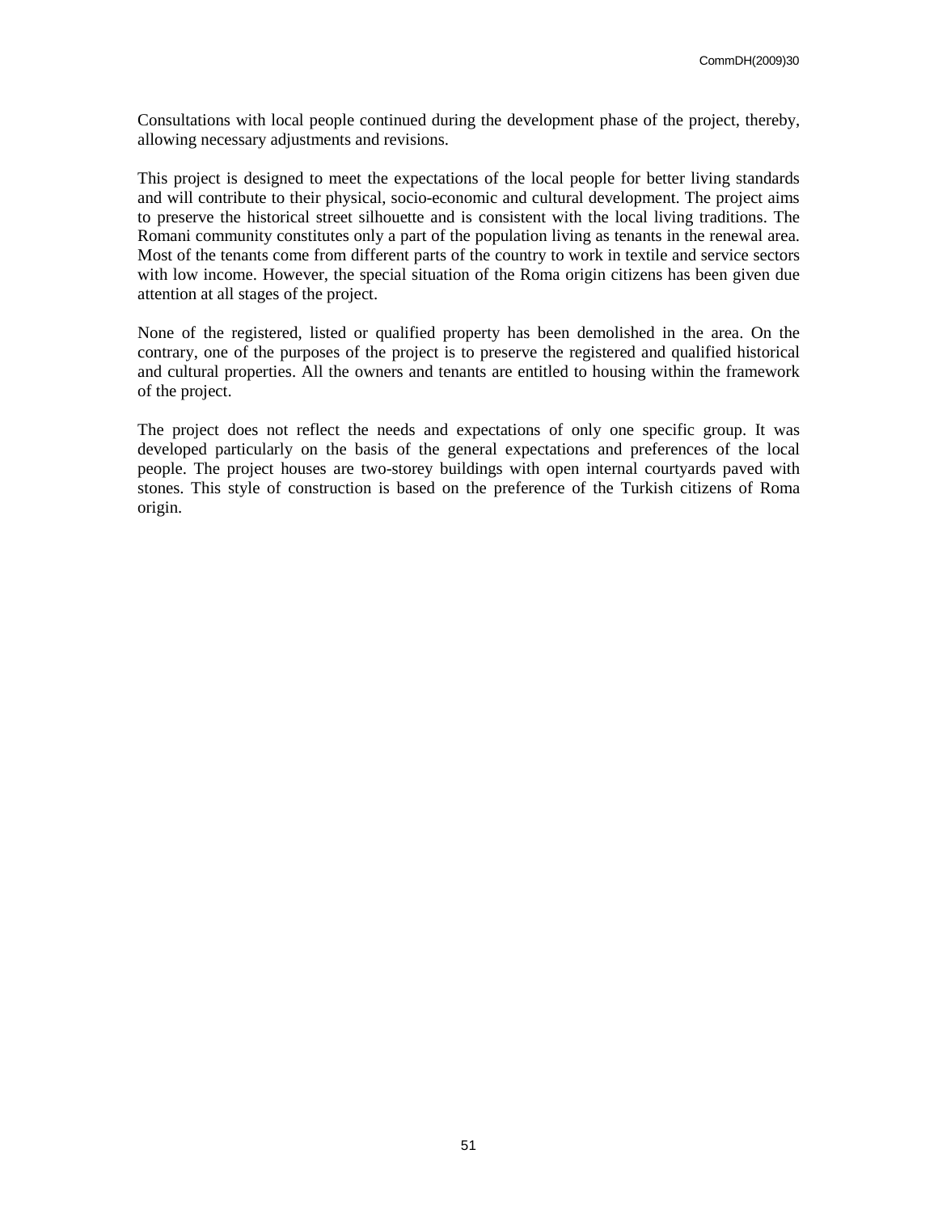Consultations with local people continued during the development phase of the project, thereby, allowing necessary adjustments and revisions.

This project is designed to meet the expectations of the local people for better living standards and will contribute to their physical, socio-economic and cultural development. The project aims to preserve the historical street silhouette and is consistent with the local living traditions. The Romani community constitutes only a part of the population living as tenants in the renewal area. Most of the tenants come from different parts of the country to work in textile and service sectors with low income. However, the special situation of the Roma origin citizens has been given due attention at all stages of the project.

None of the registered, listed or qualified property has been demolished in the area. On the contrary, one of the purposes of the project is to preserve the registered and qualified historical and cultural properties. All the owners and tenants are entitled to housing within the framework of the project.

The project does not reflect the needs and expectations of only one specific group. It was developed particularly on the basis of the general expectations and preferences of the local people. The project houses are two-storey buildings with open internal courtyards paved with stones. This style of construction is based on the preference of the Turkish citizens of Roma origin.